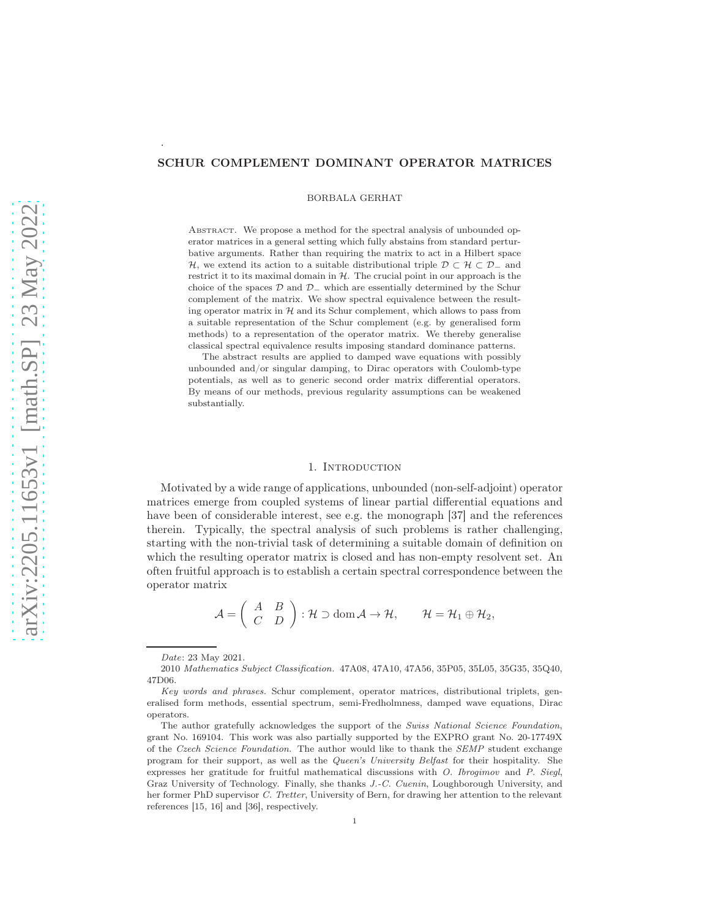# SCHUR COMPLEMENT DOMINANT OPERATOR MATRICES

BORBALA GERHAT

Abstract. We propose a method for the spectral analysis of unbounded operator matrices in a general setting which fully abstains from standard perturbative arguments. Rather than requiring the matrix to act in a Hilbert space $\mathcal{H}$, we extend its action to a suitable distributional triple $\mathcal{D} \subset \mathcal{H} \subset \mathcal{D}_-$ and restrict it to its maximal domain in $\mathcal{H}$. The crucial point in our approach is the choice of the spaces $\mathcal{D}$ and $\mathcal{D}_-$ which are essentially determined by the Schur complement of the matrix. We show spectral equivalence between the resulting operator matrix in $\mathcal{H}$ and its Schur complement, which allows to pass from a suitable representation of the Schur complement (e.g. by generalised form methods) to a representation of the operator matrix. We thereby generalise classical spectral equivalence results imposing standard dominance patterns.

The abstract results are applied to damped wave equations with possibly unbounded and/or singular damping, to Dirac operators with Coulomb-type potentials, as well as to generic second order matrix differential operators. By means of our methods, previous regularity assumptions can be weakened substantially.

## 1. Introduction

Motivated by a wide range of applications, unbounded (non-self-adjoint) operator matrices emerge from coupled systems of linear partial differential equations and have been of considerable interest, see e.g. the monograph [37] and the references therein. Typically, the spectral analysis of such problems is rather challenging, starting with the non-trivial task of determining a suitable domain of definition on which the resulting operator matrix is closed and has non-empty resolvent set. An often fruitful approach is to establish a certain spectral correspondence between the operator matrix

$$\mathcal{A} = \begin{pmatrix} A & B \\ C & D \end{pmatrix} : \mathcal{H} \supset \operatorname{dom} \mathcal{A} \to \mathcal{H}, \qquad \mathcal{H} = \mathcal{H}_1 \oplus \mathcal{H}_2,$$

*Date*: 23 May 2021.

2010 *Mathematics Subject Classification.* 47A08, 47A10, 47A56, 35P05, 35L05, 35G35, 35Q40, 47D06.

*Key words and phrases.* Schur complement, operator matrices, distributional triplets, generalised form methods, essential spectrum, semi-Fredholmness, damped wave equations, Dirac operators.

The author gratefully acknowledges the support of the *Swiss National Science Foundation*, grant No. 169104. This work was also partially supported by the EXPRO grant No. 20-17749X of the *Czech Science Foundation*. The author would like to thank the *SEMP* student exchange program for their support, as well as the *Queen's University Belfast* for their hospitality. She expresses her gratitude for fruitful mathematical discussions with *O. Ibrogimov* and *P. Siegl*, Graz University of Technology. Finally, she thanks *J.-C. Cuenin*, Loughborough University, and her former PhD supervisor *C. Tretter*, University of Bern, for drawing her attention to the relevant references [15, 16] and [36], respectively.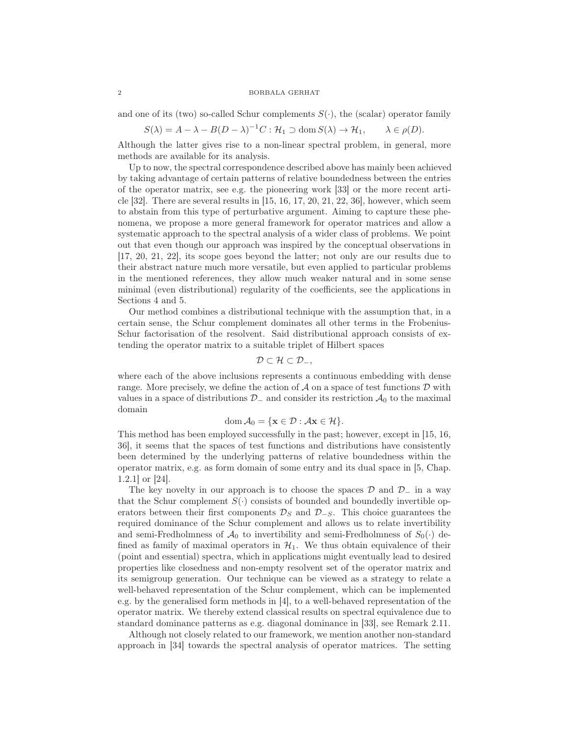and one of its (two) so-called Schur complements $S(\cdot)$, the (scalar) operator family

$$S(\lambda) = A - \lambda - B(D-\lambda)^{-1}C : \mathcal{H}_1 \supset \operatorname{dom} S(\lambda) \to \mathcal{H}_1, \qquad \lambda \in \rho(D).$$

Although the latter gives rise to a non-linear spectral problem, in general, more methods are available for its analysis.

Up to now, the spectral correspondence described above has mainly been achieved by taking advantage of certain patterns of relative boundedness between the entries of the operator matrix, see e.g. the pioneering work [33] or the more recent article [32]. There are several results in [15, 16, 17, 20, 21, 22, 36], however, which seem to abstain from this type of perturbative argument. Aiming to capture these phenomena, we propose a more general framework for operator matrices and allow a systematic approach to the spectral analysis of a wider class of problems. We point out that even though our approach was inspired by the conceptual observations in [17, 20, 21, 22], its scope goes beyond the latter; not only are our results due to their abstract nature much more versatile, but even applied to particular problems in the mentioned references, they allow much weaker natural and in some sense minimal (even distributional) regularity of the coefficients, see the applications in Sections 4 and 5.

Our method combines a distributional technique with the assumption that, in a certain sense, the Schur complement dominates all other terms in the Frobenius-Schur factorisation of the resolvent. Said distributional approach consists of extending the operator matrix to a suitable triplet of Hilbert spaces

$$\mathcal{D} \subset \mathcal{H} \subset \mathcal{D}_-,$$

where each of the above inclusions represents a continuous embedding with dense range. More precisely, we define the action of $\mathcal{A}$ on a space of test functions $\mathcal{D}$ with values in a space of distributions $\mathcal{D}_-$ and consider its restriction $\mathcal{A}_0$ to the maximal domain

$$\operatorname{dom} \mathcal{A}_0 = \{\mathbf{x} \in \mathcal{D} : \mathcal{A}\mathbf{x} \in \mathcal{H}\}.$$

This method has been employed successfully in the past; however, except in [15, 16, 36], it seems that the spaces of test functions and distributions have consistently been determined by the underlying patterns of relative boundedness within the operator matrix, e.g. as form domain of some entry and its dual space in [5, Chap. 1.2.1] or [24].

The key novelty in our approach is to choose the spaces $\mathcal{D}$ and $\mathcal{D}_-$ in a way that the Schur complement $S(\cdot)$ consists of bounded and boundedly invertible operators between their first components $\mathcal{D}_S$ and $\mathcal{D}_{-S}$. This choice guarantees the required dominance of the Schur complement and allows us to relate invertibility and semi-Fredholmness of $\mathcal{A}_0$ to invertibility and semi-Fredholmness of $S_0(\cdot)$ defined as family of maximal operators in $\mathcal{H}_1$. We thus obtain equivalence of their (point and essential) spectra, which in applications might eventually lead to desired properties like closedness and non-empty resolvent set of the operator matrix and its semigroup generation. Our technique can be viewed as a strategy to relate a well-behaved representation of the Schur complement, which can be implemented e.g. by the generalised form methods in [4], to a well-behaved representation of the operator matrix. We thereby extend classical results on spectral equivalence due to standard dominance patterns as e.g. diagonal dominance in [33], see Remark 2.11.

Although not closely related to our framework, we mention another non-standard approach in [34] towards the spectral analysis of operator matrices. The setting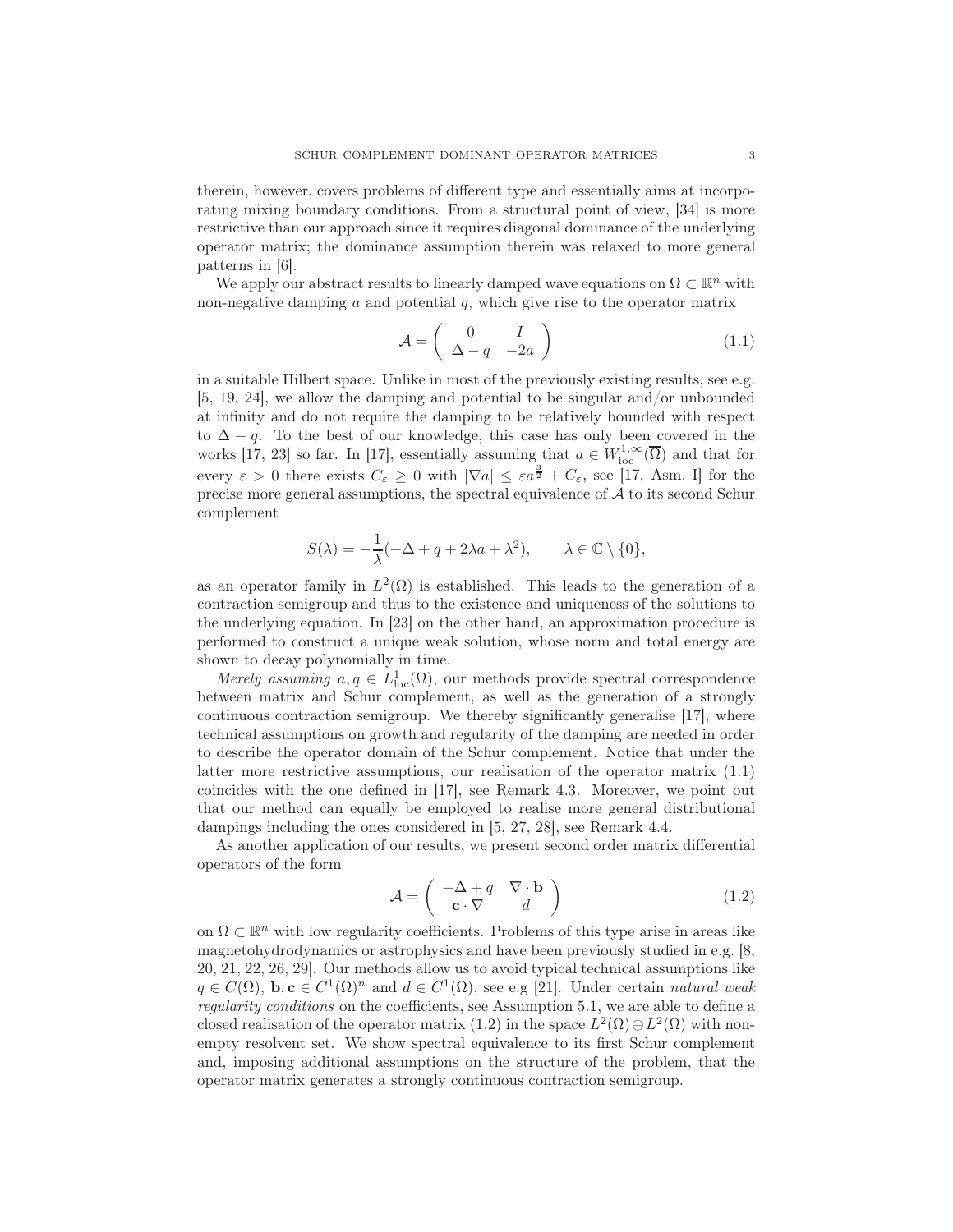therein, however, covers problems of different type and essentially aims at incorporating mixing boundary conditions. From a structural point of view, [34] is more restrictive than our approach since it requires diagonal dominance of the underlying operator matrix; the dominance assumption therein was relaxed to more general patterns in [6].

We apply our abstract results to linearly damped wave equations on $\Omega \subset \mathbb{R}^n$ with non-negative damping $a$ and potential $q$, which give rise to the operator matrix

$$\mathcal{A} = \begin{pmatrix} 0 & I \\ \Delta - q & -2a \end{pmatrix} \tag{1.1}$$

in a suitable Hilbert space. Unlike in most of the previously existing results, see e.g. [5, 19, 24], we allow the damping and potential to be singular and/or unbounded at infinity and do not require the damping to be relatively bounded with respect to $\Delta - q$. To the best of our knowledge, this case has only been covered in the works [17, 23] so far. In [17], essentially assuming that $a \in W^{1,\infty}_{\mathrm{loc}}(\overline{\Omega})$ and that for every $\varepsilon > 0$ there exists $C_\varepsilon \geq 0$ with $|\nabla a| \leq \varepsilon a^{\frac{3}{2}} + C_\varepsilon$, see [17, Asm. I] for the precise more general assumptions, the spectral equivalence of $\mathcal{A}$ to its second Schur complement

$$S(\lambda) = -\frac{1}{\lambda}(-\Delta + q + 2\lambda a + \lambda^2), \qquad \lambda \in \mathbb{C} \setminus \{0\},$$

as an operator family in $L^2(\Omega)$ is established. This leads to the generation of a contraction semigroup and thus to the existence and uniqueness of the solutions to the underlying equation. In [23] on the other hand, an approximation procedure is performed to construct a unique weak solution, whose norm and total energy are shown to decay polynomially in time.

*Merely assuming* $a, q \in L^1_{\mathrm{loc}}(\Omega)$, our methods provide spectral correspondence between matrix and Schur complement, as well as the generation of a strongly continuous contraction semigroup. We thereby significantly generalise [17], where technical assumptions on growth and regularity of the damping are needed in order to describe the operator domain of the Schur complement. Notice that under the latter more restrictive assumptions, our realisation of the operator matrix (1.1) coincides with the one defined in [17], see Remark 4.3. Moreover, we point out that our method can equally be employed to realise more general distributional dampings including the ones considered in [5, 27, 28], see Remark 4.4.

As another application of our results, we present second order matrix differential operators of the form

$$\mathcal{A} = \begin{pmatrix} -\Delta + q & \nabla \cdot \mathbf{b} \\ \mathbf{c} \cdot \nabla & d \end{pmatrix} \tag{1.2}$$

on $\Omega \subset \mathbb{R}^n$ with low regularity coefficients. Problems of this type arise in areas like magnetohydrodynamics or astrophysics and have been previously studied in e.g. [8, 20, 21, 22, 26, 29]. Our methods allow us to avoid typical technical assumptions like $q \in C(\Omega)$, $\mathbf{b}, \mathbf{c} \in C^1(\Omega)^n$ and $d \in C^1(\Omega)$, see e.g [21]. Under certain *natural weak regularity conditions* on the coefficients, see Assumption 5.1, we are able to define a closed realisation of the operator matrix (1.2) in the space $L^2(\Omega) \oplus L^2(\Omega)$ with non-empty resolvent set. We show spectral equivalence to its first Schur complement and, imposing additional assumptions on the structure of the problem, that the operator matrix generates a strongly continuous contraction semigroup.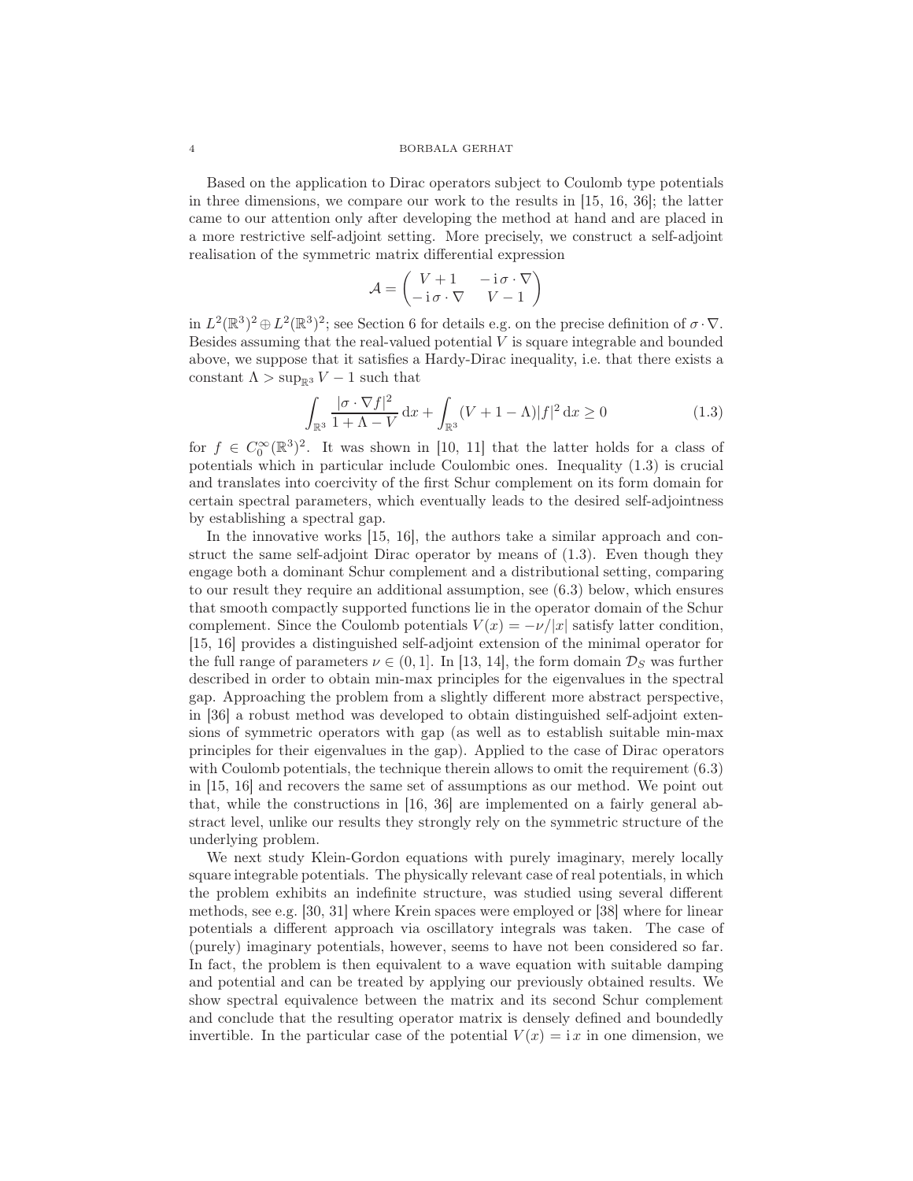Based on the application to Dirac operators subject to Coulomb type potentials in three dimensions, we compare our work to the results in [15, 16, 36]; the latter came to our attention only after developing the method at hand and are placed in a more restrictive self-adjoint setting. More precisely, we construct a self-adjoint realisation of the symmetric matrix differential expression

$$\mathcal{A} = \begin{pmatrix} V+1 & -\mathrm{i}\,\sigma\cdot\nabla \\ -\mathrm{i}\,\sigma\cdot\nabla & V-1 \end{pmatrix}$$

in $L^2(\mathbb{R}^3)^2 \oplus L^2(\mathbb{R}^3)^2$; see Section 6 for details e.g. on the precise definition of $\sigma\cdot\nabla$. Besides assuming that the real-valued potential $V$ is square integrable and bounded above, we suppose that it satisfies a Hardy-Dirac inequality, i.e. that there exists a constant $\Lambda > \sup_{\mathbb{R}^3} V - 1$ such that

$$\int_{\mathbb{R}^3} \frac{|\sigma\cdot\nabla f|^2}{1+\Lambda-V}\,\mathrm{d}x + \int_{\mathbb{R}^3} (V+1-\Lambda)|f|^2\,\mathrm{d}x \geq 0 \tag{1.3}$$

for $f \in C_0^\infty(\mathbb{R}^3)^2$. It was shown in [10, 11] that the latter holds for a class of potentials which in particular include Coulombic ones. Inequality (1.3) is crucial and translates into coercivity of the first Schur complement on its form domain for certain spectral parameters, which eventually leads to the desired self-adjointness by establishing a spectral gap.

In the innovative works [15, 16], the authors take a similar approach and construct the same self-adjoint Dirac operator by means of (1.3). Even though they engage both a dominant Schur complement and a distributional setting, comparing to our result they require an additional assumption, see (6.3) below, which ensures that smooth compactly supported functions lie in the operator domain of the Schur complement. Since the Coulomb potentials $V(x) = -\nu/|x|$ satisfy latter condition, [15, 16] provides a distinguished self-adjoint extension of the minimal operator for the full range of parameters $\nu \in (0,1]$. In [13, 14], the form domain $\mathcal{D}_S$ was further described in order to obtain min-max principles for the eigenvalues in the spectral gap. Approaching the problem from a slightly different more abstract perspective, in [36] a robust method was developed to obtain distinguished self-adjoint extensions of symmetric operators with gap (as well as to establish suitable min-max principles for their eigenvalues in the gap). Applied to the case of Dirac operators with Coulomb potentials, the technique therein allows to omit the requirement (6.3) in [15, 16] and recovers the same set of assumptions as our method. We point out that, while the constructions in [16, 36] are implemented on a fairly general abstract level, unlike our results they strongly rely on the symmetric structure of the underlying problem.

We next study Klein-Gordon equations with purely imaginary, merely locally square integrable potentials. The physically relevant case of real potentials, in which the problem exhibits an indefinite structure, was studied using several different methods, see e.g. [30, 31] where Krein spaces were employed or [38] where for linear potentials a different approach via oscillatory integrals was taken. The case of (purely) imaginary potentials, however, seems to have not been considered so far. In fact, the problem is then equivalent to a wave equation with suitable damping and potential and can be treated by applying our previously obtained results. We show spectral equivalence between the matrix and its second Schur complement and conclude that the resulting operator matrix is densely defined and boundedly invertible. In the particular case of the potential $V(x) = \mathrm{i}\,x$ in one dimension, we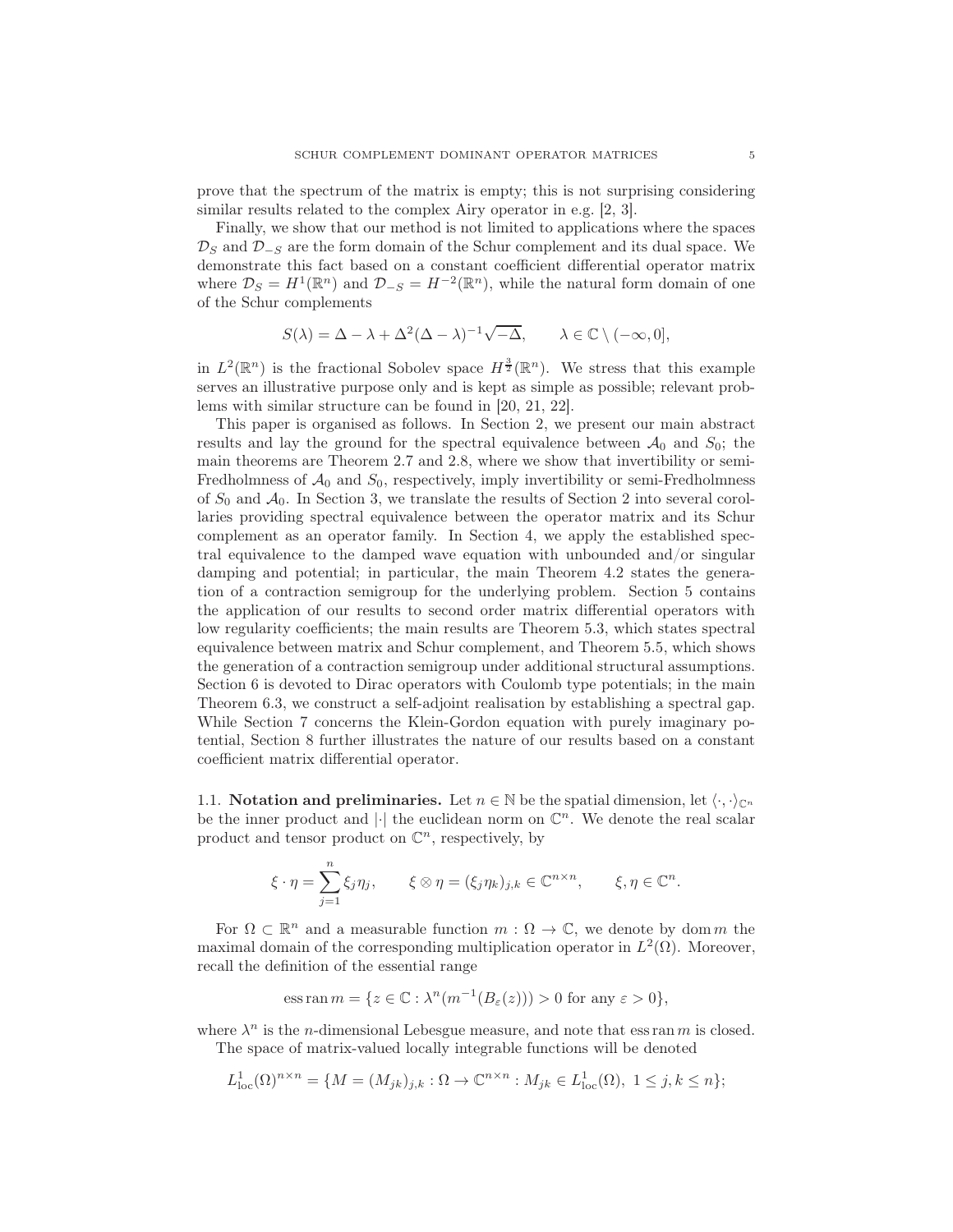prove that the spectrum of the matrix is empty; this is not surprising considering similar results related to the complex Airy operator in e.g. [2, 3].

Finally, we show that our method is not limited to applications where the spaces $\mathcal{D}_S$ and $\mathcal{D}_{-S}$ are the form domain of the Schur complement and its dual space. We demonstrate this fact based on a constant coefficient differential operator matrix where $\mathcal{D}_S = H^1(\mathbb{R}^n)$ and $\mathcal{D}_{-S} = H^{-2}(\mathbb{R}^n)$, while the natural form domain of one of the Schur complements

$$S(\lambda) = \Delta - \lambda + \Delta^2(\Delta - \lambda)^{-1}\sqrt{-\Delta}, \qquad \lambda \in \mathbb{C} \setminus (-\infty, 0],$$

in $L^2(\mathbb{R}^n)$ is the fractional Sobolev space $H^{\frac{3}{2}}(\mathbb{R}^n)$. We stress that this example serves an illustrative purpose only and is kept as simple as possible; relevant problems with similar structure can be found in [20, 21, 22].

This paper is organised as follows. In Section 2, we present our main abstract results and lay the ground for the spectral equivalence between $\mathcal{A}_0$ and $S_0$; the main theorems are Theorem 2.7 and 2.8, where we show that invertibility or semi-Fredholmness of $\mathcal{A}_0$ and $S_0$, respectively, imply invertibility or semi-Fredholmness of $S_0$ and $\mathcal{A}_0$. In Section 3, we translate the results of Section 2 into several corollaries providing spectral equivalence between the operator matrix and its Schur complement as an operator family. In Section 4, we apply the established spectral equivalence to the damped wave equation with unbounded and/or singular damping and potential; in particular, the main Theorem 4.2 states the generation of a contraction semigroup for the underlying problem. Section 5 contains the application of our results to second order matrix differential operators with low regularity coefficients; the main results are Theorem 5.3, which states spectral equivalence between matrix and Schur complement, and Theorem 5.5, which shows the generation of a contraction semigroup under additional structural assumptions. Section 6 is devoted to Dirac operators with Coulomb type potentials; in the main Theorem 6.3, we construct a self-adjoint realisation by establishing a spectral gap. While Section 7 concerns the Klein-Gordon equation with purely imaginary potential, Section 8 further illustrates the nature of our results based on a constant coefficient matrix differential operator.

### 1.1. Notation and preliminaries.

Let $n \in \mathbb{N}$ be the spatial dimension, let $\langle \cdot, \cdot \rangle_{\mathbb{C}^n}$ be the inner product and $|\cdot|$ the euclidean norm on $\mathbb{C}^n$. We denote the real scalar product and tensor product on $\mathbb{C}^n$, respectively, by

$$\xi \cdot \eta = \sum_{j=1}^{n} \xi_j \eta_j, \qquad \xi \otimes \eta = (\xi_j \eta_k)_{j,k} \in \mathbb{C}^{n \times n}, \qquad \xi, \eta \in \mathbb{C}^n.$$

For $\Omega \subset \mathbb{R}^n$ and a measurable function $m : \Omega \to \mathbb{C}$, we denote by $\operatorname{dom} m$ the maximal domain of the corresponding multiplication operator in $L^2(\Omega)$. Moreover, recall the definition of the essential range

$$\operatorname{ess\,ran} m = \{z \in \mathbb{C} : \lambda^n(m^{-1}(B_\varepsilon(z))) > 0 \text{ for any } \varepsilon > 0\},$$

where $\lambda^n$ is the $n$-dimensional Lebesgue measure, and note that $\operatorname{ess\,ran} m$ is closed.

The space of matrix-valued locally integrable functions will be denoted

$$L^1_{\mathrm{loc}}(\Omega)^{n \times n} = \{M = (M_{jk})_{j,k} : \Omega \to \mathbb{C}^{n \times n} : M_{jk} \in L^1_{\mathrm{loc}}(\Omega),\ 1 \le j, k \le n\};$$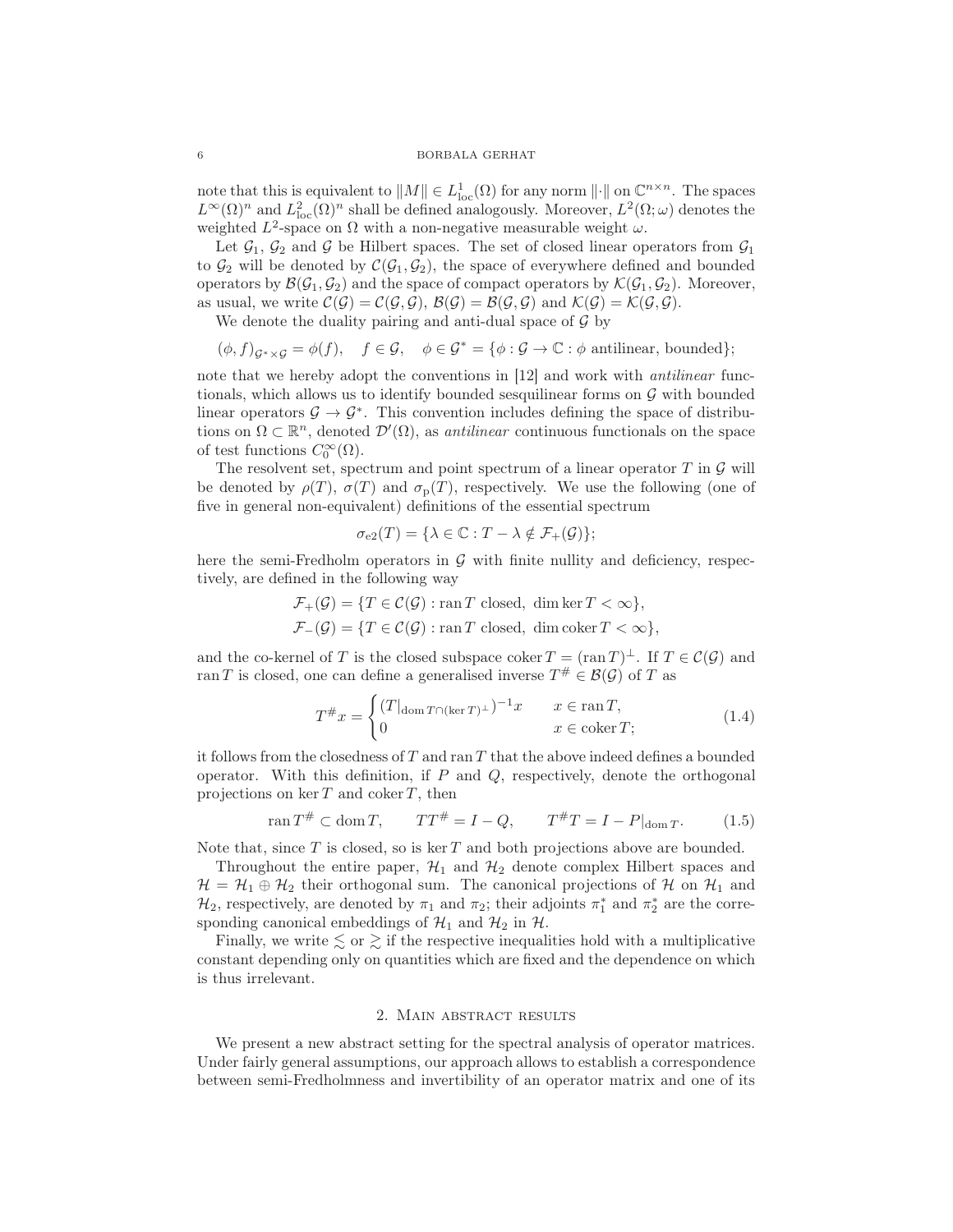note that this is equivalent to $\|M\| \in L^1_{\mathrm{loc}}(\Omega)$ for any norm $\|\cdot\|$ on $\mathbb{C}^{n\times n}$. The spaces $L^\infty(\Omega)^n$ and $L^2_{\mathrm{loc}}(\Omega)^n$ shall be defined analogously. Moreover, $L^2(\Omega;\omega)$ denotes the weighted $L^2$-space on $\Omega$ with a non-negative measurable weight $\omega$.

Let $\mathcal{G}_1$, $\mathcal{G}_2$ and $\mathcal{G}$ be Hilbert spaces. The set of closed linear operators from $\mathcal{G}_1$ to $\mathcal{G}_2$ will be denoted by $\mathcal{C}(\mathcal{G}_1,\mathcal{G}_2)$, the space of everywhere defined and bounded operators by $\mathcal{B}(\mathcal{G}_1,\mathcal{G}_2)$ and the space of compact operators by $\mathcal{K}(\mathcal{G}_1,\mathcal{G}_2)$. Moreover, as usual, we write $\mathcal{C}(\mathcal{G}) = \mathcal{C}(\mathcal{G},\mathcal{G})$, $\mathcal{B}(\mathcal{G}) = \mathcal{B}(\mathcal{G},\mathcal{G})$ and $\mathcal{K}(\mathcal{G}) = \mathcal{K}(\mathcal{G},\mathcal{G})$.

We denote the duality pairing and anti-dual space of $\mathcal{G}$ by

$$(\phi, f)_{\mathcal{G}^*\times\mathcal{G}} = \phi(f), \quad f \in \mathcal{G}, \quad \phi \in \mathcal{G}^* = \{\phi : \mathcal{G} \to \mathbb{C} : \phi \text{ antilinear, bounded}\};$$

note that we hereby adopt the conventions in [12] and work with *antilinear* functionals, which allows us to identify bounded sesquilinear forms on $\mathcal{G}$ with bounded linear operators $\mathcal{G} \to \mathcal{G}^*$. This convention includes defining the space of distributions on $\Omega \subset \mathbb{R}^n$, denoted $\mathcal{D}'(\Omega)$, as *antilinear* continuous functionals on the space of test functions $C_0^\infty(\Omega)$.

The resolvent set, spectrum and point spectrum of a linear operator $T$ in $\mathcal{G}$ will be denoted by $\rho(T)$, $\sigma(T)$ and $\sigma_{\mathrm{p}}(T)$, respectively. We use the following (one of five in general non-equivalent) definitions of the essential spectrum

$$\sigma_{\mathrm{e}2}(T) = \{\lambda \in \mathbb{C} : T - \lambda \notin \mathcal{F}_+(\mathcal{G})\};$$

here the semi-Fredholm operators in $\mathcal{G}$ with finite nullity and deficiency, respectively, are defined in the following way

$$\mathcal{F}_+(\mathcal{G}) = \{T \in \mathcal{C}(\mathcal{G}) : \operatorname{ran} T \text{ closed}, \ \dim\ker T < \infty\},$$
$$\mathcal{F}_-(\mathcal{G}) = \{T \in \mathcal{C}(\mathcal{G}) : \operatorname{ran} T \text{ closed}, \ \dim\operatorname{coker} T < \infty\},$$

and the co-kernel of $T$ is the closed subspace $\operatorname{coker} T = (\operatorname{ran} T)^\perp$. If $T \in \mathcal{C}(\mathcal{G})$ and $\operatorname{ran} T$ is closed, one can define a generalised inverse $T^\# \in \mathcal{B}(\mathcal{G})$ of $T$ as

$$T^\# x = \begin{cases} (T|_{\operatorname{dom} T \cap (\ker T)^\perp})^{-1} x & x \in \operatorname{ran} T, \\ 0 & x \in \operatorname{coker} T; \end{cases} \tag{1.4}$$

it follows from the closedness of $T$ and $\operatorname{ran} T$ that the above indeed defines a bounded operator. With this definition, if $P$ and $Q$, respectively, denote the orthogonal projections on $\ker T$ and $\operatorname{coker} T$, then

$$\operatorname{ran} T^\# \subset \operatorname{dom} T, \qquad TT^\# = I - Q, \qquad T^\# T = I - P|_{\operatorname{dom} T}. \tag{1.5}$$

Note that, since $T$ is closed, so is $\ker T$ and both projections above are bounded.

Throughout the entire paper, $\mathcal{H}_1$ and $\mathcal{H}_2$ denote complex Hilbert spaces and $\mathcal{H} = \mathcal{H}_1 \oplus \mathcal{H}_2$ their orthogonal sum. The canonical projections of $\mathcal{H}$ on $\mathcal{H}_1$ and $\mathcal{H}_2$, respectively, are denoted by $\pi_1$ and $\pi_2$; their adjoints $\pi_1^*$ and $\pi_2^*$ are the corresponding canonical embeddings of $\mathcal{H}_1$ and $\mathcal{H}_2$ in $\mathcal{H}$.

Finally, we write $\lesssim$ or $\gtrsim$ if the respective inequalities hold with a multiplicative constant depending only on quantities which are fixed and the dependence on which is thus irrelevant.

## 2. Main abstract results

We present a new abstract setting for the spectral analysis of operator matrices. Under fairly general assumptions, our approach allows to establish a correspondence between semi-Fredholmness and invertibility of an operator matrix and one of its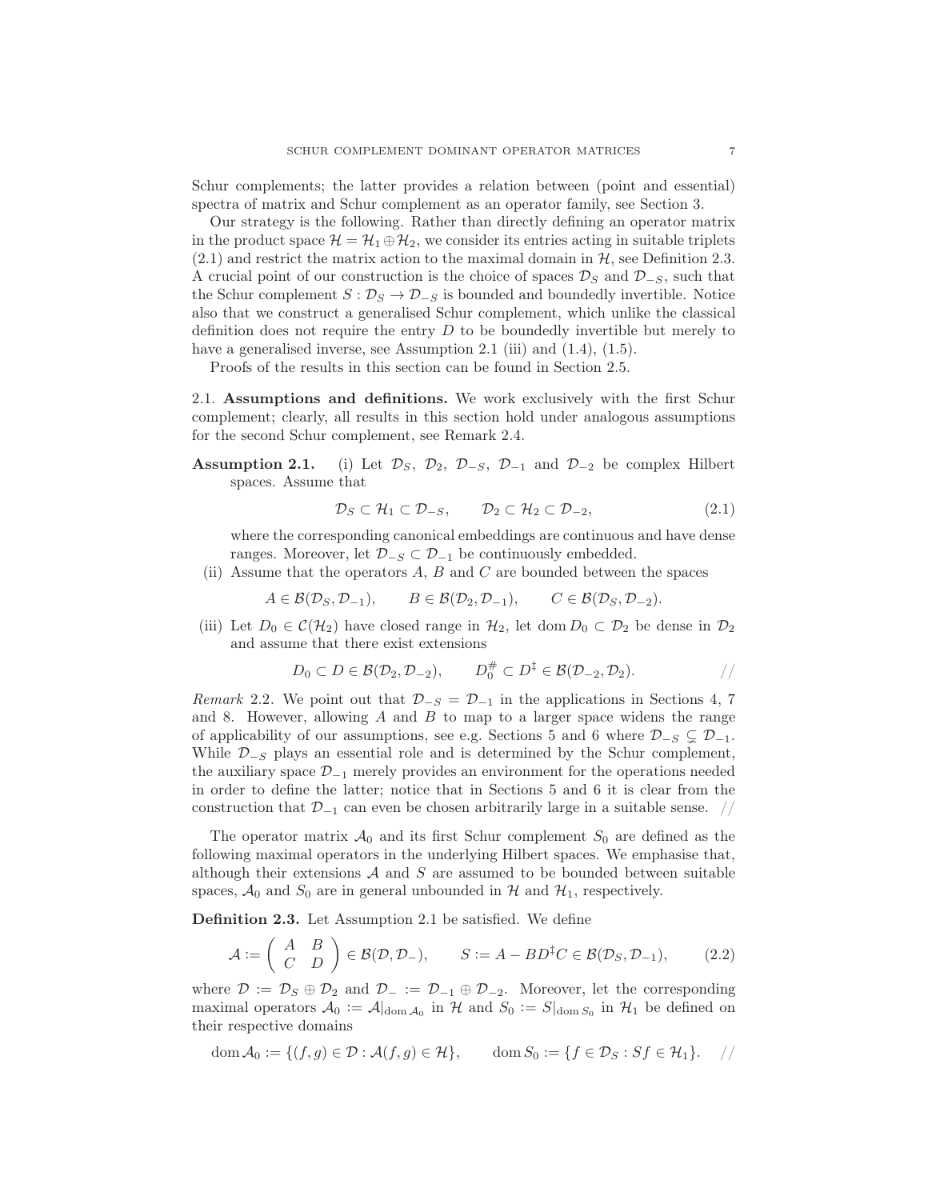Schur complements; the latter provides a relation between (point and essential) spectra of matrix and Schur complement as an operator family, see Section 3.

Our strategy is the following. Rather than directly defining an operator matrix in the product space $\mathcal{H} = \mathcal{H}_1 \oplus \mathcal{H}_2$, we consider its entries acting in suitable triplets (2.1) and restrict the matrix action to the maximal domain in $\mathcal{H}$, see Definition 2.3. A crucial point of our construction is the choice of spaces $\mathcal{D}_S$ and $\mathcal{D}_{-S}$, such that the Schur complement $S : \mathcal{D}_S \to \mathcal{D}_{-S}$ is bounded and boundedly invertible. Notice also that we construct a generalised Schur complement, which unlike the classical definition does not require the entry $D$ to be boundedly invertible but merely to have a generalised inverse, see Assumption 2.1 (iii) and (1.4), (1.5).

Proofs of the results in this section can be found in Section 2.5.

2.1. **Assumptions and definitions.** We work exclusively with the first Schur complement; clearly, all results in this section hold under analogous assumptions for the second Schur complement, see Remark 2.4.

**Assumption 2.1.** (i) Let $\mathcal{D}_S$, $\mathcal{D}_2$, $\mathcal{D}_{-S}$, $\mathcal{D}_{-1}$ and $\mathcal{D}_{-2}$ be complex Hilbert spaces. Assume that

$$\mathcal{D}_S \subset \mathcal{H}_1 \subset \mathcal{D}_{-S}, \qquad \mathcal{D}_2 \subset \mathcal{H}_2 \subset \mathcal{D}_{-2}, \tag{2.1}$$

where the corresponding canonical embeddings are continuous and have dense ranges. Moreover, let $\mathcal{D}_{-S} \subset \mathcal{D}_{-1}$ be continuously embedded.

(ii) Assume that the operators $A$, $B$ and $C$ are bounded between the spaces

$$A \in \mathcal{B}(\mathcal{D}_S, \mathcal{D}_{-1}), \qquad B \in \mathcal{B}(\mathcal{D}_2, \mathcal{D}_{-1}), \qquad C \in \mathcal{B}(\mathcal{D}_S, \mathcal{D}_{-2}).$$

(iii) Let $D_0 \in \mathcal{C}(\mathcal{H}_2)$ have closed range in $\mathcal{H}_2$, let $\operatorname{dom} D_0 \subset \mathcal{D}_2$ be dense in $\mathcal{D}_2$ and assume that there exist extensions

$$D_0 \subset D \in \mathcal{B}(\mathcal{D}_2, \mathcal{D}_{-2}), \qquad D_0^{\#} \subset D^{\ddagger} \in \mathcal{B}(\mathcal{D}_{-2}, \mathcal{D}_2). \qquad //$$

*Remark* 2.2. We point out that $\mathcal{D}_{-S} = \mathcal{D}_{-1}$ in the applications in Sections 4, 7 and 8. However, allowing $A$ and $B$ to map to a larger space widens the range of applicability of our assumptions, see e.g. Sections 5 and 6 where $\mathcal{D}_{-S} \subsetneq \mathcal{D}_{-1}$. While $\mathcal{D}_{-S}$ plays an essential role and is determined by the Schur complement, the auxiliary space $\mathcal{D}_{-1}$ merely provides an environment for the operations needed in order to define the latter; notice that in Sections 5 and 6 it is clear from the construction that $\mathcal{D}_{-1}$ can even be chosen arbitrarily large in a suitable sense. //

The operator matrix $\mathcal{A}_0$ and its first Schur complement $S_0$ are defined as the following maximal operators in the underlying Hilbert spaces. We emphasise that, although their extensions $\mathcal{A}$ and $S$ are assumed to be bounded between suitable spaces, $\mathcal{A}_0$ and $S_0$ are in general unbounded in $\mathcal{H}$ and $\mathcal{H}_1$, respectively.

**Definition 2.3.** Let Assumption 2.1 be satisfied. We define

$$\mathcal{A} := \begin{pmatrix} A & B \\ C & D \end{pmatrix} \in \mathcal{B}(\mathcal{D}, \mathcal{D}_-), \qquad S := A - BD^{\ddagger}C \in \mathcal{B}(\mathcal{D}_S, \mathcal{D}_{-1}), \tag{2.2}$$

where $\mathcal{D} := \mathcal{D}_S \oplus \mathcal{D}_2$ and $\mathcal{D}_- := \mathcal{D}_{-1} \oplus \mathcal{D}_{-2}$. Moreover, let the corresponding maximal operators $\mathcal{A}_0 := \mathcal{A}|_{\operatorname{dom} \mathcal{A}_0}$ in $\mathcal{H}$ and $S_0 := S|_{\operatorname{dom} S_0}$ in $\mathcal{H}_1$ be defined on their respective domains

$$\operatorname{dom} \mathcal{A}_0 := \{(f, g) \in \mathcal{D} : \mathcal{A}(f, g) \in \mathcal{H}\}, \qquad \operatorname{dom} S_0 := \{f \in \mathcal{D}_S : Sf \in \mathcal{H}_1\}. \quad //$$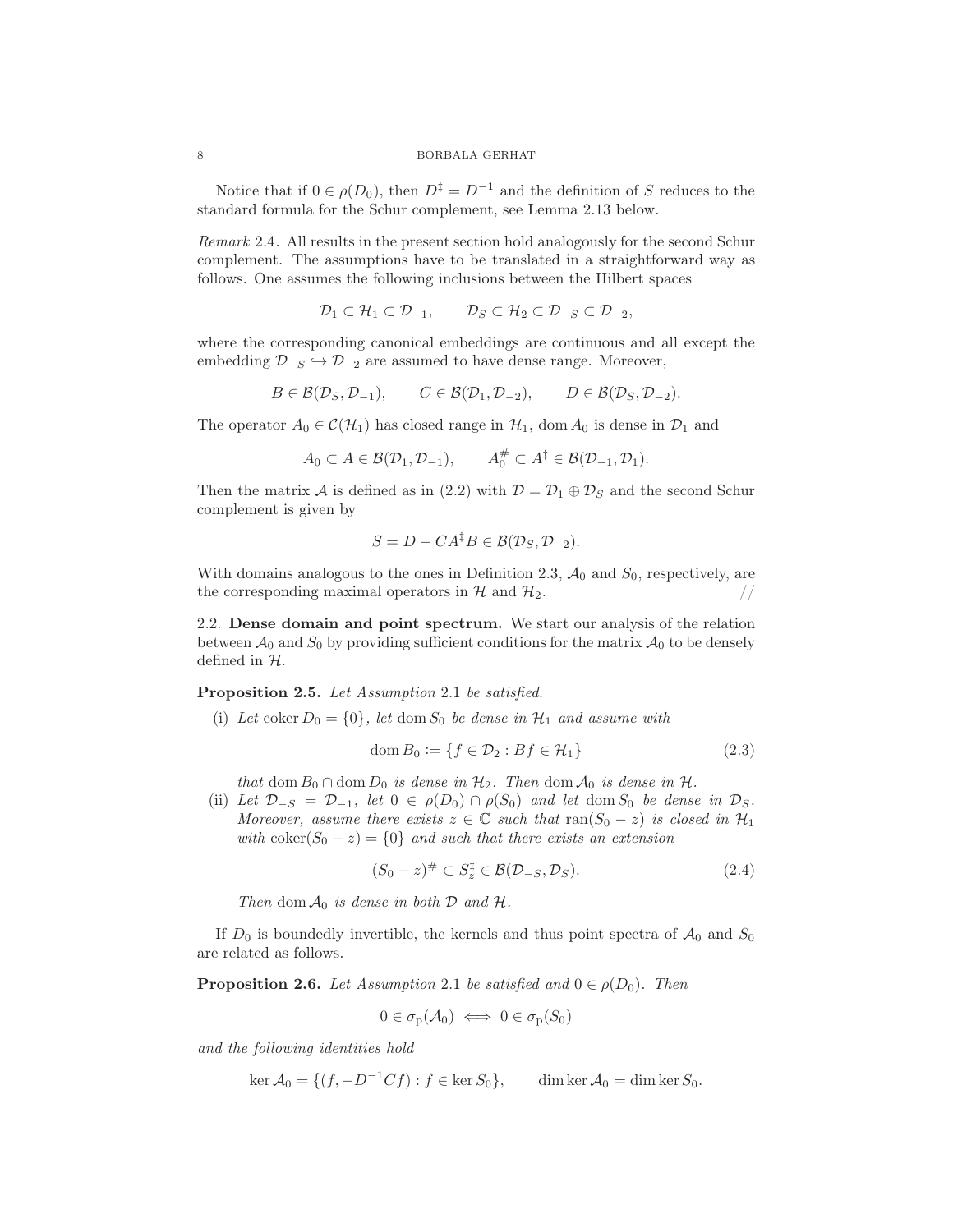Notice that if $0 \in \rho(D_0)$, then $D^\ddagger = D^{-1}$ and the definition of $S$ reduces to the standard formula for the Schur complement, see Lemma 2.13 below.

*Remark* 2.4. All results in the present section hold analogously for the second Schur complement. The assumptions have to be translated in a straightforward way as follows. One assumes the following inclusions between the Hilbert spaces

$$\mathcal{D}_1 \subset \mathcal{H}_1 \subset \mathcal{D}_{-1}, \qquad \mathcal{D}_S \subset \mathcal{H}_2 \subset \mathcal{D}_{-S} \subset \mathcal{D}_{-2},$$

where the corresponding canonical embeddings are continuous and all except the embedding $\mathcal{D}_{-S} \hookrightarrow \mathcal{D}_{-2}$ are assumed to have dense range. Moreover,

$$B \in \mathcal{B}(\mathcal{D}_S, \mathcal{D}_{-1}), \qquad C \in \mathcal{B}(\mathcal{D}_1, \mathcal{D}_{-2}), \qquad D \in \mathcal{B}(\mathcal{D}_S, \mathcal{D}_{-2}).$$

The operator $A_0 \in \mathcal{C}(\mathcal{H}_1)$ has closed range in $\mathcal{H}_1$, $\operatorname{dom} A_0$ is dense in $\mathcal{D}_1$ and

$$A_0 \subset A \in \mathcal{B}(\mathcal{D}_1, \mathcal{D}_{-1}), \qquad A_0^\# \subset A^\ddagger \in \mathcal{B}(\mathcal{D}_{-1}, \mathcal{D}_1).$$

Then the matrix $\mathcal{A}$ is defined as in (2.2) with $\mathcal{D} = \mathcal{D}_1 \oplus \mathcal{D}_S$ and the second Schur complement is given by

$$S = D - CA^\ddagger B \in \mathcal{B}(\mathcal{D}_S, \mathcal{D}_{-2}).$$

With domains analogous to the ones in Definition 2.3, $\mathcal{A}_0$ and $S_0$, respectively, are the corresponding maximal operators in $\mathcal{H}$ and $\mathcal{H}_2$. //

2.2. **Dense domain and point spectrum.** We start our analysis of the relation between $\mathcal{A}_0$ and $S_0$ by providing sufficient conditions for the matrix $\mathcal{A}_0$ to be densely defined in $\mathcal{H}$.

**Proposition 2.5.** *Let Assumption* 2.1 *be satisfied.*

(i) *Let* $\operatorname{coker} D_0 = \{0\}$, *let* $\operatorname{dom} S_0$ *be dense in* $\mathcal{H}_1$ *and assume with*

$$\operatorname{dom} B_0 := \{f \in \mathcal{D}_2 : Bf \in \mathcal{H}_1\} \tag{2.3}$$

*that* $\operatorname{dom} B_0 \cap \operatorname{dom} D_0$ *is dense in* $\mathcal{H}_2$. *Then* $\operatorname{dom} \mathcal{A}_0$ *is dense in* $\mathcal{H}$.

(ii) *Let* $\mathcal{D}_{-S} = \mathcal{D}_{-1}$, *let* $0 \in \rho(D_0) \cap \rho(S_0)$ *and let* $\operatorname{dom} S_0$ *be dense in* $\mathcal{D}_S$. *Moreover, assume there exists* $z \in \mathbb{C}$ *such that* $\operatorname{ran}(S_0 - z)$ *is closed in* $\mathcal{H}_1$ *with* $\operatorname{coker}(S_0 - z) = \{0\}$ *and such that there exists an extension*

$$(S_0 - z)^\# \subset S_z^\ddagger \in \mathcal{B}(\mathcal{D}_{-S}, \mathcal{D}_S). \tag{2.4}$$

*Then* $\operatorname{dom} \mathcal{A}_0$ *is dense in both* $\mathcal{D}$ *and* $\mathcal{H}$.

If $D_0$ is boundedly invertible, the kernels and thus point spectra of $\mathcal{A}_0$ and $S_0$ are related as follows.

**Proposition 2.6.** *Let Assumption* 2.1 *be satisfied and* $0 \in \rho(D_0)$. *Then*

$$0 \in \sigma_{\mathrm{p}}(\mathcal{A}_0) \iff 0 \in \sigma_{\mathrm{p}}(S_0)$$

*and the following identities hold*

$$\ker \mathcal{A}_0 = \{(f, -D^{-1}Cf) : f \in \ker S_0\}, \qquad \dim \ker \mathcal{A}_0 = \dim \ker S_0.$$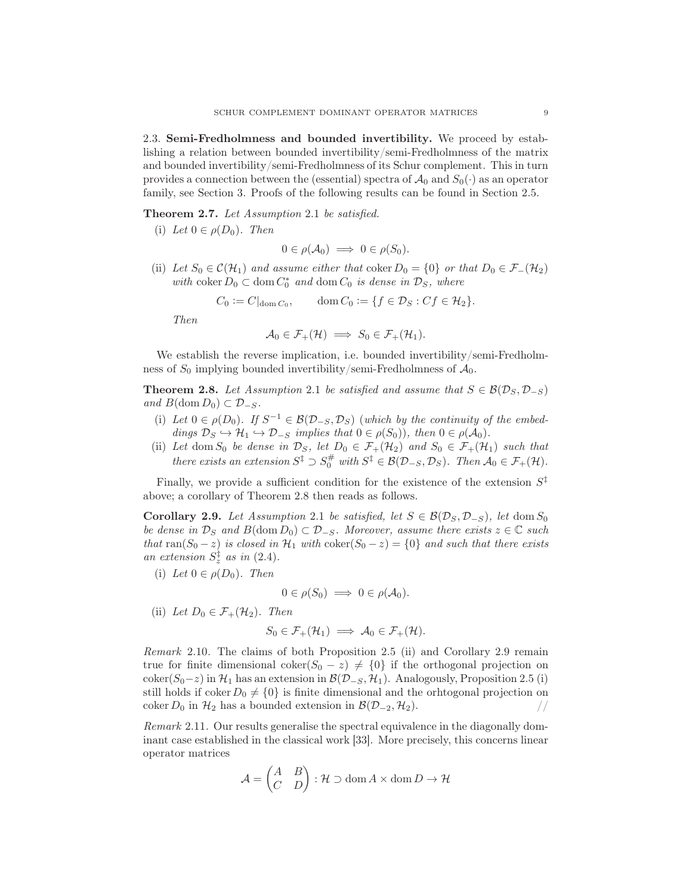2.3. **Semi-Fredholmness and bounded invertibility.** We proceed by establishing a relation between bounded invertibility/semi-Fredholmness of the matrix and bounded invertibility/semi-Fredholmness of its Schur complement. This in turn provides a connection between the (essential) spectra of $\mathcal{A}_0$ and $S_0(\cdot)$ as an operator family, see Section 3. Proofs of the following results can be found in Section 2.5.

**Theorem 2.7.** *Let Assumption* 2.1 *be satisfied.*

(i) *Let* $0 \in \rho(D_0)$. *Then*

$$0 \in \rho(\mathcal{A}_0) \implies 0 \in \rho(S_0).$$

(ii) *Let* $S_0 \in \mathcal{C}(\mathcal{H}_1)$ *and assume either that* $\operatorname{coker} D_0 = \{0\}$ *or that* $D_0 \in \mathcal{F}_-(\mathcal{H}_2)$ *with* $\operatorname{coker} D_0 \subset \operatorname{dom} C_0^*$ *and* $\operatorname{dom} C_0$ *is dense in* $\mathcal{D}_S$, *where*

$$C_0 := C|_{\operatorname{dom} C_0}, \qquad \operatorname{dom} C_0 := \{f \in \mathcal{D}_S : Cf \in \mathcal{H}_2\}.$$

*Then*

$$\mathcal{A}_0 \in \mathcal{F}_+(\mathcal{H}) \implies S_0 \in \mathcal{F}_+(\mathcal{H}_1).$$

We establish the reverse implication, i.e. bounded invertibility/semi-Fredholmness of $S_0$ implying bounded invertibility/semi-Fredholmness of $\mathcal{A}_0$.

**Theorem 2.8.** *Let Assumption* 2.1 *be satisfied and assume that* $S \in \mathcal{B}(\mathcal{D}_S, \mathcal{D}_{-S})$ *and* $B(\operatorname{dom} D_0) \subset \mathcal{D}_{-S}$.

(i) *Let* $0 \in \rho(D_0)$. *If* $S^{-1} \in \mathcal{B}(\mathcal{D}_{-S}, \mathcal{D}_S)$ (*which by the continuity of the embeddings* $\mathcal{D}_S \hookrightarrow \mathcal{H}_1 \hookrightarrow \mathcal{D}_{-S}$ *implies that* $0 \in \rho(S_0)$), *then* $0 \in \rho(\mathcal{A}_0)$.

(ii) *Let* $\operatorname{dom} S_0$ *be dense in* $\mathcal{D}_S$, *let* $D_0 \in \mathcal{F}_+(\mathcal{H}_2)$ *and* $S_0 \in \mathcal{F}_+(\mathcal{H}_1)$ *such that there exists an extension* $S^\ddagger \supset S_0^\#$ *with* $S^\ddagger \in \mathcal{B}(\mathcal{D}_{-S}, \mathcal{D}_S)$. *Then* $\mathcal{A}_0 \in \mathcal{F}_+(\mathcal{H})$.

Finally, we provide a sufficient condition for the existence of the extension $S^\ddagger$ above; a corollary of Theorem 2.8 then reads as follows.

**Corollary 2.9.** *Let Assumption* 2.1 *be satisfied, let* $S \in \mathcal{B}(\mathcal{D}_S, \mathcal{D}_{-S})$, *let* $\operatorname{dom} S_0$ *be dense in* $\mathcal{D}_S$ *and* $B(\operatorname{dom} D_0) \subset \mathcal{D}_{-S}$. *Moreover, assume there exists* $z \in \mathbb{C}$ *such that* $\operatorname{ran}(S_0 - z)$ *is closed in* $\mathcal{H}_1$ *with* $\operatorname{coker}(S_0 - z) = \{0\}$ *and such that there exists an extension* $S_z^\ddagger$ *as in* (2.4).

(i) *Let* $0 \in \rho(D_0)$. *Then*

$$0 \in \rho(S_0) \implies 0 \in \rho(\mathcal{A}_0).$$

(ii) *Let* $D_0 \in \mathcal{F}_+(\mathcal{H}_2)$. *Then*

$$S_0 \in \mathcal{F}_+(\mathcal{H}_1) \implies \mathcal{A}_0 \in \mathcal{F}_+(\mathcal{H}).$$

*Remark* 2.10. The claims of both Proposition 2.5 (ii) and Corollary 2.9 remain true for finite dimensional $\operatorname{coker}(S_0 - z) \neq \{0\}$ if the orthogonal projection on $\operatorname{coker}(S_0 - z)$ in $\mathcal{H}_1$ has an extension in $\mathcal{B}(\mathcal{D}_{-S}, \mathcal{H}_1)$. Analogously, Proposition 2.5 (i) still holds if $\operatorname{coker} D_0 \neq \{0\}$ is finite dimensional and the orhtogonal projection on $\operatorname{coker} D_0$ in $\mathcal{H}_2$ has a bounded extension in $\mathcal{B}(\mathcal{D}_{-2}, \mathcal{H}_2)$. //

*Remark* 2.11. Our results generalise the spectral equivalence in the diagonally dominant case established in the classical work [33]. More precisely, this concerns linear operator matrices

$$\mathcal{A} = \begin{pmatrix} A & B \\ C & D \end{pmatrix} : \mathcal{H} \supset \operatorname{dom} A \times \operatorname{dom} D \to \mathcal{H}$$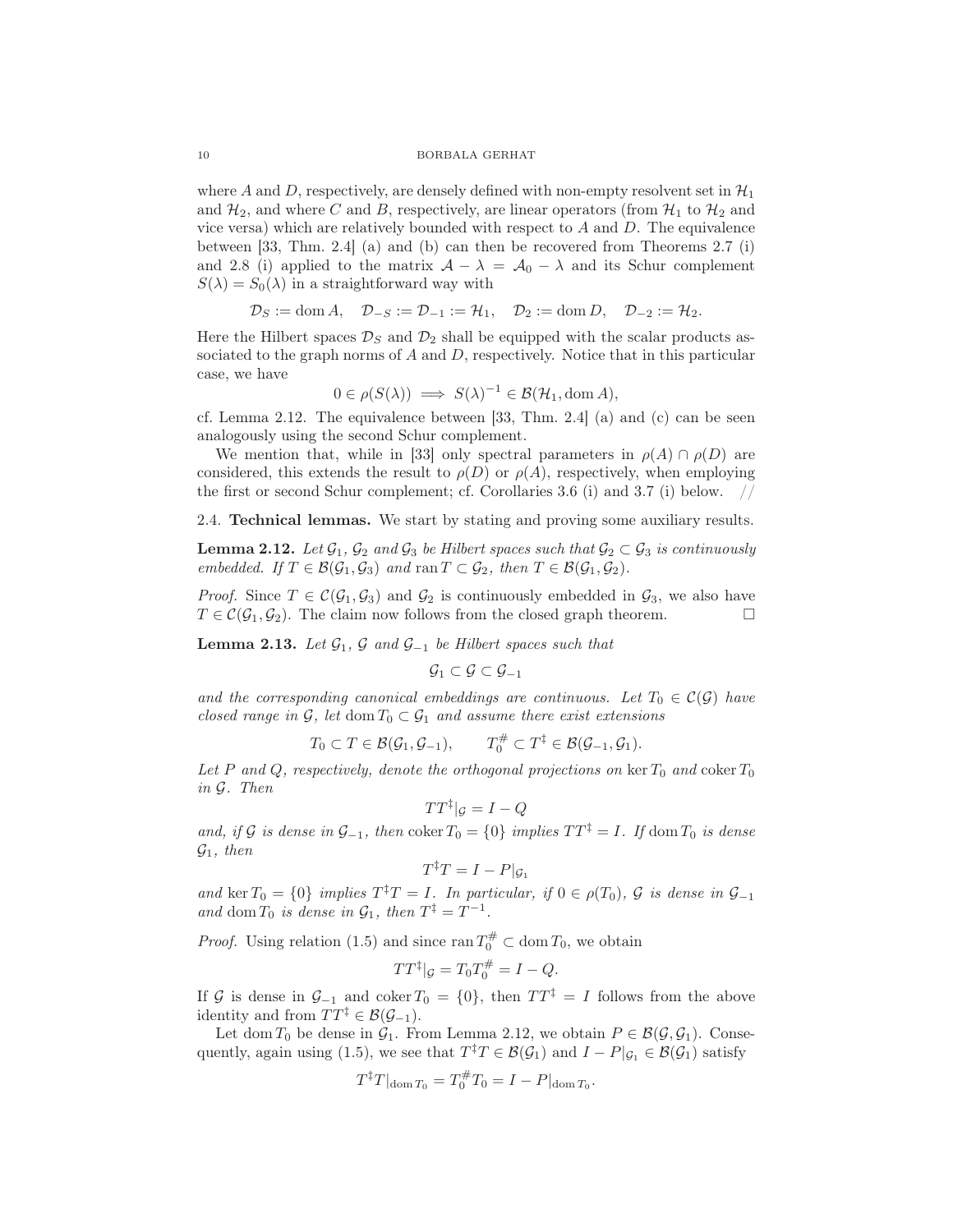where $A$ and $D$, respectively, are densely defined with non-empty resolvent set in $\mathcal{H}_1$ and $\mathcal{H}_2$, and where $C$ and $B$, respectively, are linear operators (from $\mathcal{H}_1$ to $\mathcal{H}_2$ and vice versa) which are relatively bounded with respect to $A$ and $D$. The equivalence between [33, Thm. 2.4] (a) and (b) can then be recovered from Theorems 2.7 (i) and 2.8 (i) applied to the matrix $\mathcal{A} - \lambda = \mathcal{A}_0 - \lambda$ and its Schur complement $S(\lambda) = S_0(\lambda)$ in a straightforward way with

$$\mathcal{D}_S := \operatorname{dom} A, \quad \mathcal{D}_{-S} := \mathcal{D}_{-1} := \mathcal{H}_1, \quad \mathcal{D}_2 := \operatorname{dom} D, \quad \mathcal{D}_{-2} := \mathcal{H}_2.$$

Here the Hilbert spaces $\mathcal{D}_S$ and $\mathcal{D}_2$ shall be equipped with the scalar products associated to the graph norms of $A$ and $D$, respectively. Notice that in this particular case, we have

$$0 \in \rho(S(\lambda)) \implies S(\lambda)^{-1} \in \mathcal{B}(\mathcal{H}_1, \operatorname{dom} A),$$

cf. Lemma 2.12. The equivalence between [33, Thm. 2.4] (a) and (c) can be seen analogously using the second Schur complement.

We mention that, while in [33] only spectral parameters in $\rho(A) \cap \rho(D)$ are considered, this extends the result to $\rho(D)$ or $\rho(A)$, respectively, when employing the first or second Schur complement; cf. Corollaries 3.6 (i) and 3.7 (i) below. //

## 2.4. Technical lemmas.

We start by stating and proving some auxiliary results.

**Lemma 2.12.** *Let $\mathcal{G}_1$, $\mathcal{G}_2$ and $\mathcal{G}_3$ be Hilbert spaces such that $\mathcal{G}_2 \subset \mathcal{G}_3$ is continuously embedded. If $T \in \mathcal{B}(\mathcal{G}_1, \mathcal{G}_3)$ and $\operatorname{ran} T \subset \mathcal{G}_2$, then $T \in \mathcal{B}(\mathcal{G}_1, \mathcal{G}_2)$.*

*Proof.* Since $T \in \mathcal{C}(\mathcal{G}_1, \mathcal{G}_3)$ and $\mathcal{G}_2$ is continuously embedded in $\mathcal{G}_3$, we also have $T \in \mathcal{C}(\mathcal{G}_1, \mathcal{G}_2)$. The claim now follows from the closed graph theorem. □

**Lemma 2.13.** *Let $\mathcal{G}_1$, $\mathcal{G}$ and $\mathcal{G}_{-1}$ be Hilbert spaces such that*

$$\mathcal{G}_1 \subset \mathcal{G} \subset \mathcal{G}_{-1}$$

*and the corresponding canonical embeddings are continuous. Let $T_0 \in \mathcal{C}(\mathcal{G})$ have closed range in $\mathcal{G}$, let $\operatorname{dom} T_0 \subset \mathcal{G}_1$ and assume there exist extensions*

$$T_0 \subset T \in \mathcal{B}(\mathcal{G}_1, \mathcal{G}_{-1}), \qquad T_0^{\#} \subset T^{\ddagger} \in \mathcal{B}(\mathcal{G}_{-1}, \mathcal{G}_1).$$

*Let $P$ and $Q$, respectively, denote the orthogonal projections on $\ker T_0$ and $\operatorname{coker} T_0$ in $\mathcal{G}$. Then*

$$TT^{\ddagger}|_{\mathcal{G}} = I - Q$$

*and, if $\mathcal{G}$ is dense in $\mathcal{G}_{-1}$, then $\operatorname{coker} T_0 = \{0\}$ implies $TT^{\ddagger} = I$. If $\operatorname{dom} T_0$ is dense $\mathcal{G}_1$, then*

$$T^{\ddagger}T = I - P|_{\mathcal{G}_1}$$

*and $\ker T_0 = \{0\}$ implies $T^{\ddagger}T = I$. In particular, if $0 \in \rho(T_0)$, $\mathcal{G}$ is dense in $\mathcal{G}_{-1}$ and $\operatorname{dom} T_0$ is dense in $\mathcal{G}_1$, then $T^{\ddagger} = T^{-1}$.*

*Proof.* Using relation (1.5) and since $\operatorname{ran} T_0^{\#} \subset \operatorname{dom} T_0$, we obtain

$$TT^{\ddagger}|_{\mathcal{G}} = T_0 T_0^{\#} = I - Q.$$

If $\mathcal{G}$ is dense in $\mathcal{G}_{-1}$ and $\operatorname{coker} T_0 = \{0\}$, then $TT^{\ddagger} = I$ follows from the above identity and from $TT^{\ddagger} \in \mathcal{B}(\mathcal{G}_{-1})$.

Let $\operatorname{dom} T_0$ be dense in $\mathcal{G}_1$. From Lemma 2.12, we obtain $P \in \mathcal{B}(\mathcal{G}, \mathcal{G}_1)$. Consequently, again using (1.5), we see that $T^{\ddagger}T \in \mathcal{B}(\mathcal{G}_1)$ and $I - P|_{\mathcal{G}_1} \in \mathcal{B}(\mathcal{G}_1)$ satisfy

$$T^{\ddagger}T|_{\operatorname{dom} T_0} = T_0^{\#} T_0 = I - P|_{\operatorname{dom} T_0}.$$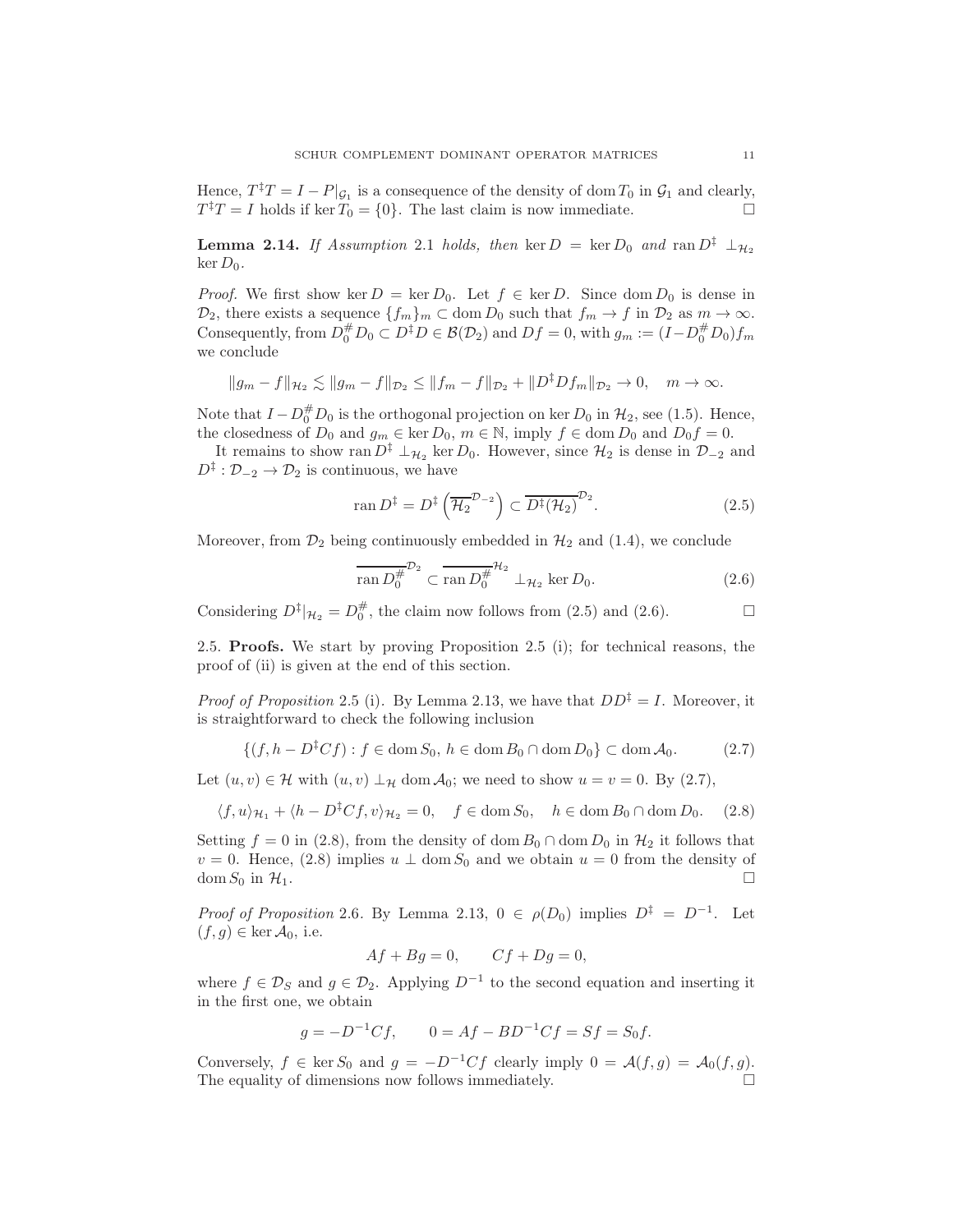Hence, $T^\ddagger T = I - P|_{\mathcal{G}_1}$ is a consequence of the density of $\operatorname{dom} T_0$ in $\mathcal{G}_1$ and clearly, $T^\ddagger T = I$ holds if $\ker T_0 = \{0\}$. The last claim is now immediate. $\square$

**Lemma 2.14.** *If Assumption* 2.1 *holds, then* $\ker D = \ker D_0$ *and* $\operatorname{ran} D^\ddagger \perp_{\mathcal{H}_2} \ker D_0$.

*Proof.* We first show $\ker D = \ker D_0$. Let $f \in \ker D$. Since $\operatorname{dom} D_0$ is dense in $\mathcal{D}_2$, there exists a sequence $\{f_m\}_m \subset \operatorname{dom} D_0$ such that $f_m \to f$ in $\mathcal{D}_2$ as $m \to \infty$. Consequently, from $D_0^\# D_0 \subset D^\ddagger D \in \mathcal{B}(\mathcal{D}_2)$ and $Df = 0$, with $g_m := (I - D_0^\# D_0) f_m$ we conclude

$$\|g_m - f\|_{\mathcal{H}_2} \lesssim \|g_m - f\|_{\mathcal{D}_2} \le \|f_m - f\|_{\mathcal{D}_2} + \|D^\ddagger D f_m\|_{\mathcal{D}_2} \to 0, \quad m \to \infty.$$

Note that $I - D_0^\# D_0$ is the orthogonal projection on $\ker D_0$ in $\mathcal{H}_2$, see (1.5). Hence, the closedness of $D_0$ and $g_m \in \ker D_0$, $m \in \mathbb{N}$, imply $f \in \operatorname{dom} D_0$ and $D_0 f = 0$.

It remains to show $\operatorname{ran} D^\ddagger \perp_{\mathcal{H}_2} \ker D_0$. However, since $\mathcal{H}_2$ is dense in $\mathcal{D}_{-2}$ and $D^\ddagger : \mathcal{D}_{-2} \to \mathcal{D}_2$ is continuous, we have

$$\operatorname{ran} D^\ddagger = D^\ddagger \left( \overline{\mathcal{H}_2}^{\mathcal{D}_{-2}} \right) \subset \overline{D^\ddagger(\mathcal{H}_2)}^{\mathcal{D}_2}. \tag{2.5}$$

Moreover, from $\mathcal{D}_2$ being continuously embedded in $\mathcal{H}_2$ and (1.4), we conclude

$$\overline{\operatorname{ran} D_0^\#}^{\mathcal{D}_2} \subset \overline{\operatorname{ran} D_0^\#}^{\mathcal{H}_2} \perp_{\mathcal{H}_2} \ker D_0. \tag{2.6}$$

Considering $D^\ddagger|_{\mathcal{H}_2} = D_0^\#$, the claim now follows from (2.5) and (2.6). $\square$

## 2.5. Proofs.

We start by proving Proposition 2.5 (i); for technical reasons, the proof of (ii) is given at the end of this section.

*Proof of Proposition* 2.5 (i). By Lemma 2.13, we have that $DD^\ddagger = I$. Moreover, it is straightforward to check the following inclusion

$$\{(f, h - D^\ddagger C f) : f \in \operatorname{dom} S_0,\, h \in \operatorname{dom} B_0 \cap \operatorname{dom} D_0\} \subset \operatorname{dom} \mathcal{A}_0. \tag{2.7}$$

Let $(u, v) \in \mathcal{H}$ with $(u, v) \perp_{\mathcal{H}} \operatorname{dom} \mathcal{A}_0$; we need to show $u = v = 0$. By (2.7),

$$\langle f, u \rangle_{\mathcal{H}_1} + \langle h - D^\ddagger C f, v \rangle_{\mathcal{H}_2} = 0, \quad f \in \operatorname{dom} S_0, \quad h \in \operatorname{dom} B_0 \cap \operatorname{dom} D_0. \tag{2.8}$$

Setting $f = 0$ in (2.8), from the density of $\operatorname{dom} B_0 \cap \operatorname{dom} D_0$ in $\mathcal{H}_2$ it follows that $v = 0$. Hence, (2.8) implies $u \perp \operatorname{dom} S_0$ and we obtain $u = 0$ from the density of $\operatorname{dom} S_0$ in $\mathcal{H}_1$. $\square$

*Proof of Proposition* 2.6. By Lemma 2.13, $0 \in \rho(D_0)$ implies $D^\ddagger = D^{-1}$. Let $(f, g) \in \ker \mathcal{A}_0$, i.e.

$$Af + Bg = 0, \qquad Cf + Dg = 0,$$

where $f \in \mathcal{D}_S$ and $g \in \mathcal{D}_2$. Applying $D^{-1}$ to the second equation and inserting it in the first one, we obtain

$$g = -D^{-1} C f, \qquad 0 = Af - BD^{-1} C f = Sf = S_0 f.$$

Conversely, $f \in \ker S_0$ and $g = -D^{-1} C f$ clearly imply $0 = \mathcal{A}(f, g) = \mathcal{A}_0(f, g)$. The equality of dimensions now follows immediately. $\square$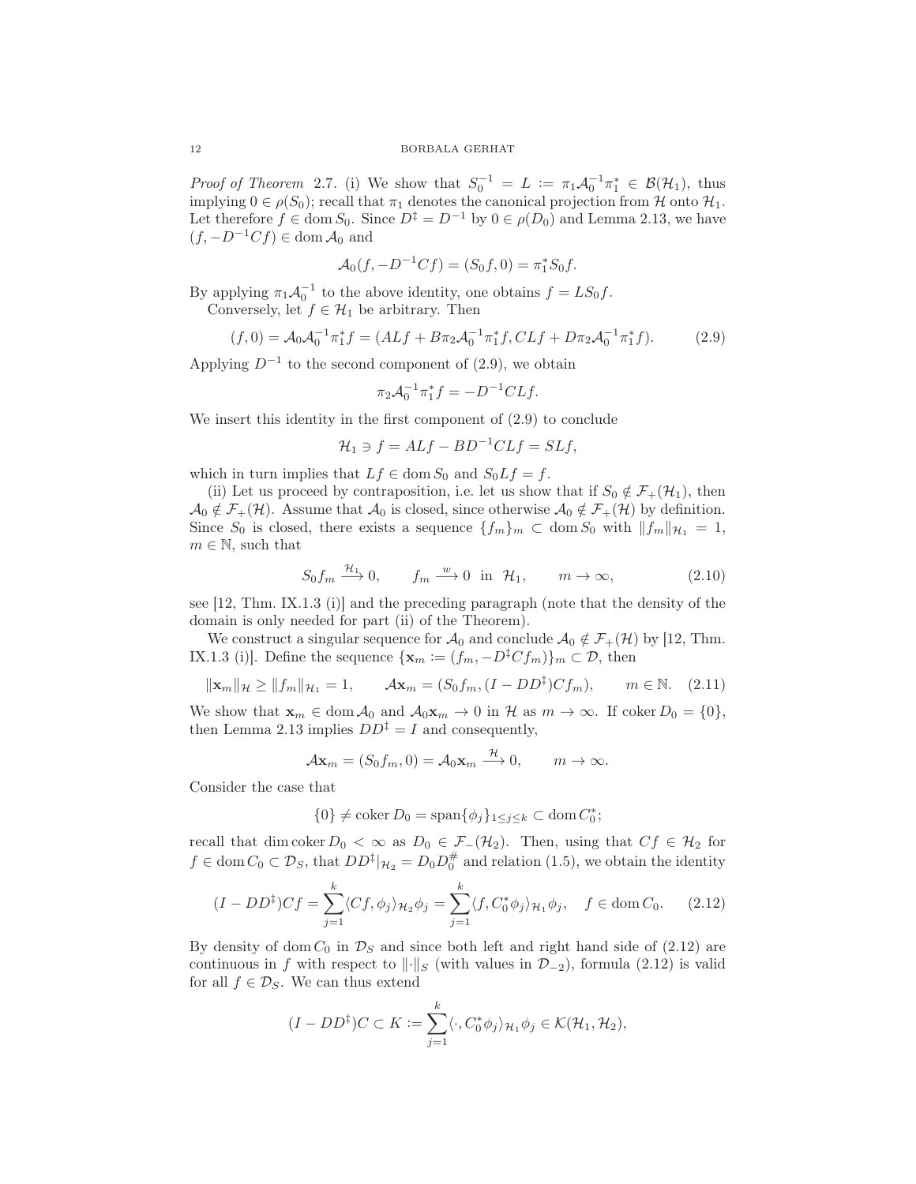*Proof of Theorem* 2.7. (i) We show that $S_0^{-1} = L := \pi_1 \mathcal{A}_0^{-1} \pi_1^* \in \mathcal{B}(\mathcal{H}_1)$, thus implying $0 \in \rho(S_0)$; recall that $\pi_1$ denotes the canonical projection from $\mathcal{H}$ onto $\mathcal{H}_1$. Let therefore $f \in \operatorname{dom} S_0$. Since $D^\ddagger = D^{-1}$ by $0 \in \rho(D_0)$ and Lemma 2.13, we have $(f, -D^{-1}Cf) \in \operatorname{dom} \mathcal{A}_0$ and

$$\mathcal{A}_0(f, -D^{-1}Cf) = (S_0 f, 0) = \pi_1^* S_0 f.$$

By applying $\pi_1 \mathcal{A}_0^{-1}$ to the above identity, one obtains $f = LS_0 f$.

Conversely, let $f \in \mathcal{H}_1$ be arbitrary. Then

$$(f, 0) = \mathcal{A}_0 \mathcal{A}_0^{-1} \pi_1^* f = (ALf + B\pi_2 \mathcal{A}_0^{-1} \pi_1^* f, CLf + D\pi_2 \mathcal{A}_0^{-1} \pi_1^* f). \tag{2.9}$$

Applying $D^{-1}$ to the second component of (2.9), we obtain

$$\pi_2 \mathcal{A}_0^{-1} \pi_1^* f = -D^{-1} CLf.$$

We insert this identity in the first component of (2.9) to conclude

$$\mathcal{H}_1 \ni f = ALf - BD^{-1}CLf = SLf,$$

which in turn implies that $Lf \in \operatorname{dom} S_0$ and $S_0 Lf = f$.

(ii) Let us proceed by contraposition, i.e. let us show that if $S_0 \notin \mathcal{F}_+(\mathcal{H}_1)$, then $\mathcal{A}_0 \notin \mathcal{F}_+(\mathcal{H})$. Assume that $\mathcal{A}_0$ is closed, since otherwise $\mathcal{A}_0 \notin \mathcal{F}_+(\mathcal{H})$ by definition. Since $S_0$ is closed, there exists a sequence $\{f_m\}_m \subset \operatorname{dom} S_0$ with $\|f_m\|_{\mathcal{H}_1} = 1$, $m \in \mathbb{N}$, such that

$$S_0 f_m \xrightarrow{\mathcal{H}_1} 0, \qquad f_m \xrightarrow{w} 0 \text{ in } \mathcal{H}_1, \qquad m \to \infty, \tag{2.10}$$

see [12, Thm. IX.1.3 (i)] and the preceding paragraph (note that the density of the domain is only needed for part (ii) of the Theorem).

We construct a singular sequence for $\mathcal{A}_0$ and conclude $\mathcal{A}_0 \notin \mathcal{F}_+(\mathcal{H})$ by [12, Thm. IX.1.3 (i)]. Define the sequence $\{\mathbf{x}_m := (f_m, -D^\ddagger C f_m)\}_m \subset \mathcal{D}$, then

$$\|\mathbf{x}_m\|_{\mathcal{H}} \geq \|f_m\|_{\mathcal{H}_1} = 1, \qquad \mathcal{A}\mathbf{x}_m = (S_0 f_m, (I - DD^\ddagger)Cf_m), \qquad m \in \mathbb{N}. \tag{2.11}$$

We show that $\mathbf{x}_m \in \operatorname{dom} \mathcal{A}_0$ and $\mathcal{A}_0 \mathbf{x}_m \to 0$ in $\mathcal{H}$ as $m \to \infty$. If $\operatorname{coker} D_0 = \{0\}$, then Lemma 2.13 implies $DD^\ddagger = I$ and consequently,

$$\mathcal{A}\mathbf{x}_m = (S_0 f_m, 0) = \mathcal{A}_0 \mathbf{x}_m \xrightarrow{\mathcal{H}} 0, \qquad m \to \infty.$$

Consider the case that

$$\{0\} \neq \operatorname{coker} D_0 = \operatorname{span}\{\phi_j\}_{1 \leq j \leq k} \subset \operatorname{dom} C_0^*;$$

recall that $\dim \operatorname{coker} D_0 < \infty$ as $D_0 \in \mathcal{F}_-(\mathcal{H}_2)$. Then, using that $Cf \in \mathcal{H}_2$ for $f \in \operatorname{dom} C_0 \subset \mathcal{D}_S$, that $DD^\ddagger|_{\mathcal{H}_2} = D_0 D_0^\#$ and relation (1.5), we obtain the identity

$$(I - DD^\ddagger)Cf = \sum_{j=1}^k \langle Cf, \phi_j \rangle_{\mathcal{H}_2} \phi_j = \sum_{j=1}^k \langle f, C_0^* \phi_j \rangle_{\mathcal{H}_1} \phi_j, \quad f \in \operatorname{dom} C_0. \tag{2.12}$$

By density of $\operatorname{dom} C_0$ in $\mathcal{D}_S$ and since both left and right hand side of (2.12) are continuous in $f$ with respect to $\|\cdot\|_S$ (with values in $\mathcal{D}_{-2}$), formula (2.12) is valid for all $f \in \mathcal{D}_S$. We can thus extend

$$(I - DD^\ddagger)C \subset K := \sum_{j=1}^k \langle \cdot, C_0^* \phi_j \rangle_{\mathcal{H}_1} \phi_j \in \mathcal{K}(\mathcal{H}_1, \mathcal{H}_2),$$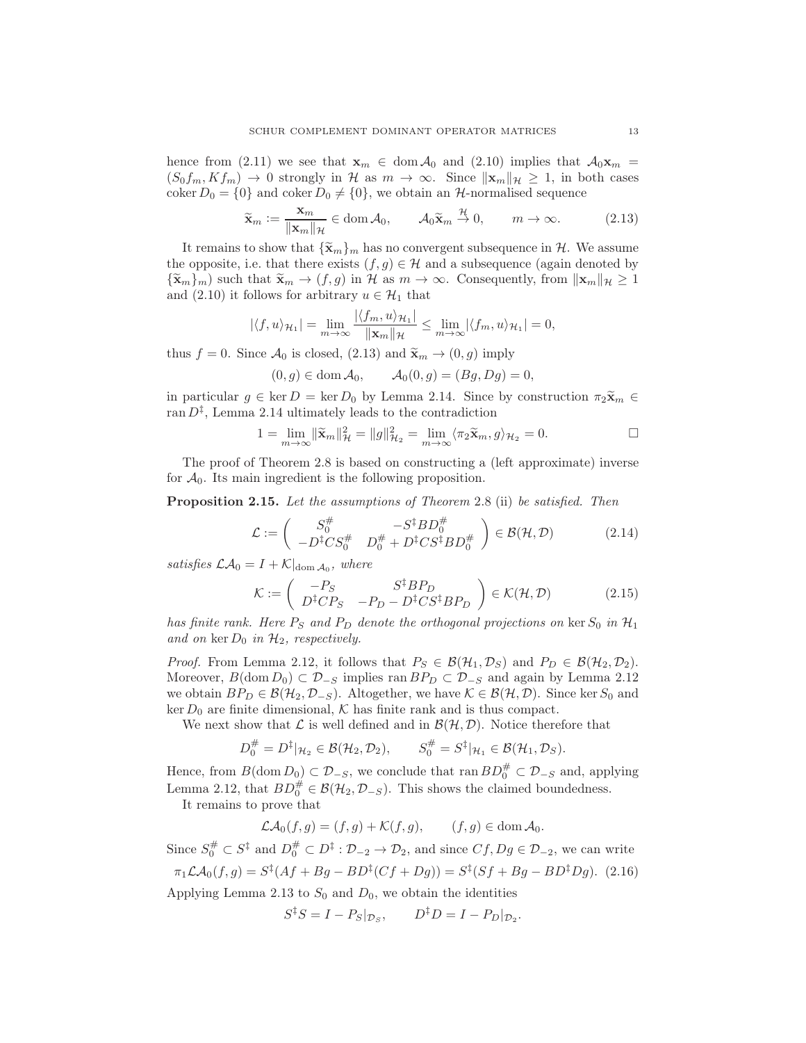hence from (2.11) we see that $\mathbf{x}_m \in \operatorname{dom} \mathcal{A}_0$ and (2.10) implies that $\mathcal{A}_0 \mathbf{x}_m = (S_0 f_m, K f_m) \to 0$ strongly in $\mathcal{H}$ as $m \to \infty$. Since $\|\mathbf{x}_m\|_{\mathcal{H}} \geq 1$, in both cases $\operatorname{coker} D_0 = \{0\}$ and $\operatorname{coker} D_0 \neq \{0\}$, we obtain an $\mathcal{H}$-normalised sequence

$$\widetilde{\mathbf{x}}_m := \frac{\mathbf{x}_m}{\|\mathbf{x}_m\|_{\mathcal{H}}} \in \operatorname{dom} \mathcal{A}_0, \qquad \mathcal{A}_0 \widetilde{\mathbf{x}}_m \overset{\mathcal{H}}{\to} 0, \qquad m \to \infty. \tag{2.13}$$

It remains to show that $\{\widetilde{\mathbf{x}}_m\}_m$ has no convergent subsequence in $\mathcal{H}$. We assume the opposite, i.e. that there exists $(f, g) \in \mathcal{H}$ and a subsequence (again denoted by $\{\widetilde{\mathbf{x}}_m\}_m$) such that $\widetilde{\mathbf{x}}_m \to (f, g)$ in $\mathcal{H}$ as $m \to \infty$. Consequently, from $\|\mathbf{x}_m\|_{\mathcal{H}} \geq 1$ and (2.10) it follows for arbitrary $u \in \mathcal{H}_1$ that

$$|\langle f, u \rangle_{\mathcal{H}_1}| = \lim_{m \to \infty} \frac{|\langle f_m, u \rangle_{\mathcal{H}_1}|}{\|\mathbf{x}_m\|_{\mathcal{H}}} \leq \lim_{m \to \infty} |\langle f_m, u \rangle_{\mathcal{H}_1}| = 0,$$

thus $f = 0$. Since $\mathcal{A}_0$ is closed, (2.13) and $\widetilde{\mathbf{x}}_m \to (0, g)$ imply

$$(0, g) \in \operatorname{dom} \mathcal{A}_0, \qquad \mathcal{A}_0(0, g) = (Bg, Dg) = 0,$$

in particular $g \in \ker D = \ker D_0$ by Lemma 2.14. Since by construction $\pi_2 \widetilde{\mathbf{x}}_m \in \operatorname{ran} D^\ddagger$, Lemma 2.14 ultimately leads to the contradiction

$$1 = \lim_{m \to \infty} \|\widetilde{\mathbf{x}}_m\|_{\mathcal{H}}^2 = \|g\|_{\mathcal{H}_2}^2 = \lim_{m \to \infty} \langle \pi_2 \widetilde{\mathbf{x}}_m, g \rangle_{\mathcal{H}_2} = 0. \qquad \square$$

The proof of Theorem 2.8 is based on constructing a (left approximate) inverse for $\mathcal{A}_0$. Its main ingredient is the following proposition.

**Proposition 2.15.** *Let the assumptions of Theorem* 2.8 (ii) *be satisfied. Then*

$$\mathcal{L} := \begin{pmatrix} S_0^\# & -S^\ddagger B D_0^\# \\ -D^\ddagger C S_0^\# & D_0^\# + D^\ddagger C S^\ddagger B D_0^\# \end{pmatrix} \in \mathcal{B}(\mathcal{H}, \mathcal{D}) \tag{2.14}$$

*satisfies* $\mathcal{L}\mathcal{A}_0 = I + \mathcal{K}|_{\operatorname{dom} \mathcal{A}_0}$, *where*

$$\mathcal{K} := \begin{pmatrix} -P_S & S^\ddagger B P_D \\ D^\ddagger C P_S & -P_D - D^\ddagger C S^\ddagger B P_D \end{pmatrix} \in \mathcal{K}(\mathcal{H}, \mathcal{D}) \tag{2.15}$$

*has finite rank. Here* $P_S$ *and* $P_D$ *denote the orthogonal projections on* $\ker S_0$ *in* $\mathcal{H}_1$ *and on* $\ker D_0$ *in* $\mathcal{H}_2$*, respectively.*

*Proof.* From Lemma 2.12, it follows that $P_S \in \mathcal{B}(\mathcal{H}_1, \mathcal{D}_S)$ and $P_D \in \mathcal{B}(\mathcal{H}_2, \mathcal{D}_2)$. Moreover, $B(\operatorname{dom} D_0) \subset \mathcal{D}_{-S}$ implies $\operatorname{ran} B P_D \subset \mathcal{D}_{-S}$ and again by Lemma 2.12 we obtain $B P_D \in \mathcal{B}(\mathcal{H}_2, \mathcal{D}_{-S})$. Altogether, we have $\mathcal{K} \in \mathcal{B}(\mathcal{H}, \mathcal{D})$. Since $\ker S_0$ and $\ker D_0$ are finite dimensional, $\mathcal{K}$ has finite rank and is thus compact.

We next show that $\mathcal{L}$ is well defined and in $\mathcal{B}(\mathcal{H}, \mathcal{D})$. Notice therefore that

$$D_0^\# = D^\ddagger|_{\mathcal{H}_2} \in \mathcal{B}(\mathcal{H}_2, \mathcal{D}_2), \qquad S_0^\# = S^\ddagger|_{\mathcal{H}_1} \in \mathcal{B}(\mathcal{H}_1, \mathcal{D}_S).$$

Hence, from $B(\operatorname{dom} D_0) \subset \mathcal{D}_{-S}$, we conclude that $\operatorname{ran} B D_0^\# \subset \mathcal{D}_{-S}$ and, applying Lemma 2.12, that $B D_0^\# \in \mathcal{B}(\mathcal{H}_2, \mathcal{D}_{-S})$. This shows the claimed boundedness.

It remains to prove that

$$\mathcal{L}\mathcal{A}_0(f, g) = (f, g) + \mathcal{K}(f, g), \qquad (f, g) \in \operatorname{dom} \mathcal{A}_0.$$

Since $S_0^\# \subset S^\ddagger$ and $D_0^\# \subset D^\ddagger : \mathcal{D}_{-2} \to \mathcal{D}_2$, and since $Cf, Dg \in \mathcal{D}_{-2}$, we can write

$$\pi_1 \mathcal{L}\mathcal{A}_0(f, g) = S^\ddagger(Af + Bg - BD^\ddagger(Cf + Dg)) = S^\ddagger(Sf + Bg - BD^\ddagger Dg). \tag{2.16}$$

Applying Lemma 2.13 to $S_0$ and $D_0$, we obtain the identities

$$S^\ddagger S = I - P_S|_{\mathcal{D}_S}, \qquad D^\ddagger D = I - P_D|_{\mathcal{D}_2}.$$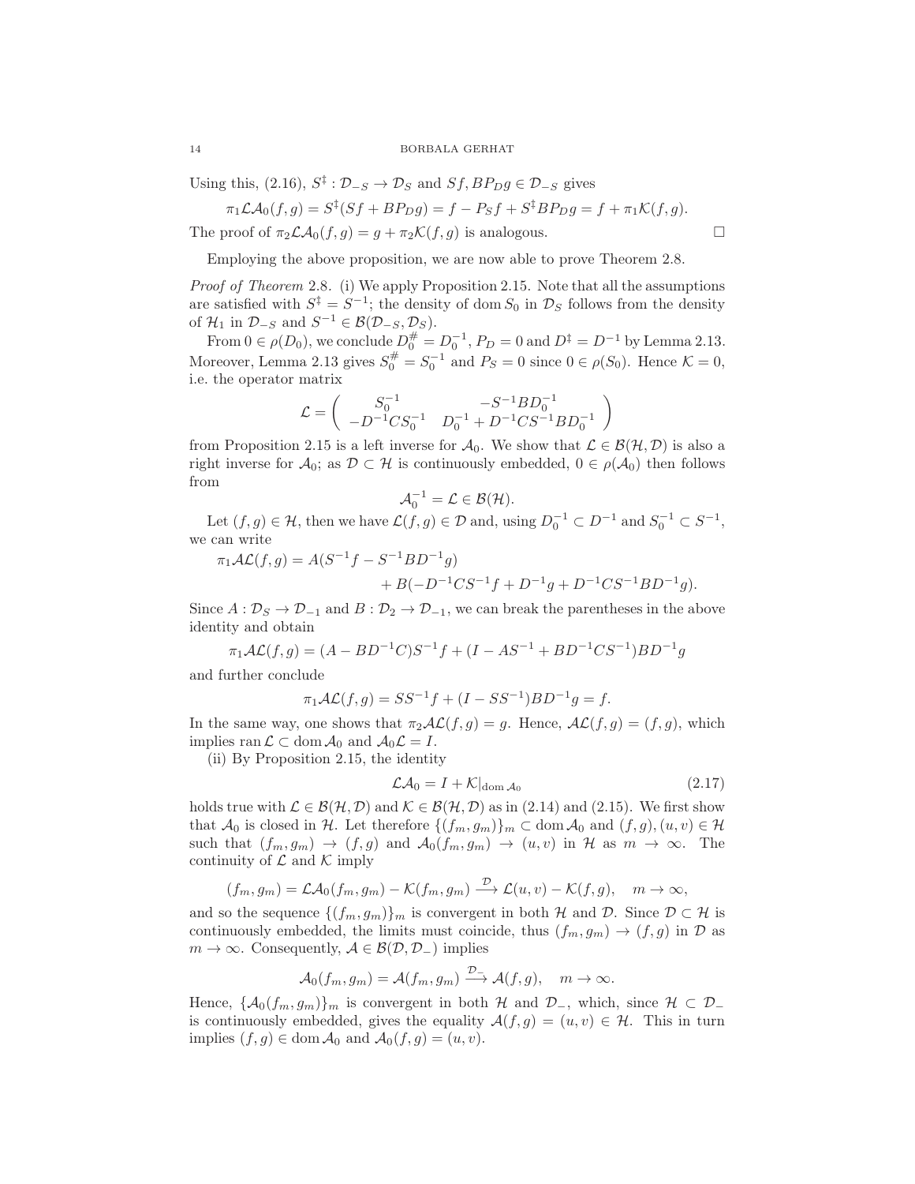Using this, (2.16), $S^\ddagger : \mathcal{D}_{-S} \to \mathcal{D}_S$ and $Sf, BP_D g \in \mathcal{D}_{-S}$ gives

$$\pi_1 \mathcal{L}\mathcal{A}_0(f,g) = S^\ddagger(Sf + BP_D g) = f - P_S f + S^\ddagger BP_D g = f + \pi_1 \mathcal{K}(f,g).$$

The proof of $\pi_2 \mathcal{L}\mathcal{A}_0(f,g) = g + \pi_2 \mathcal{K}(f,g)$ is analogous. $\square$

Employing the above proposition, we are now able to prove Theorem 2.8.

*Proof of Theorem* 2.8. (i) We apply Proposition 2.15. Note that all the assumptions are satisfied with $S^\ddagger = S^{-1}$; the density of $\operatorname{dom} S_0$ in $\mathcal{D}_S$ follows from the density of $\mathcal{H}_1$ in $\mathcal{D}_{-S}$ and $S^{-1} \in \mathcal{B}(\mathcal{D}_{-S}, \mathcal{D}_S)$.

From $0 \in \rho(D_0)$, we conclude $D_0^\# = D_0^{-1}$, $P_D = 0$ and $D^\ddagger = D^{-1}$ by Lemma 2.13. Moreover, Lemma 2.13 gives $S_0^\# = S_0^{-1}$ and $P_S = 0$ since $0 \in \rho(S_0)$. Hence $\mathcal{K} = 0$, i.e. the operator matrix

$$\mathcal{L} = \begin{pmatrix} S_0^{-1} & -S^{-1}BD_0^{-1} \\ -D^{-1}CS_0^{-1} & D_0^{-1} + D^{-1}CS^{-1}BD_0^{-1} \end{pmatrix}$$

from Proposition 2.15 is a left inverse for $\mathcal{A}_0$. We show that $\mathcal{L} \in \mathcal{B}(\mathcal{H}, \mathcal{D})$ is also a right inverse for $\mathcal{A}_0$; as $\mathcal{D} \subset \mathcal{H}$ is continuously embedded, $0 \in \rho(\mathcal{A}_0)$ then follows from

$$\mathcal{A}_0^{-1} = \mathcal{L} \in \mathcal{B}(\mathcal{H}).$$

Let $(f,g) \in \mathcal{H}$, then we have $\mathcal{L}(f,g) \in \mathcal{D}$ and, using $D_0^{-1} \subset D^{-1}$ and $S_0^{-1} \subset S^{-1}$, we can write

$$\begin{aligned}\pi_1 \mathcal{A}\mathcal{L}(f,g) = {} & A(S^{-1}f - S^{-1}BD^{-1}g) \\ & + B(-D^{-1}CS^{-1}f + D^{-1}g + D^{-1}CS^{-1}BD^{-1}g).\end{aligned}$$

Since $A : \mathcal{D}_S \to \mathcal{D}_{-1}$ and $B : \mathcal{D}_2 \to \mathcal{D}_{-1}$, we can break the parentheses in the above identity and obtain

$$\pi_1 \mathcal{A}\mathcal{L}(f,g) = (A - BD^{-1}C)S^{-1}f + (I - AS^{-1} + BD^{-1}CS^{-1})BD^{-1}g$$

and further conclude

$$\pi_1 \mathcal{A}\mathcal{L}(f,g) = SS^{-1}f + (I - SS^{-1})BD^{-1}g = f.$$

In the same way, one shows that $\pi_2 \mathcal{A}\mathcal{L}(f,g) = g$. Hence, $\mathcal{A}\mathcal{L}(f,g) = (f,g)$, which implies $\operatorname{ran} \mathcal{L} \subset \operatorname{dom} \mathcal{A}_0$ and $\mathcal{A}_0 \mathcal{L} = I$.

(ii) By Proposition 2.15, the identity

$$\mathcal{L}\mathcal{A}_0 = I + \mathcal{K}|_{\operatorname{dom} \mathcal{A}_0} \tag{2.17}$$

holds true with $\mathcal{L} \in \mathcal{B}(\mathcal{H}, \mathcal{D})$ and $\mathcal{K} \in \mathcal{B}(\mathcal{H}, \mathcal{D})$ as in (2.14) and (2.15). We first show that $\mathcal{A}_0$ is closed in $\mathcal{H}$. Let therefore $\{(f_m, g_m)\}_m \subset \operatorname{dom} \mathcal{A}_0$ and $(f,g), (u,v) \in \mathcal{H}$ such that $(f_m, g_m) \to (f,g)$ and $\mathcal{A}_0(f_m, g_m) \to (u,v)$ in $\mathcal{H}$ as $m \to \infty$. The continuity of $\mathcal{L}$ and $\mathcal{K}$ imply

$$(f_m, g_m) = \mathcal{L}\mathcal{A}_0(f_m, g_m) - \mathcal{K}(f_m, g_m) \xrightarrow{\mathcal{D}} \mathcal{L}(u,v) - \mathcal{K}(f,g), \quad m \to \infty,$$

and so the sequence $\{(f_m, g_m)\}_m$ is convergent in both $\mathcal{H}$ and $\mathcal{D}$. Since $\mathcal{D} \subset \mathcal{H}$ is continuously embedded, the limits must coincide, thus $(f_m, g_m) \to (f,g)$ in $\mathcal{D}$ as $m \to \infty$. Consequently, $\mathcal{A} \in \mathcal{B}(\mathcal{D}, \mathcal{D}_-)$ implies

$$\mathcal{A}_0(f_m, g_m) = \mathcal{A}(f_m, g_m) \xrightarrow{\mathcal{D}_-} \mathcal{A}(f,g), \quad m \to \infty.$$

Hence, $\{\mathcal{A}_0(f_m, g_m)\}_m$ is convergent in both $\mathcal{H}$ and $\mathcal{D}_-$, which, since $\mathcal{H} \subset \mathcal{D}_-$ is continuously embedded, gives the equality $\mathcal{A}(f,g) = (u,v) \in \mathcal{H}$. This in turn implies $(f,g) \in \operatorname{dom} \mathcal{A}_0$ and $\mathcal{A}_0(f,g) = (u,v)$.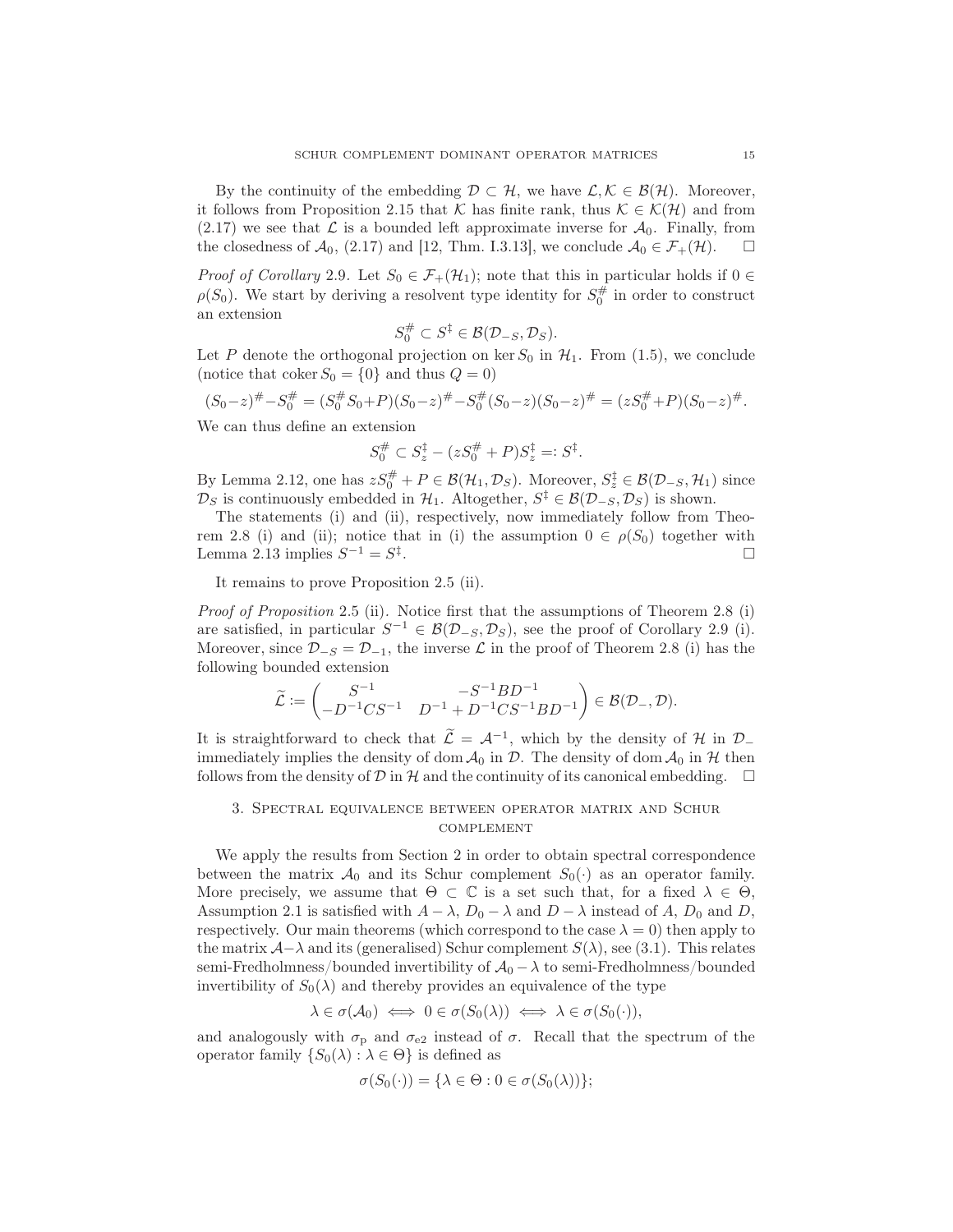By the continuity of the embedding $\mathcal{D} \subset \mathcal{H}$, we have $\mathcal{L}, \mathcal{K} \in \mathcal{B}(\mathcal{H})$. Moreover, it follows from Proposition 2.15 that $\mathcal{K}$ has finite rank, thus $\mathcal{K} \in \mathcal{K}(\mathcal{H})$ and from (2.17) we see that $\mathcal{L}$ is a bounded left approximate inverse for $\mathcal{A}_0$. Finally, from the closedness of $\mathcal{A}_0$, (2.17) and [12, Thm. I.3.13], we conclude $\mathcal{A}_0 \in \mathcal{F}_+(\mathcal{H})$. $\square$

*Proof of Corollary* 2.9. Let $S_0 \in \mathcal{F}_+(\mathcal{H}_1)$; note that this in particular holds if $0 \in \rho(S_0)$. We start by deriving a resolvent type identity for $S_0^\#$ in order to construct an extension

$$S_0^\# \subset S^\ddagger \in \mathcal{B}(\mathcal{D}_{-S}, \mathcal{D}_S).$$

Let $P$ denote the orthogonal projection on $\ker S_0$ in $\mathcal{H}_1$. From (1.5), we conclude (notice that $\operatorname{coker} S_0 = \{0\}$ and thus $Q = 0$)

$$(S_0-z)^\# - S_0^\# = (S_0^\# S_0 + P)(S_0-z)^\# - S_0^\#(S_0-z)(S_0-z)^\# = (zS_0^\# + P)(S_0-z)^\#.$$

We can thus define an extension

$$S_0^\# \subset S_z^\ddagger - (zS_0^\# + P)S_z^\ddagger =: S^\ddagger.$$

By Lemma 2.12, one has $zS_0^\# + P \in \mathcal{B}(\mathcal{H}_1, \mathcal{D}_S)$. Moreover, $S_z^\ddagger \in \mathcal{B}(\mathcal{D}_{-S}, \mathcal{H}_1)$ since $\mathcal{D}_S$ is continuously embedded in $\mathcal{H}_1$. Altogether, $S^\ddagger \in \mathcal{B}(\mathcal{D}_{-S}, \mathcal{D}_S)$ is shown.

The statements (i) and (ii), respectively, now immediately follow from Theorem 2.8 (i) and (ii); notice that in (i) the assumption $0 \in \rho(S_0)$ together with Lemma 2.13 implies $S^{-1} = S^\ddagger$. $\square$

It remains to prove Proposition 2.5 (ii).

*Proof of Proposition* 2.5 (ii). Notice first that the assumptions of Theorem 2.8 (i) are satisfied, in particular $S^{-1} \in \mathcal{B}(\mathcal{D}_{-S}, \mathcal{D}_S)$, see the proof of Corollary 2.9 (i). Moreover, since $\mathcal{D}_{-S} = \mathcal{D}_{-1}$, the inverse $\mathcal{L}$ in the proof of Theorem 2.8 (i) has the following bounded extension

$$\widetilde{\mathcal{L}} := \begin{pmatrix} S^{-1} & -S^{-1}BD^{-1} \\ -D^{-1}CS^{-1} & D^{-1} + D^{-1}CS^{-1}BD^{-1} \end{pmatrix} \in \mathcal{B}(\mathcal{D}_-, \mathcal{D}).$$

It is straightforward to check that $\widetilde{\mathcal{L}} = \mathcal{A}^{-1}$, which by the density of $\mathcal{H}$ in $\mathcal{D}_-$ immediately implies the density of $\operatorname{dom} \mathcal{A}_0$ in $\mathcal{D}$. The density of $\operatorname{dom} \mathcal{A}_0$ in $\mathcal{H}$ then follows from the density of $\mathcal{D}$ in $\mathcal{H}$ and the continuity of its canonical embedding. $\square$

## 3. Spectral equivalence between operator matrix and Schur complement

We apply the results from Section 2 in order to obtain spectral correspondence between the matrix $\mathcal{A}_0$ and its Schur complement $S_0(\cdot)$ as an operator family. More precisely, we assume that $\Theta \subset \mathbb{C}$ is a set such that, for a fixed $\lambda \in \Theta$, Assumption 2.1 is satisfied with $A - \lambda$, $D_0 - \lambda$ and $D - \lambda$ instead of $A$, $D_0$ and $D$, respectively. Our main theorems (which correspond to the case $\lambda = 0$) then apply to the matrix $\mathcal{A} - \lambda$ and its (generalised) Schur complement $S(\lambda)$, see (3.1). This relates semi-Fredholmness/bounded invertibility of $\mathcal{A}_0 - \lambda$ to semi-Fredholmness/bounded invertibility of $S_0(\lambda)$ and thereby provides an equivalence of the type

$$\lambda \in \sigma(\mathcal{A}_0) \iff 0 \in \sigma(S_0(\lambda)) \iff \lambda \in \sigma(S_0(\cdot)),$$

and analogously with $\sigma_\mathrm{p}$ and $\sigma_{\mathrm{e}2}$ instead of $\sigma$. Recall that the spectrum of the operator family $\{S_0(\lambda) : \lambda \in \Theta\}$ is defined as

$$\sigma(S_0(\cdot)) = \{\lambda \in \Theta : 0 \in \sigma(S_0(\lambda))\};$$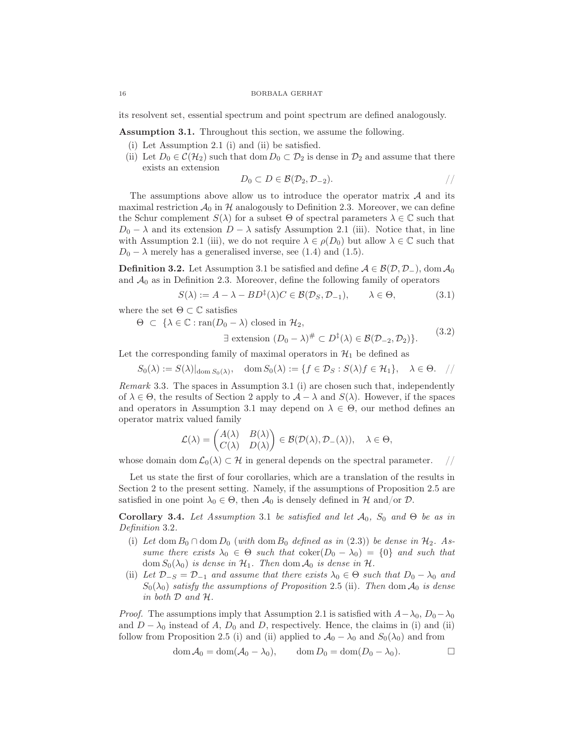its resolvent set, essential spectrum and point spectrum are defined analogously.

**Assumption 3.1.** Throughout this section, we assume the following.

(i) Let Assumption 2.1 (i) and (ii) be satisfied.
(ii) Let $D_0 \in \mathcal{C}(\mathcal{H}_2)$ such that $\operatorname{dom} D_0 \subset \mathcal{D}_2$ is dense in $\mathcal{D}_2$ and assume that there exists an extension
$$D_0 \subset D \in \mathcal{B}(\mathcal{D}_2, \mathcal{D}_{-2}). \qquad //$$

The assumptions above allow us to introduce the operator matrix $\mathcal{A}$ and its maximal restriction $\mathcal{A}_0$ in $\mathcal{H}$ analogously to Definition 2.3. Moreover, we can define the Schur complement $S(\lambda)$ for a subset $\Theta$ of spectral parameters $\lambda \in \mathbb{C}$ such that $D_0 - \lambda$ and its extension $D - \lambda$ satisfy Assumption 2.1 (iii). Notice that, in line with Assumption 2.1 (iii), we do not require $\lambda \in \rho(D_0)$ but allow $\lambda \in \mathbb{C}$ such that $D_0 - \lambda$ merely has a generalised inverse, see (1.4) and (1.5).

**Definition 3.2.** Let Assumption 3.1 be satisfied and define $\mathcal{A} \in \mathcal{B}(\mathcal{D}, \mathcal{D}_-)$, $\operatorname{dom} \mathcal{A}_0$ and $\mathcal{A}_0$ as in Definition 2.3. Moreover, define the following family of operators

$$S(\lambda) := A - \lambda - BD^{\ddagger}(\lambda)C \in \mathcal{B}(\mathcal{D}_S, \mathcal{D}_{-1}), \qquad \lambda \in \Theta, \tag{3.1}$$

where the set $\Theta \subset \mathbb{C}$ satisfies

$$\begin{aligned} \Theta \ \subset \ \{\lambda \in \mathbb{C} : \ & \operatorname{ran}(D_0 - \lambda) \text{ closed in } \mathcal{H}_2, \\ & \exists \text{ extension } (D_0 - \lambda)^{\#} \subset D^{\ddagger}(\lambda) \in \mathcal{B}(\mathcal{D}_{-2}, \mathcal{D}_2)\}. \end{aligned} \tag{3.2}$$

Let the corresponding family of maximal operators in $\mathcal{H}_1$ be defined as

$$S_0(\lambda) := S(\lambda)|_{\operatorname{dom} S_0(\lambda)}, \quad \operatorname{dom} S_0(\lambda) := \{f \in \mathcal{D}_S : S(\lambda)f \in \mathcal{H}_1\}, \quad \lambda \in \Theta. \quad //$$

*Remark* 3.3. The spaces in Assumption 3.1 (i) are chosen such that, independently of $\lambda \in \Theta$, the results of Section 2 apply to $\mathcal{A} - \lambda$ and $S(\lambda)$. However, if the spaces and operators in Assumption 3.1 may depend on $\lambda \in \Theta$, our method defines an operator matrix valued family

$$\mathcal{L}(\lambda) = \begin{pmatrix} A(\lambda) & B(\lambda) \\ C(\lambda) & D(\lambda) \end{pmatrix} \in \mathcal{B}(\mathcal{D}(\lambda), \mathcal{D}_-(\lambda)), \quad \lambda \in \Theta,$$

whose domain $\operatorname{dom} \mathcal{L}_0(\lambda) \subset \mathcal{H}$ in general depends on the spectral parameter. $\quad //$

Let us state the first of four corollaries, which are a translation of the results in Section 2 to the present setting. Namely, if the assumptions of Proposition 2.5 are satisfied in one point $\lambda_0 \in \Theta$, then $\mathcal{A}_0$ is densely defined in $\mathcal{H}$ and/or $\mathcal{D}$.

**Corollary 3.4.** *Let Assumption* 3.1 *be satisfied and let $\mathcal{A}_0$, $S_0$ and $\Theta$ be as in Definition* 3.2*.*

(i) *Let $\operatorname{dom} B_0 \cap \operatorname{dom} D_0$ (with $\operatorname{dom} B_0$ defined as in* (2.3)*) be dense in $\mathcal{H}_2$. Assume there exists $\lambda_0 \in \Theta$ such that $\operatorname{coker}(D_0 - \lambda_0) = \{0\}$ and such that $\operatorname{dom} S_0(\lambda_0)$ is dense in $\mathcal{H}_1$. Then $\operatorname{dom} \mathcal{A}_0$ is dense in $\mathcal{H}$.*
(ii) *Let $\mathcal{D}_{-S} = \mathcal{D}_{-1}$ and assume that there exists $\lambda_0 \in \Theta$ such that $D_0 - \lambda_0$ and $S_0(\lambda_0)$ satisfy the assumptions of Proposition* 2.5 (ii)*. Then $\operatorname{dom} \mathcal{A}_0$ is dense in both $\mathcal{D}$ and $\mathcal{H}$.*

*Proof.* The assumptions imply that Assumption 2.1 is satisfied with $A - \lambda_0$, $D_0 - \lambda_0$ and $D - \lambda_0$ instead of $A$, $D_0$ and $D$, respectively. Hence, the claims in (i) and (ii) follow from Proposition 2.5 (i) and (ii) applied to $\mathcal{A}_0 - \lambda_0$ and $S_0(\lambda_0)$ and from

$$\operatorname{dom} \mathcal{A}_0 = \operatorname{dom}(\mathcal{A}_0 - \lambda_0), \qquad \operatorname{dom} D_0 = \operatorname{dom}(D_0 - \lambda_0). \qquad \square$$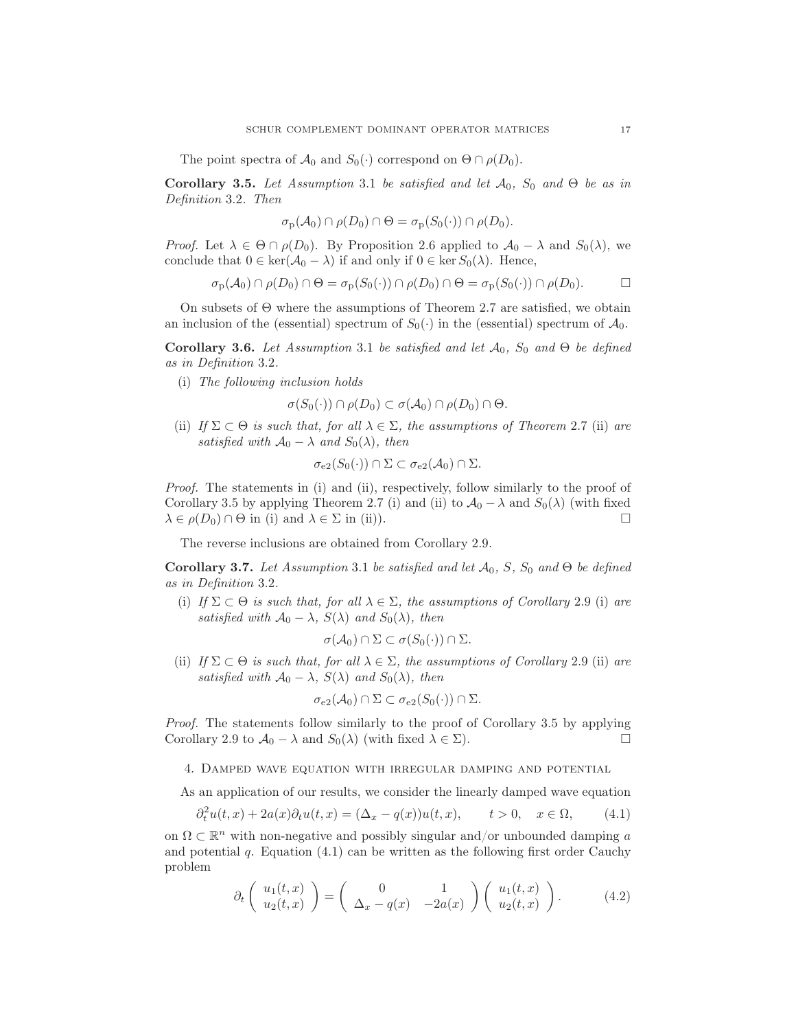The point spectra of $\mathcal{A}_0$ and $S_0(\cdot)$ correspond on $\Theta \cap \rho(D_0)$.

**Corollary 3.5.** *Let Assumption* 3.1 *be satisfied and let* $\mathcal{A}_0$*,* $S_0$ *and* $\Theta$ *be as in Definition* 3.2*. Then*

$$\sigma_{\mathrm{p}}(\mathcal{A}_0) \cap \rho(D_0) \cap \Theta = \sigma_{\mathrm{p}}(S_0(\cdot)) \cap \rho(D_0).$$

*Proof.* Let $\lambda \in \Theta \cap \rho(D_0)$. By Proposition 2.6 applied to $\mathcal{A}_0 - \lambda$ and $S_0(\lambda)$, we conclude that $0 \in \ker(\mathcal{A}_0 - \lambda)$ if and only if $0 \in \ker S_0(\lambda)$. Hence,

$$\sigma_{\mathrm{p}}(\mathcal{A}_0) \cap \rho(D_0) \cap \Theta = \sigma_{\mathrm{p}}(S_0(\cdot)) \cap \rho(D_0) \cap \Theta = \sigma_{\mathrm{p}}(S_0(\cdot)) \cap \rho(D_0). \qquad \square$$

On subsets of $\Theta$ where the assumptions of Theorem 2.7 are satisfied, we obtain an inclusion of the (essential) spectrum of $S_0(\cdot)$ in the (essential) spectrum of $\mathcal{A}_0$.

**Corollary 3.6.** *Let Assumption* 3.1 *be satisfied and let* $\mathcal{A}_0$*,* $S_0$ *and* $\Theta$ *be defined as in Definition* 3.2*.*

(i) *The following inclusion holds*

$$\sigma(S_0(\cdot)) \cap \rho(D_0) \subset \sigma(\mathcal{A}_0) \cap \rho(D_0) \cap \Theta.$$

(ii) *If* $\Sigma \subset \Theta$ *is such that, for all* $\lambda \in \Sigma$*, the assumptions of Theorem* 2.7 (ii) *are satisfied with* $\mathcal{A}_0 - \lambda$ *and* $S_0(\lambda)$*, then*

$$\sigma_{\mathrm{e2}}(S_0(\cdot)) \cap \Sigma \subset \sigma_{\mathrm{e2}}(\mathcal{A}_0) \cap \Sigma.$$

*Proof.* The statements in (i) and (ii), respectively, follow similarly to the proof of Corollary 3.5 by applying Theorem 2.7 (i) and (ii) to $\mathcal{A}_0 - \lambda$ and $S_0(\lambda)$ (with fixed $\lambda \in \rho(D_0) \cap \Theta$ in (i) and $\lambda \in \Sigma$ in (ii)). $\square$

The reverse inclusions are obtained from Corollary 2.9.

**Corollary 3.7.** *Let Assumption* 3.1 *be satisfied and let* $\mathcal{A}_0$*,* $S$*,* $S_0$ *and* $\Theta$ *be defined as in Definition* 3.2*.*

(i) *If* $\Sigma \subset \Theta$ *is such that, for all* $\lambda \in \Sigma$*, the assumptions of Corollary* 2.9 (i) *are satisfied with* $\mathcal{A}_0 - \lambda$*,* $S(\lambda)$ *and* $S_0(\lambda)$*, then*

$$\sigma(\mathcal{A}_0) \cap \Sigma \subset \sigma(S_0(\cdot)) \cap \Sigma.$$

(ii) *If* $\Sigma \subset \Theta$ *is such that, for all* $\lambda \in \Sigma$*, the assumptions of Corollary* 2.9 (ii) *are satisfied with* $\mathcal{A}_0 - \lambda$*,* $S(\lambda)$ *and* $S_0(\lambda)$*, then*

$$\sigma_{\mathrm{e2}}(\mathcal{A}_0) \cap \Sigma \subset \sigma_{\mathrm{e2}}(S_0(\cdot)) \cap \Sigma.$$

*Proof.* The statements follow similarly to the proof of Corollary 3.5 by applying Corollary 2.9 to $\mathcal{A}_0 - \lambda$ and $S_0(\lambda)$ (with fixed $\lambda \in \Sigma$). $\square$

## 4. Damped wave equation with irregular damping and potential

As an application of our results, we consider the linearly damped wave equation

$$\partial_t^2 u(t,x) + 2a(x)\partial_t u(t,x) = (\Delta_x - q(x))u(t,x), \qquad t > 0, \quad x \in \Omega, \tag{4.1}$$

on $\Omega \subset \mathbb{R}^n$ with non-negative and possibly singular and/or unbounded damping $a$ and potential $q$. Equation (4.1) can be written as the following first order Cauchy problem

$$\partial_t \begin{pmatrix} u_1(t,x) \\ u_2(t,x) \end{pmatrix} = \begin{pmatrix} 0 & 1 \\ \Delta_x - q(x) & -2a(x) \end{pmatrix} \begin{pmatrix} u_1(t,x) \\ u_2(t,x) \end{pmatrix}. \tag{4.2}$$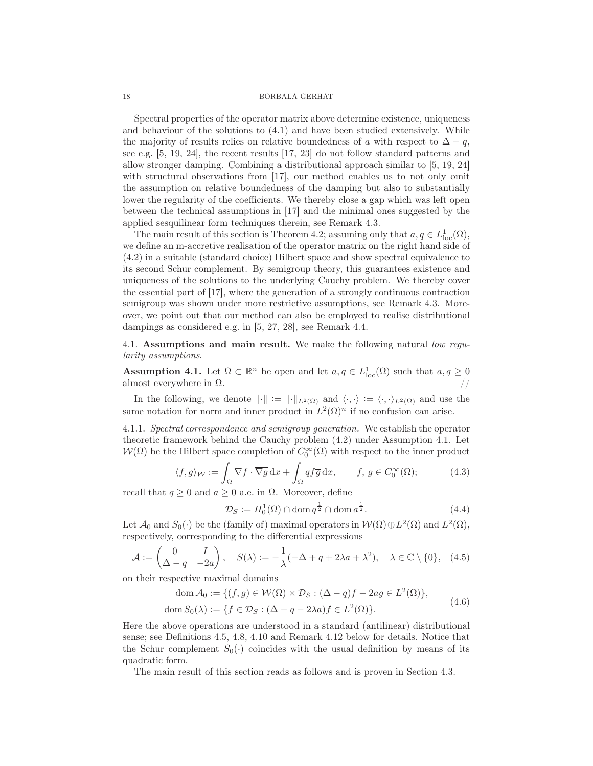Spectral properties of the operator matrix above determine existence, uniqueness and behaviour of the solutions to (4.1) and have been studied extensively. While the majority of results relies on relative boundedness of $a$ with respect to $\Delta - q$, see e.g. [5, 19, 24], the recent results [17, 23] do not follow standard patterns and allow stronger damping. Combining a distributional approach similar to [5, 19, 24] with structural observations from [17], our method enables us to not only omit the assumption on relative boundedness of the damping but also to substantially lower the regularity of the coefficients. We thereby close a gap which was left open between the technical assumptions in [17] and the minimal ones suggested by the applied sesquilinear form techniques therein, see Remark 4.3.

The main result of this section is Theorem 4.2; assuming only that $a, q \in L^1_{\mathrm{loc}}(\Omega)$, we define an m-accretive realisation of the operator matrix on the right hand side of (4.2) in a suitable (standard choice) Hilbert space and show spectral equivalence to its second Schur complement. By semigroup theory, this guarantees existence and uniqueness of the solutions to the underlying Cauchy problem. We thereby cover the essential part of [17], where the generation of a strongly continuous contraction semigroup was shown under more restrictive assumptions, see Remark 4.3. Moreover, we point out that our method can also be employed to realise distributional dampings as considered e.g. in [5, 27, 28], see Remark 4.4.

## 4.1. Assumptions and main result.

We make the following natural *low regularity assumptions*.

**Assumption 4.1.** Let $\Omega \subset \mathbb{R}^n$ be open and let $a, q \in L^1_{\mathrm{loc}}(\Omega)$ such that $a, q \geq 0$ almost everywhere in $\Omega$. //

In the following, we denote $\|\cdot\| := \|\cdot\|_{L^2(\Omega)}$ and $\langle \cdot, \cdot \rangle := \langle \cdot, \cdot \rangle_{L^2(\Omega)}$ and use the same notation for norm and inner product in $L^2(\Omega)^n$ if no confusion can arise.

### 4.1.1. *Spectral correspondence and semigroup generation.*

We establish the operator theoretic framework behind the Cauchy problem (4.2) under Assumption 4.1. Let $\mathcal{W}(\Omega)$ be the Hilbert space completion of $C_0^\infty(\Omega)$ with respect to the inner product

$$\langle f, g \rangle_{\mathcal{W}} := \int_\Omega \nabla f \cdot \overline{\nabla g} \, \mathrm{d}x + \int_\Omega q f \overline{g} \, \mathrm{d}x, \qquad f, \, g \in C_0^\infty(\Omega); \tag{4.3}$$

recall that $q \geq 0$ and $a \geq 0$ a.e. in $\Omega$. Moreover, define

$$\mathcal{D}_S := H_0^1(\Omega) \cap \operatorname{dom} q^{\frac{1}{2}} \cap \operatorname{dom} a^{\frac{1}{2}}. \tag{4.4}$$

Let $\mathcal{A}_0$ and $S_0(\cdot)$ be the (family of) maximal operators in $\mathcal{W}(\Omega) \oplus L^2(\Omega)$ and $L^2(\Omega)$, respectively, corresponding to the differential expressions

$$\mathcal{A} := \begin{pmatrix} 0 & I \\ \Delta - q & -2a \end{pmatrix}, \quad S(\lambda) := -\frac{1}{\lambda}(-\Delta + q + 2\lambda a + \lambda^2), \quad \lambda \in \mathbb{C} \setminus \{0\}, \tag{4.5}$$

on their respective maximal domains

$$\begin{aligned}
\operatorname{dom} \mathcal{A}_0 &:= \{(f, g) \in \mathcal{W}(\Omega) \times \mathcal{D}_S : (\Delta - q) f - 2ag \in L^2(\Omega)\}, \\
\operatorname{dom} S_0(\lambda) &:= \{f \in \mathcal{D}_S : (\Delta - q - 2\lambda a) f \in L^2(\Omega)\}.
\end{aligned} \tag{4.6}$$

Here the above operations are understood in a standard (antilinear) distributional sense; see Definitions 4.5, 4.8, 4.10 and Remark 4.12 below for details. Notice that the Schur complement $S_0(\cdot)$ coincides with the usual definition by means of its quadratic form.

The main result of this section reads as follows and is proven in Section 4.3.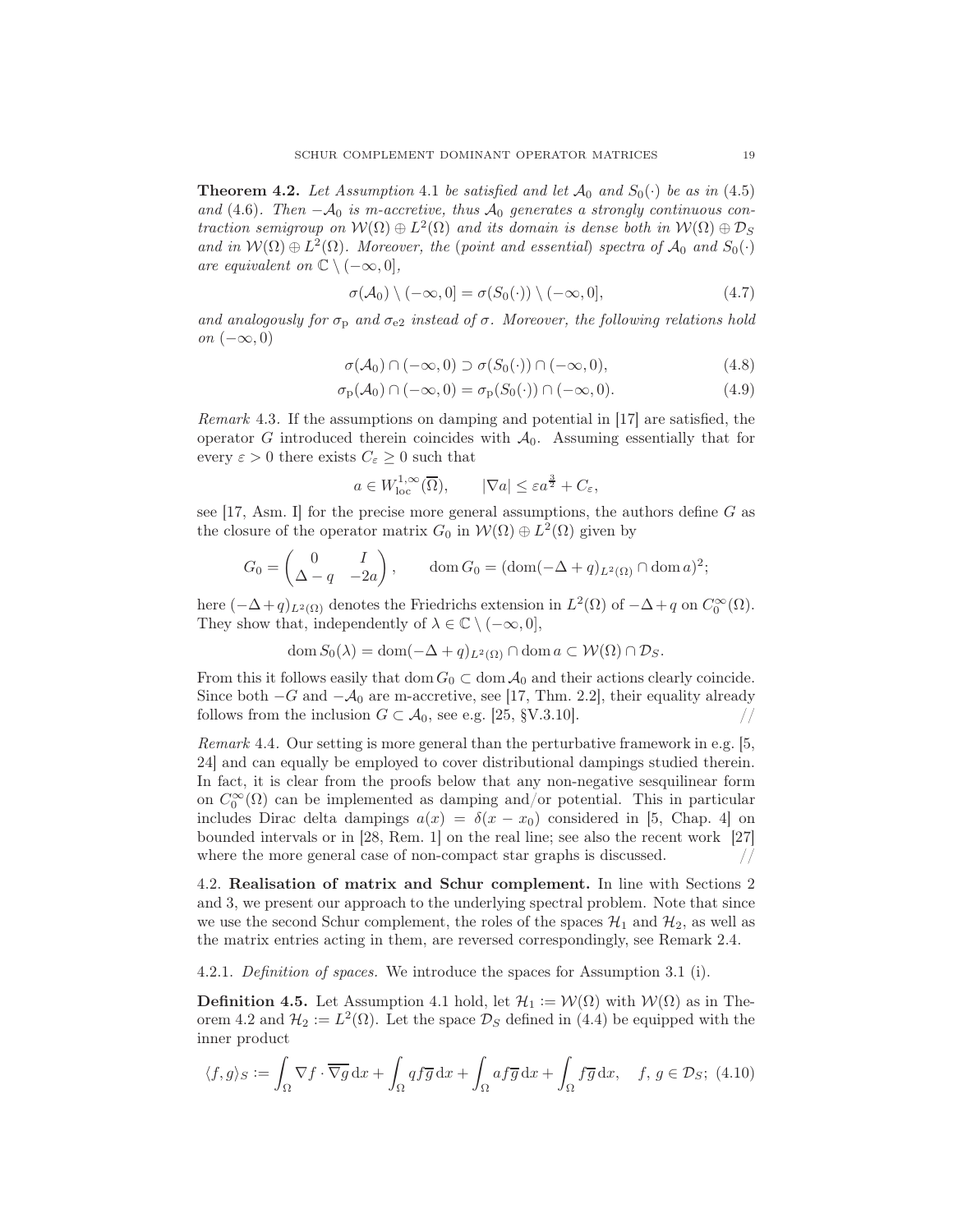**Theorem 4.2.** *Let Assumption* 4.1 *be satisfied and let* $\mathcal{A}_0$ *and* $S_0(\cdot)$ *be as in* (4.5) *and* (4.6)*. Then* $-\mathcal{A}_0$ *is m-accretive, thus* $\mathcal{A}_0$ *generates a strongly continuous contraction semigroup on* $\mathcal{W}(\Omega) \oplus L^2(\Omega)$ *and its domain is dense both in* $\mathcal{W}(\Omega) \oplus \mathcal{D}_S$ *and in* $\mathcal{W}(\Omega) \oplus L^2(\Omega)$*. Moreover, the* (*point and essential*) *spectra of* $\mathcal{A}_0$ *and* $S_0(\cdot)$ *are equivalent on* $\mathbb{C} \setminus (-\infty, 0]$*,*

$$\sigma(\mathcal{A}_0) \setminus (-\infty, 0] = \sigma(S_0(\cdot)) \setminus (-\infty, 0], \tag{4.7}$$

*and analogously for* $\sigma_{\mathrm{p}}$ *and* $\sigma_{\mathrm{e2}}$ *instead of* $\sigma$*. Moreover, the following relations hold on* $(-\infty, 0)$

$$\sigma(\mathcal{A}_0) \cap (-\infty, 0) \supset \sigma(S_0(\cdot)) \cap (-\infty, 0), \tag{4.8}$$

$$\sigma_{\mathrm{p}}(\mathcal{A}_0) \cap (-\infty, 0) = \sigma_{\mathrm{p}}(S_0(\cdot)) \cap (-\infty, 0). \tag{4.9}$$

*Remark* 4.3. If the assumptions on damping and potential in [17] are satisfied, the operator $G$ introduced therein coincides with $\mathcal{A}_0$. Assuming essentially that for every $\varepsilon > 0$ there exists $C_\varepsilon \geq 0$ such that

$$a \in W^{1,\infty}_{\mathrm{loc}}(\overline{\Omega}), \qquad |\nabla a| \leq \varepsilon a^{\frac{3}{2}} + C_\varepsilon,$$

see [17, Asm. I] for the precise more general assumptions, the authors define $G$ as the closure of the operator matrix $G_0$ in $\mathcal{W}(\Omega) \oplus L^2(\Omega)$ given by

$$G_0 = \begin{pmatrix} 0 & I \\ \Delta - q & -2a \end{pmatrix}, \qquad \operatorname{dom} G_0 = (\operatorname{dom}(-\Delta + q)_{L^2(\Omega)} \cap \operatorname{dom} a)^2;$$

here $(-\Delta + q)_{L^2(\Omega)}$ denotes the Friedrichs extension in $L^2(\Omega)$ of $-\Delta + q$ on $C_0^\infty(\Omega)$. They show that, independently of $\lambda \in \mathbb{C} \setminus (-\infty, 0]$,

$$\operatorname{dom} S_0(\lambda) = \operatorname{dom}(-\Delta + q)_{L^2(\Omega)} \cap \operatorname{dom} a \subset \mathcal{W}(\Omega) \cap \mathcal{D}_S.$$

From this it follows easily that $\operatorname{dom} G_0 \subset \operatorname{dom} \mathcal{A}_0$ and their actions clearly coincide. Since both $-G$ and $-\mathcal{A}_0$ are m-accretive, see [17, Thm. 2.2], their equality already follows from the inclusion $G \subset \mathcal{A}_0$, see e.g. [25, §V.3.10]. //

*Remark* 4.4. Our setting is more general than the perturbative framework in e.g. [5, 24] and can equally be employed to cover distributional dampings studied therein. In fact, it is clear from the proofs below that any non-negative sesquilinear form on $C_0^\infty(\Omega)$ can be implemented as damping and/or potential. This in particular includes Dirac delta dampings $a(x) = \delta(x - x_0)$ considered in [5, Chap. 4] on bounded intervals or in [28, Rem. 1] on the real line; see also the recent work [27] where the more general case of non-compact star graphs is discussed. //

4.2. **Realisation of matrix and Schur complement.** In line with Sections 2 and 3, we present our approach to the underlying spectral problem. Note that since we use the second Schur complement, the roles of the spaces $\mathcal{H}_1$ and $\mathcal{H}_2$, as well as the matrix entries acting in them, are reversed correspondingly, see Remark 2.4.

4.2.1. *Definition of spaces.* We introduce the spaces for Assumption 3.1 (i).

**Definition 4.5.** Let Assumption 4.1 hold, let $\mathcal{H}_1 := \mathcal{W}(\Omega)$ with $\mathcal{W}(\Omega)$ as in Theorem 4.2 and $\mathcal{H}_2 := L^2(\Omega)$. Let the space $\mathcal{D}_S$ defined in (4.4) be equipped with the inner product

$$\langle f, g \rangle_S := \int_\Omega \nabla f \cdot \overline{\nabla g} \, \mathrm{d}x + \int_\Omega q f \overline{g} \, \mathrm{d}x + \int_\Omega a f \overline{g} \, \mathrm{d}x + \int_\Omega f \overline{g} \, \mathrm{d}x, \quad f, g \in \mathcal{D}_S; \tag{4.10}$$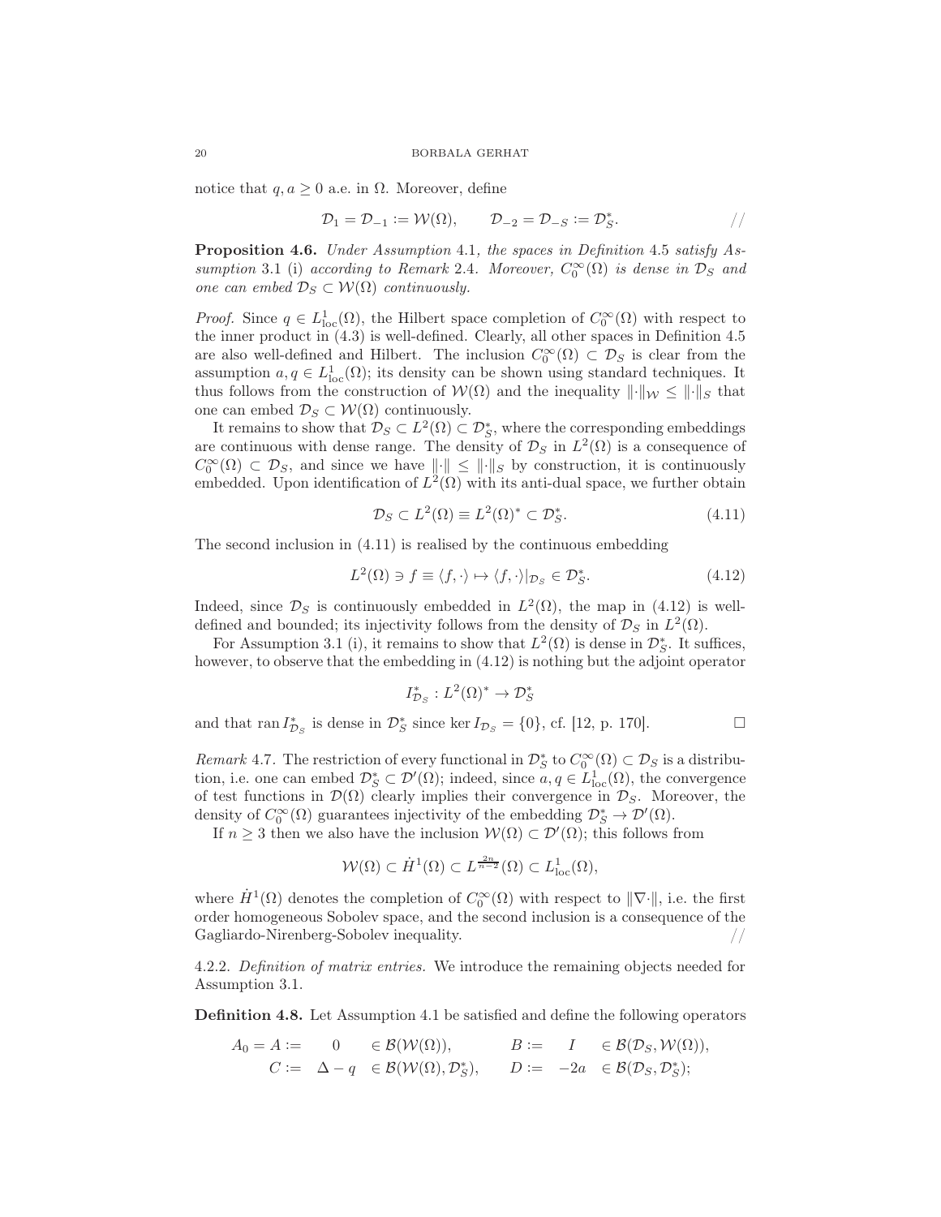notice that $q, a \geq 0$ a.e. in $\Omega$. Moreover, define

$$\mathcal{D}_1 = \mathcal{D}_{-1} := \mathcal{W}(\Omega), \qquad \mathcal{D}_{-2} = \mathcal{D}_{-S} := \mathcal{D}_S^*. \qquad //$$

**Proposition 4.6.** *Under Assumption* 4.1*, the spaces in Definition* 4.5 *satisfy Assumption* 3.1 (i) *according to Remark* 2.4*. Moreover, $C_0^\infty(\Omega)$ is dense in $\mathcal{D}_S$ and one can embed $\mathcal{D}_S \subset \mathcal{W}(\Omega)$ continuously.*

*Proof.* Since $q \in L^1_{\mathrm{loc}}(\Omega)$, the Hilbert space completion of $C_0^\infty(\Omega)$ with respect to the inner product in (4.3) is well-defined. Clearly, all other spaces in Definition 4.5 are also well-defined and Hilbert. The inclusion $C_0^\infty(\Omega) \subset \mathcal{D}_S$ is clear from the assumption $a, q \in L^1_{\mathrm{loc}}(\Omega)$; its density can be shown using standard techniques. It thus follows from the construction of $\mathcal{W}(\Omega)$ and the inequality $\|\cdot\|_{\mathcal{W}} \leq \|\cdot\|_S$ that one can embed $\mathcal{D}_S \subset \mathcal{W}(\Omega)$ continuously.

It remains to show that $\mathcal{D}_S \subset L^2(\Omega) \subset \mathcal{D}_S^*$, where the corresponding embeddings are continuous with dense range. The density of $\mathcal{D}_S$ in $L^2(\Omega)$ is a consequence of $C_0^\infty(\Omega) \subset \mathcal{D}_S$, and since we have $\|\cdot\| \leq \|\cdot\|_S$ by construction, it is continuously embedded. Upon identification of $L^2(\Omega)$ with its anti-dual space, we further obtain

$$\mathcal{D}_S \subset L^2(\Omega) \equiv L^2(\Omega)^* \subset \mathcal{D}_S^*. \tag{4.11}$$

The second inclusion in (4.11) is realised by the continuous embedding

$$L^2(\Omega) \ni f \equiv \langle f, \cdot \rangle \mapsto \langle f, \cdot \rangle|_{\mathcal{D}_S} \in \mathcal{D}_S^*. \tag{4.12}$$

Indeed, since $\mathcal{D}_S$ is continuously embedded in $L^2(\Omega)$, the map in (4.12) is well-defined and bounded; its injectivity follows from the density of $\mathcal{D}_S$ in $L^2(\Omega)$.

For Assumption 3.1 (i), it remains to show that $L^2(\Omega)$ is dense in $\mathcal{D}_S^*$. It suffices, however, to observe that the embedding in (4.12) is nothing but the adjoint operator

$$I_{\mathcal{D}_S}^* : L^2(\Omega)^* \to \mathcal{D}_S^*$$

and that $\operatorname{ran} I_{\mathcal{D}_S}^*$ is dense in $\mathcal{D}_S^*$ since $\ker I_{\mathcal{D}_S} = \{0\}$, cf. [12, p. 170]. $\square$

*Remark* 4.7. The restriction of every functional in $\mathcal{D}_S^*$ to $C_0^\infty(\Omega) \subset \mathcal{D}_S$ is a distribution, i.e. one can embed $\mathcal{D}_S^* \subset \mathcal{D}'(\Omega)$; indeed, since $a, q \in L^1_{\mathrm{loc}}(\Omega)$, the convergence of test functions in $\mathcal{D}(\Omega)$ clearly implies their convergence in $\mathcal{D}_S$. Moreover, the density of $C_0^\infty(\Omega)$ guarantees injectivity of the embedding $\mathcal{D}_S^* \to \mathcal{D}'(\Omega)$.

If $n \geq 3$ then we also have the inclusion $\mathcal{W}(\Omega) \subset \mathcal{D}'(\Omega)$; this follows from

$$\mathcal{W}(\Omega) \subset \dot{H}^1(\Omega) \subset L^{\frac{2n}{n-2}}(\Omega) \subset L^1_{\mathrm{loc}}(\Omega),$$

where $\dot{H}^1(\Omega)$ denotes the completion of $C_0^\infty(\Omega)$ with respect to $\|\nabla \cdot\|$, i.e. the first order homogeneous Sobolev space, and the second inclusion is a consequence of the Gagliardo-Nirenberg-Sobolev inequality. //

#### 4.2.2. *Definition of matrix entries.*

We introduce the remaining objects needed for Assumption 3.1.

**Definition 4.8.** Let Assumption 4.1 be satisfied and define the following operators

$$\begin{aligned} A_0 = A &:= \quad 0 \quad \in \mathcal{B}(\mathcal{W}(\Omega)), & B &:= \quad I \quad \in \mathcal{B}(\mathcal{D}_S, \mathcal{W}(\Omega)), \\ C &:= \quad \Delta - q \quad \in \mathcal{B}(\mathcal{W}(\Omega), \mathcal{D}_S^*), & D &:= \quad -2a \quad \in \mathcal{B}(\mathcal{D}_S, \mathcal{D}_S^*); \end{aligned}$$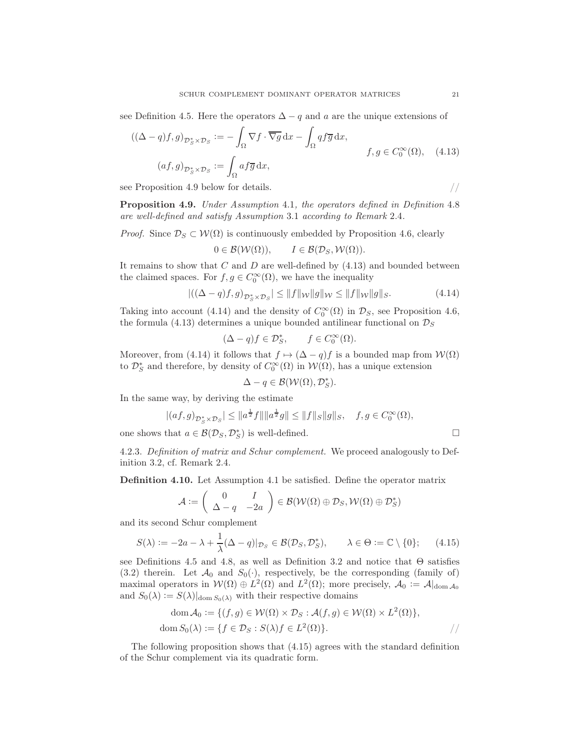see Definition 4.5. Here the operators $\Delta - q$ and $a$ are the unique extensions of

$$
\begin{aligned}
((\Delta - q)f, g)_{\mathcal{D}_S^* \times \mathcal{D}_S} &:= -\int_\Omega \nabla f \cdot \overline{\nabla g}\,\mathrm{d}x - \int_\Omega q f \overline{g}\,\mathrm{d}x, \\
(af, g)_{\mathcal{D}_S^* \times \mathcal{D}_S} &:= \int_\Omega a f \overline{g}\,\mathrm{d}x,
\end{aligned}
\qquad f, g \in C_0^\infty(\Omega), \quad (4.13)
$$

see Proposition 4.9 below for details. //

**Proposition 4.9.** *Under Assumption* 4.1*, the operators defined in Definition* 4.8 *are well-defined and satisfy Assumption* 3.1 *according to Remark* 2.4*.*

*Proof.* Since $\mathcal{D}_S \subset \mathcal{W}(\Omega)$ is continuously embedded by Proposition 4.6, clearly

$$
0 \in \mathcal{B}(\mathcal{W}(\Omega)), \qquad I \in \mathcal{B}(\mathcal{D}_S, \mathcal{W}(\Omega)).
$$

It remains to show that $C$ and $D$ are well-defined by (4.13) and bounded between the claimed spaces. For $f, g \in C_0^\infty(\Omega)$, we have the inequality

$$
|((\Delta - q)f, g)_{\mathcal{D}_S^* \times \mathcal{D}_S}| \leq \|f\|_{\mathcal{W}} \|g\|_{\mathcal{W}} \leq \|f\|_{\mathcal{W}} \|g\|_S. \tag{4.14}
$$

Taking into account (4.14) and the density of $C_0^\infty(\Omega)$ in $\mathcal{D}_S$, see Proposition 4.6, the formula (4.13) determines a unique bounded antilinear functional on $\mathcal{D}_S$

$$
(\Delta - q)f \in \mathcal{D}_S^*, \qquad f \in C_0^\infty(\Omega).
$$

Moreover, from (4.14) it follows that $f \mapsto (\Delta - q)f$ is a bounded map from $\mathcal{W}(\Omega)$ to $\mathcal{D}_S^*$ and therefore, by density of $C_0^\infty(\Omega)$ in $\mathcal{W}(\Omega)$, has a unique extension

$$
\Delta - q \in \mathcal{B}(\mathcal{W}(\Omega), \mathcal{D}_S^*).
$$

In the same way, by deriving the estimate

$$
|(af, g)_{\mathcal{D}_S^* \times \mathcal{D}_S}| \leq \|a^{\frac{1}{2}} f\| \|a^{\frac{1}{2}} g\| \leq \|f\|_S \|g\|_S, \quad f, g \in C_0^\infty(\Omega),
$$

one shows that $a \in \mathcal{B}(\mathcal{D}_S, \mathcal{D}_S^*)$ is well-defined. □

4.2.3. *Definition of matrix and Schur complement.* We proceed analogously to Definition 3.2, cf. Remark 2.4.

**Definition 4.10.** Let Assumption 4.1 be satisfied. Define the operator matrix

$$
\mathcal{A} := \begin{pmatrix} 0 & I \\ \Delta - q & -2a \end{pmatrix} \in \mathcal{B}(\mathcal{W}(\Omega) \oplus \mathcal{D}_S, \mathcal{W}(\Omega) \oplus \mathcal{D}_S^*)
$$

and its second Schur complement

$$
S(\lambda) := -2a - \lambda + \frac{1}{\lambda}(\Delta - q)|_{\mathcal{D}_S} \in \mathcal{B}(\mathcal{D}_S, \mathcal{D}_S^*), \qquad \lambda \in \Theta := \mathbb{C} \setminus \{0\}; \tag{4.15}
$$

see Definitions 4.5 and 4.8, as well as Definition 3.2 and notice that $\Theta$ satisfies (3.2) therein. Let $\mathcal{A}_0$ and $S_0(\cdot)$, respectively, be the corresponding (family of) maximal operators in $\mathcal{W}(\Omega) \oplus L^2(\Omega)$ and $L^2(\Omega)$; more precisely, $\mathcal{A}_0 := \mathcal{A}|_{\operatorname{dom} \mathcal{A}_0}$ and $S_0(\lambda) := S(\lambda)|_{\operatorname{dom} S_0(\lambda)}$ with their respective domains

$$
\begin{aligned}
\operatorname{dom} \mathcal{A}_0 &:= \{(f, g) \in \mathcal{W}(\Omega) \times \mathcal{D}_S : \mathcal{A}(f, g) \in \mathcal{W}(\Omega) \times L^2(\Omega)\}, \\
\operatorname{dom} S_0(\lambda) &:= \{f \in \mathcal{D}_S : S(\lambda) f \in L^2(\Omega)\}.
\end{aligned}
$$

//

The following proposition shows that (4.15) agrees with the standard definition of the Schur complement via its quadratic form.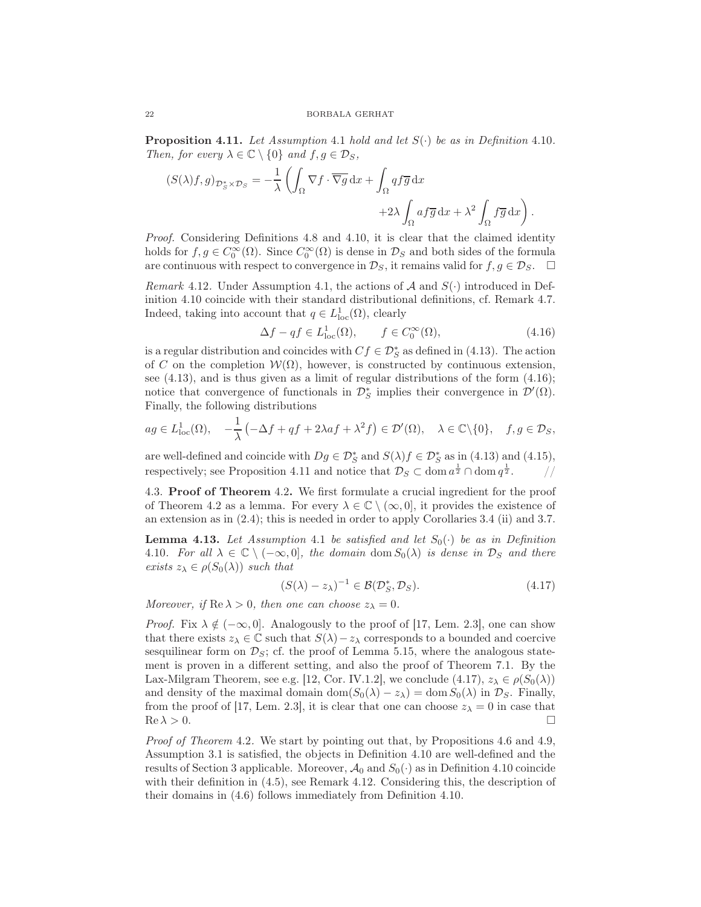**Proposition 4.11.** *Let Assumption* 4.1 *hold and let $S(\cdot)$ be as in Definition* 4.10*. Then, for every $\lambda \in \mathbb{C} \setminus \{0\}$ and $f, g \in \mathcal{D}_S$,*

$$(S(\lambda)f, g)_{\mathcal{D}_S^* \times \mathcal{D}_S} = -\frac{1}{\lambda}\left(\int_\Omega \nabla f \cdot \overline{\nabla g}\, \mathrm{d}x + \int_\Omega q f \overline{g}\, \mathrm{d}x \right.$$
$$\left. + 2\lambda \int_\Omega a f \overline{g}\, \mathrm{d}x + \lambda^2 \int_\Omega f \overline{g}\, \mathrm{d}x \right).$$

*Proof.* Considering Definitions 4.8 and 4.10, it is clear that the claimed identity holds for $f, g \in C_0^\infty(\Omega)$. Since $C_0^\infty(\Omega)$ is dense in $\mathcal{D}_S$ and both sides of the formula are continuous with respect to convergence in $\mathcal{D}_S$, it remains valid for $f, g \in \mathcal{D}_S$. $\square$

*Remark* 4.12. Under Assumption 4.1, the actions of $\mathcal{A}$ and $S(\cdot)$ introduced in Definition 4.10 coincide with their standard distributional definitions, cf. Remark 4.7. Indeed, taking into account that $q \in L^1_{\mathrm{loc}}(\Omega)$, clearly

$$\Delta f - q f \in L^1_{\mathrm{loc}}(\Omega), \qquad f \in C_0^\infty(\Omega), \tag{4.16}$$

is a regular distribution and coincides with $Cf \in \mathcal{D}_S^*$ as defined in (4.13). The action of $C$ on the completion $\mathcal{W}(\Omega)$, however, is constructed by continuous extension, see (4.13), and is thus given as a limit of regular distributions of the form (4.16); notice that convergence of functionals in $\mathcal{D}_S^*$ implies their convergence in $\mathcal{D}'(\Omega)$. Finally, the following distributions

$$ag \in L^1_{\mathrm{loc}}(\Omega), \quad -\frac{1}{\lambda}\left(-\Delta f + q f + 2\lambda a f + \lambda^2 f\right) \in \mathcal{D}'(\Omega), \quad \lambda \in \mathbb{C}\setminus\{0\}, \quad f, g \in \mathcal{D}_S,$$

are well-defined and coincide with $Dg \in \mathcal{D}_S^*$ and $S(\lambda)f \in \mathcal{D}_S^*$ as in (4.13) and (4.15), respectively; see Proposition 4.11 and notice that $\mathcal{D}_S \subset \operatorname{dom} a^{\frac{1}{2}} \cap \operatorname{dom} q^{\frac{1}{2}}$. //

## 4.3. Proof of Theorem 4.2.

We first formulate a crucial ingredient for the proof of Theorem 4.2 as a lemma. For every $\lambda \in \mathbb{C} \setminus (\infty, 0]$, it provides the existence of an extension as in (2.4); this is needed in order to apply Corollaries 3.4 (ii) and 3.7.

**Lemma 4.13.** *Let Assumption* 4.1 *be satisfied and let $S_0(\cdot)$ be as in Definition* 4.10*. For all $\lambda \in \mathbb{C} \setminus (-\infty, 0]$, the domain $\operatorname{dom} S_0(\lambda)$ is dense in $\mathcal{D}_S$ and there exists $z_\lambda \in \rho(S_0(\lambda))$ such that*

$$(S(\lambda) - z_\lambda)^{-1} \in \mathcal{B}(\mathcal{D}_S^*, \mathcal{D}_S). \tag{4.17}$$

*Moreover, if $\operatorname{Re} \lambda > 0$, then one can choose $z_\lambda = 0$.*

*Proof.* Fix $\lambda \notin (-\infty, 0]$. Analogously to the proof of [17, Lem. 2.3], one can show that there exists $z_\lambda \in \mathbb{C}$ such that $S(\lambda) - z_\lambda$ corresponds to a bounded and coercive sesquilinear form on $\mathcal{D}_S$; cf. the proof of Lemma 5.15, where the analogous statement is proven in a different setting, and also the proof of Theorem 7.1. By the Lax-Milgram Theorem, see e.g. [12, Cor. IV.1.2], we conclude (4.17), $z_\lambda \in \rho(S_0(\lambda))$ and density of the maximal domain $\operatorname{dom}(S_0(\lambda) - z_\lambda) = \operatorname{dom} S_0(\lambda)$ in $\mathcal{D}_S$. Finally, from the proof of [17, Lem. 2.3], it is clear that one can choose $z_\lambda = 0$ in case that $\operatorname{Re} \lambda > 0$. $\square$

*Proof of Theorem* 4.2. We start by pointing out that, by Propositions 4.6 and 4.9, Assumption 3.1 is satisfied, the objects in Definition 4.10 are well-defined and the results of Section 3 applicable. Moreover, $\mathcal{A}_0$ and $S_0(\cdot)$ as in Definition 4.10 coincide with their definition in (4.5), see Remark 4.12. Considering this, the description of their domains in (4.6) follows immediately from Definition 4.10.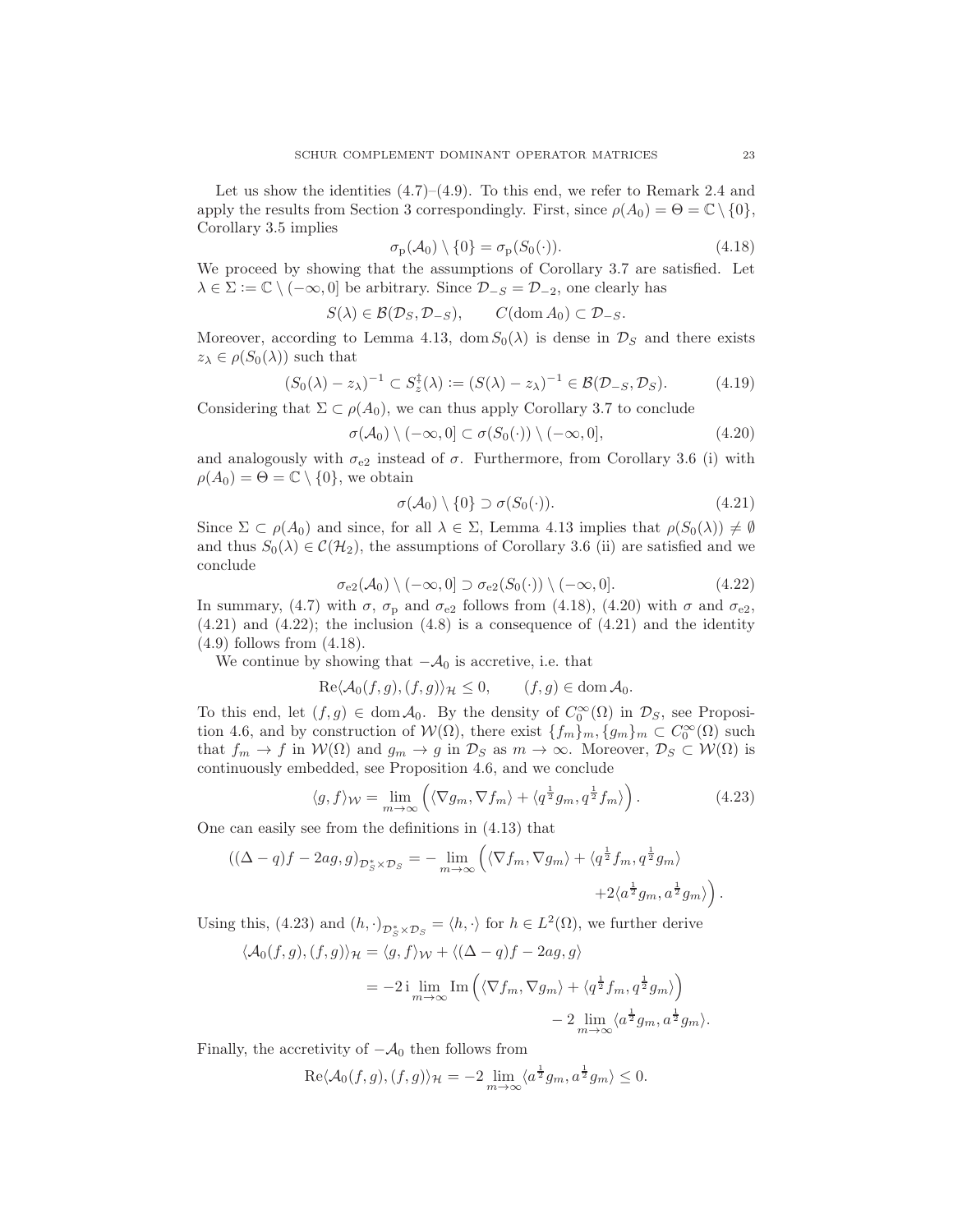Let us show the identities (4.7)–(4.9). To this end, we refer to Remark 2.4 and apply the results from Section 3 correspondingly. First, since $\rho(A_0) = \Theta = \mathbb{C} \setminus \{0\}$, Corollary 3.5 implies

$$\sigma_{\mathrm{p}}(\mathcal{A}_0) \setminus \{0\} = \sigma_{\mathrm{p}}(S_0(\cdot)). \tag{4.18}$$

We proceed by showing that the assumptions of Corollary 3.7 are satisfied. Let $\lambda \in \Sigma := \mathbb{C} \setminus (-\infty, 0]$ be arbitrary. Since $\mathcal{D}_{-S} = \mathcal{D}_{-2}$, one clearly has

$$S(\lambda) \in \mathcal{B}(\mathcal{D}_S, \mathcal{D}_{-S}), \qquad C(\operatorname{dom} A_0) \subset \mathcal{D}_{-S}.$$

Moreover, according to Lemma 4.13, $\operatorname{dom} S_0(\lambda)$ is dense in $\mathcal{D}_S$ and there exists $z_\lambda \in \rho(S_0(\lambda))$ such that

$$(S_0(\lambda) - z_\lambda)^{-1} \subset S_z^{\ddagger}(\lambda) := (S(\lambda) - z_\lambda)^{-1} \in \mathcal{B}(\mathcal{D}_{-S}, \mathcal{D}_S). \tag{4.19}$$

Considering that $\Sigma \subset \rho(A_0)$, we can thus apply Corollary 3.7 to conclude

$$\sigma(\mathcal{A}_0) \setminus (-\infty, 0] \subset \sigma(S_0(\cdot)) \setminus (-\infty, 0], \tag{4.20}$$

and analogously with $\sigma_{\mathrm{e}2}$ instead of $\sigma$. Furthermore, from Corollary 3.6 (i) with $\rho(A_0) = \Theta = \mathbb{C} \setminus \{0\}$, we obtain

$$\sigma(\mathcal{A}_0) \setminus \{0\} \supset \sigma(S_0(\cdot)). \tag{4.21}$$

Since $\Sigma \subset \rho(A_0)$ and since, for all $\lambda \in \Sigma$, Lemma 4.13 implies that $\rho(S_0(\lambda)) \neq \emptyset$ and thus $S_0(\lambda) \in \mathcal{C}(\mathcal{H}_2)$, the assumptions of Corollary 3.6 (ii) are satisfied and we conclude

$$\sigma_{\mathrm{e}2}(\mathcal{A}_0) \setminus (-\infty, 0] \supset \sigma_{\mathrm{e}2}(S_0(\cdot)) \setminus (-\infty, 0]. \tag{4.22}$$

In summary, (4.7) with $\sigma$, $\sigma_{\mathrm{p}}$ and $\sigma_{\mathrm{e}2}$ follows from (4.18), (4.20) with $\sigma$ and $\sigma_{\mathrm{e}2}$, (4.21) and (4.22); the inclusion (4.8) is a consequence of (4.21) and the identity (4.9) follows from (4.18).

We continue by showing that $-\mathcal{A}_0$ is accretive, i.e. that

$$\operatorname{Re}\langle \mathcal{A}_0(f,g), (f,g)\rangle_{\mathcal{H}} \leq 0, \qquad (f,g) \in \operatorname{dom} \mathcal{A}_0.$$

To this end, let $(f,g) \in \operatorname{dom} \mathcal{A}_0$. By the density of $C_0^\infty(\Omega)$ in $\mathcal{D}_S$, see Proposition 4.6, and by construction of $\mathcal{W}(\Omega)$, there exist $\{f_m\}_m, \{g_m\}_m \subset C_0^\infty(\Omega)$ such that $f_m \to f$ in $\mathcal{W}(\Omega)$ and $g_m \to g$ in $\mathcal{D}_S$ as $m \to \infty$. Moreover, $\mathcal{D}_S \subset \mathcal{W}(\Omega)$ is continuously embedded, see Proposition 4.6, and we conclude

$$\langle g, f\rangle_{\mathcal{W}} = \lim_{m\to\infty} \left( \langle \nabla g_m, \nabla f_m\rangle + \langle q^{\frac{1}{2}} g_m, q^{\frac{1}{2}} f_m\rangle \right). \tag{4.23}$$

One can easily see from the definitions in (4.13) that

$$((\Delta - q)f - 2ag, g)_{\mathcal{D}_S^* \times \mathcal{D}_S} = -\lim_{m\to\infty} \Big( \langle \nabla f_m, \nabla g_m\rangle + \langle q^{\frac{1}{2}} f_m, q^{\frac{1}{2}} g_m\rangle + 2\langle a^{\frac{1}{2}} g_m, a^{\frac{1}{2}} g_m\rangle \Big).$$

Using this, (4.23) and $(h,\cdot)_{\mathcal{D}_S^* \times \mathcal{D}_S} = \langle h, \cdot\rangle$ for $h \in L^2(\Omega)$, we further derive

$$\begin{aligned}
\langle \mathcal{A}_0(f,g), (f,g)\rangle_{\mathcal{H}} &= \langle g, f\rangle_{\mathcal{W}} + \langle (\Delta - q)f - 2ag, g\rangle \\
&= -2\,\mathrm{i} \lim_{m\to\infty} \operatorname{Im}\Big( \langle \nabla f_m, \nabla g_m\rangle + \langle q^{\frac{1}{2}} f_m, q^{\frac{1}{2}} g_m\rangle \Big) \\
&\qquad - 2\lim_{m\to\infty} \langle a^{\frac{1}{2}} g_m, a^{\frac{1}{2}} g_m\rangle.
\end{aligned}$$

Finally, the accretivity of $-\mathcal{A}_0$ then follows from

$$\operatorname{Re}\langle \mathcal{A}_0(f,g), (f,g)\rangle_{\mathcal{H}} = -2\lim_{m\to\infty} \langle a^{\frac{1}{2}} g_m, a^{\frac{1}{2}} g_m\rangle \leq 0.$$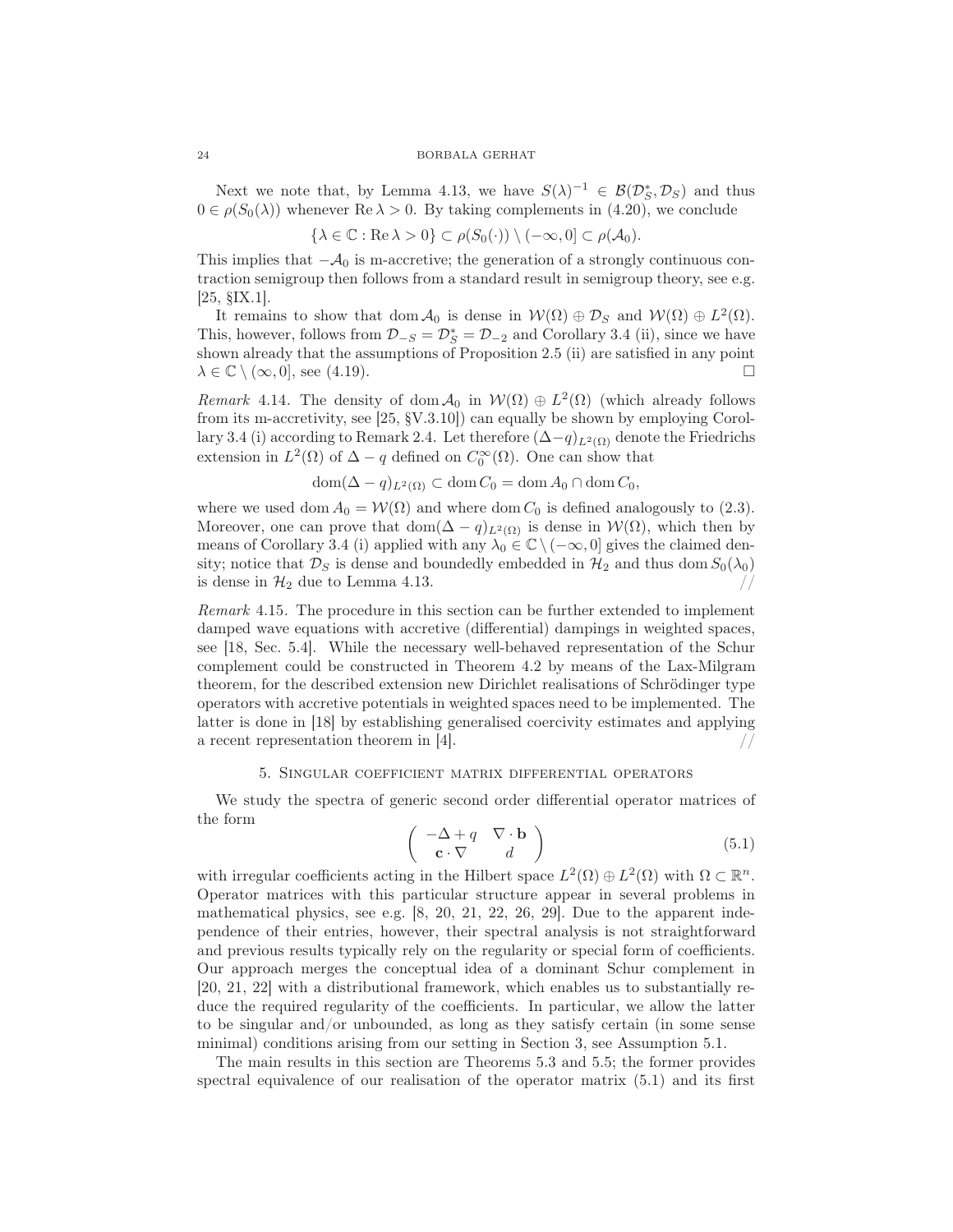Next we note that, by Lemma 4.13, we have $S(\lambda)^{-1} \in \mathcal{B}(\mathcal{D}_S^*, \mathcal{D}_S)$ and thus $0 \in \rho(S_0(\lambda))$ whenever $\operatorname{Re}\lambda > 0$. By taking complements in (4.20), we conclude

$$\{\lambda \in \mathbb{C} : \operatorname{Re}\lambda > 0\} \subset \rho(S_0(\cdot)) \setminus (-\infty, 0] \subset \rho(\mathcal{A}_0).$$

This implies that $-\mathcal{A}_0$ is m-accretive; the generation of a strongly continuous contraction semigroup then follows from a standard result in semigroup theory, see e.g. [25, §IX.1].

It remains to show that $\operatorname{dom}\mathcal{A}_0$ is dense in $\mathcal{W}(\Omega) \oplus \mathcal{D}_S$ and $\mathcal{W}(\Omega) \oplus L^2(\Omega)$. This, however, follows from $\mathcal{D}_{-S} = \mathcal{D}_S^* = \mathcal{D}_{-2}$ and Corollary 3.4 (ii), since we have shown already that the assumptions of Proposition 2.5 (ii) are satisfied in any point $\lambda \in \mathbb{C} \setminus (\infty, 0]$, see (4.19). □

*Remark* 4.14. The density of $\operatorname{dom}\mathcal{A}_0$ in $\mathcal{W}(\Omega) \oplus L^2(\Omega)$ (which already follows from its m-accretivity, see [25, §V.3.10]) can equally be shown by employing Corollary 3.4 (i) according to Remark 2.4. Let therefore $(\Delta - q)_{L^2(\Omega)}$ denote the Friedrichs extension in $L^2(\Omega)$ of $\Delta - q$ defined on $C_0^\infty(\Omega)$. One can show that

$$\operatorname{dom}(\Delta - q)_{L^2(\Omega)} \subset \operatorname{dom} C_0 = \operatorname{dom} A_0 \cap \operatorname{dom} C_0,$$

where we used $\operatorname{dom} A_0 = \mathcal{W}(\Omega)$ and where $\operatorname{dom} C_0$ is defined analogously to (2.3). Moreover, one can prove that $\operatorname{dom}(\Delta - q)_{L^2(\Omega)}$ is dense in $\mathcal{W}(\Omega)$, which then by means of Corollary 3.4 (i) applied with any $\lambda_0 \in \mathbb{C} \setminus (-\infty, 0]$ gives the claimed density; notice that $\mathcal{D}_S$ is dense and boundedly embedded in $\mathcal{H}_2$ and thus $\operatorname{dom} S_0(\lambda_0)$ is dense in $\mathcal{H}_2$ due to Lemma 4.13. //

*Remark* 4.15. The procedure in this section can be further extended to implement damped wave equations with accretive (differential) dampings in weighted spaces, see [18, Sec. 5.4]. While the necessary well-behaved representation of the Schur complement could be constructed in Theorem 4.2 by means of the Lax-Milgram theorem, for the described extension new Dirichlet realisations of Schrödinger type operators with accretive potentials in weighted spaces need to be implemented. The latter is done in [18] by establishing generalised coercivity estimates and applying a recent representation theorem in [4]. //

## 5. Singular coefficient matrix differential operators

We study the spectra of generic second order differential operator matrices of the form

$$\begin{pmatrix} -\Delta + q & \nabla \cdot \mathbf{b} \\ \mathbf{c} \cdot \nabla & d \end{pmatrix} \tag{5.1}$$

with irregular coefficients acting in the Hilbert space $L^2(\Omega) \oplus L^2(\Omega)$ with $\Omega \subset \mathbb{R}^n$. Operator matrices with this particular structure appear in several problems in mathematical physics, see e.g. [8, 20, 21, 22, 26, 29]. Due to the apparent independence of their entries, however, their spectral analysis is not straightforward and previous results typically rely on the regularity or special form of coefficients. Our approach merges the conceptual idea of a dominant Schur complement in [20, 21, 22] with a distributional framework, which enables us to substantially reduce the required regularity of the coefficients. In particular, we allow the latter to be singular and/or unbounded, as long as they satisfy certain (in some sense minimal) conditions arising from our setting in Section 3, see Assumption 5.1.

The main results in this section are Theorems 5.3 and 5.5; the former provides spectral equivalence of our realisation of the operator matrix (5.1) and its first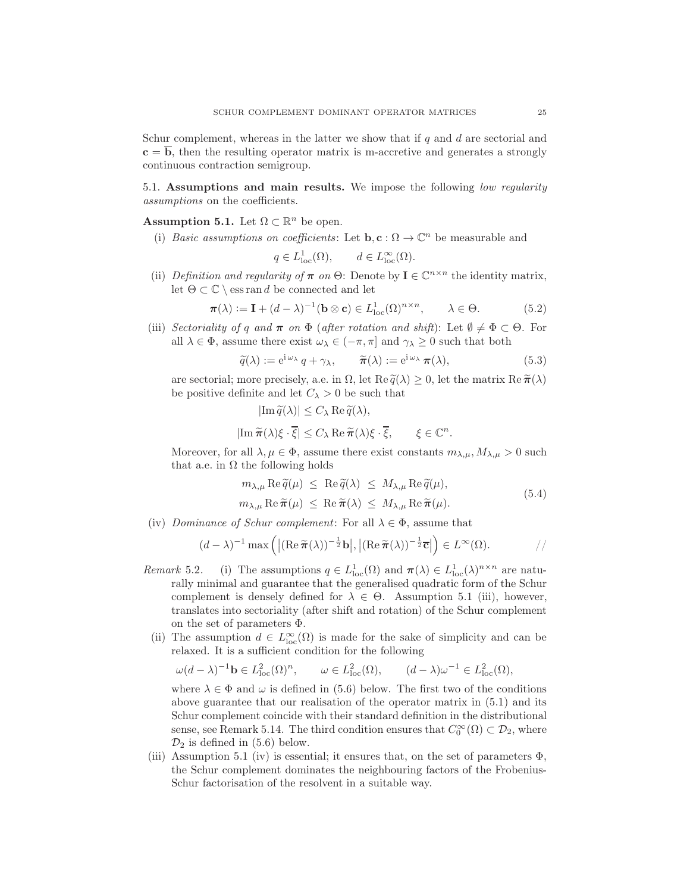Schur complement, whereas in the latter we show that if $q$ and $d$ are sectorial and $\mathbf{c} = \overline{\mathbf{b}}$, then the resulting operator matrix is m-accretive and generates a strongly continuous contraction semigroup.

## 5.1. Assumptions and main results.

We impose the following *low regularity assumptions* on the coefficients.

**Assumption 5.1.** Let $\Omega \subset \mathbb{R}^n$ be open.

(i) *Basic assumptions on coefficients*: Let $\mathbf{b}, \mathbf{c} : \Omega \to \mathbb{C}^n$ be measurable and

$$q \in L^1_{\mathrm{loc}}(\Omega), \qquad d \in L^\infty_{\mathrm{loc}}(\Omega).$$

(ii) *Definition and regularity of $\boldsymbol{\pi}$ on $\Theta$*: Denote by $\mathbf{I} \in \mathbb{C}^{n\times n}$ the identity matrix, let $\Theta \subset \mathbb{C} \setminus \operatorname{ess\,ran} d$ be connected and let

$$\boldsymbol{\pi}(\lambda) := \mathbf{I} + (d-\lambda)^{-1}(\mathbf{b} \otimes \mathbf{c}) \in L^1_{\mathrm{loc}}(\Omega)^{n\times n}, \qquad \lambda \in \Theta. \tag{5.2}$$

(iii) *Sectoriality of $q$ and $\boldsymbol{\pi}$ on $\Phi$ (after rotation and shift)*: Let $\emptyset \neq \Phi \subset \Theta$. For all $\lambda \in \Phi$, assume there exist $\omega_\lambda \in (-\pi, \pi]$ and $\gamma_\lambda \geq 0$ such that both

$$\widetilde{q}(\lambda) := \mathrm{e}^{\mathrm{i}\,\omega_\lambda}\, q + \gamma_\lambda, \qquad \widetilde{\boldsymbol{\pi}}(\lambda) := \mathrm{e}^{\mathrm{i}\,\omega_\lambda}\, \boldsymbol{\pi}(\lambda), \tag{5.3}$$

are sectorial; more precisely, a.e. in $\Omega$, let $\operatorname{Re} \widetilde{q}(\lambda) \geq 0$, let the matrix $\operatorname{Re} \widetilde{\boldsymbol{\pi}}(\lambda)$ be positive definite and let $C_\lambda > 0$ be such that

$$|\operatorname{Im} \widetilde{q}(\lambda)| \leq C_\lambda \operatorname{Re} \widetilde{q}(\lambda),$$

$$|\operatorname{Im} \widetilde{\boldsymbol{\pi}}(\lambda)\xi \cdot \overline{\xi}| \leq C_\lambda \operatorname{Re} \widetilde{\boldsymbol{\pi}}(\lambda)\xi \cdot \overline{\xi}, \qquad \xi \in \mathbb{C}^n.$$

Moreover, for all $\lambda, \mu \in \Phi$, assume there exist constants $m_{\lambda,\mu}, M_{\lambda,\mu} > 0$ such that a.e. in $\Omega$ the following holds

$$\begin{aligned} m_{\lambda,\mu} \operatorname{Re} \widetilde{q}(\mu) \ &\leq\ \operatorname{Re} \widetilde{q}(\lambda) \ \leq\ M_{\lambda,\mu} \operatorname{Re} \widetilde{q}(\mu), \\ m_{\lambda,\mu} \operatorname{Re} \widetilde{\boldsymbol{\pi}}(\mu) \ &\leq\ \operatorname{Re} \widetilde{\boldsymbol{\pi}}(\lambda) \ \leq\ M_{\lambda,\mu} \operatorname{Re} \widetilde{\boldsymbol{\pi}}(\mu). \end{aligned} \tag{5.4}$$

(iv) *Dominance of Schur complement*: For all $\lambda \in \Phi$, assume that

$$(d-\lambda)^{-1} \max\Big( \big|(\operatorname{Re} \widetilde{\boldsymbol{\pi}}(\lambda))^{-\frac{1}{2}}\mathbf{b}\big|, \big|(\operatorname{Re} \widetilde{\boldsymbol{\pi}}(\lambda))^{-\frac{1}{2}}\overline{\mathbf{c}}\big| \Big) \in L^\infty(\Omega). \qquad //$$

*Remark* 5.2. (i) The assumptions $q \in L^1_{\mathrm{loc}}(\Omega)$ and $\boldsymbol{\pi}(\lambda) \in L^1_{\mathrm{loc}}(\lambda)^{n\times n}$ are naturally minimal and guarantee that the generalised quadratic form of the Schur complement is densely defined for $\lambda \in \Theta$. Assumption 5.1 (iii), however, translates into sectoriality (after shift and rotation) of the Schur complement on the set of parameters $\Phi$.

(ii) The assumption $d \in L^\infty_{\mathrm{loc}}(\Omega)$ is made for the sake of simplicity and can be relaxed. It is a sufficient condition for the following

$$\omega(d-\lambda)^{-1}\mathbf{b} \in L^2_{\mathrm{loc}}(\Omega)^n, \qquad \omega \in L^2_{\mathrm{loc}}(\Omega), \qquad (d-\lambda)\omega^{-1} \in L^2_{\mathrm{loc}}(\Omega),$$

where $\lambda \in \Phi$ and $\omega$ is defined in (5.6) below. The first two of the conditions above guarantee that our realisation of the operator matrix in (5.1) and its Schur complement coincide with their standard definition in the distributional sense, see Remark 5.14. The third condition ensures that $C_0^\infty(\Omega) \subset \mathcal{D}_2$, where $\mathcal{D}_2$ is defined in (5.6) below.

(iii) Assumption 5.1 (iv) is essential; it ensures that, on the set of parameters $\Phi$, the Schur complement dominates the neighbouring factors of the Frobenius-Schur factorisation of the resolvent in a suitable way.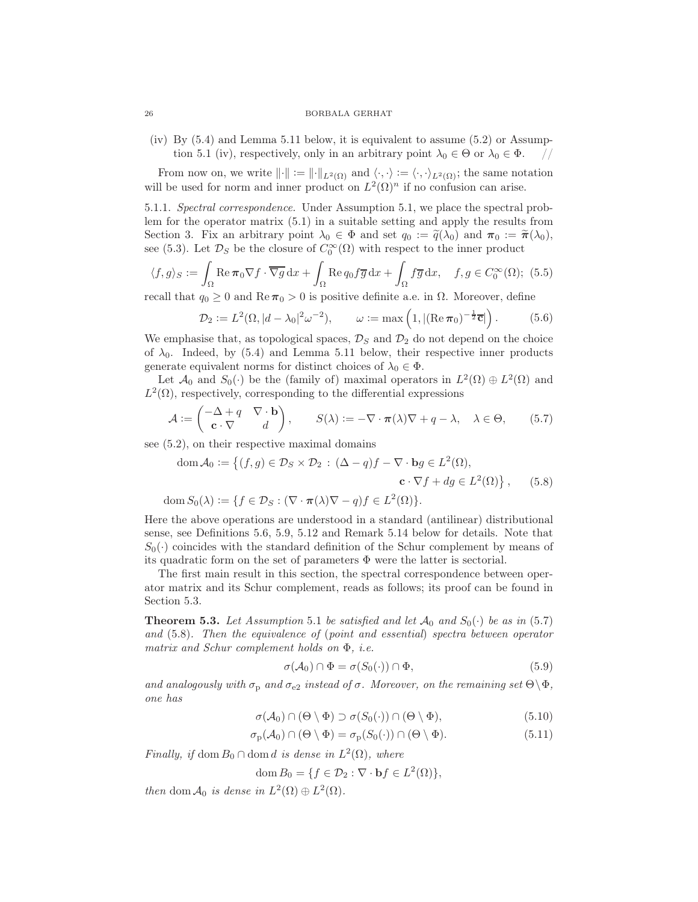(iv) By (5.4) and Lemma 5.11 below, it is equivalent to assume (5.2) or Assumption 5.1 (iv), respectively, only in an arbitrary point $\lambda_0 \in \Theta$ or $\lambda_0 \in \Phi$. //

From now on, we write $\|\cdot\| := \|\cdot\|_{L^2(\Omega)}$ and $\langle \cdot, \cdot \rangle := \langle \cdot, \cdot \rangle_{L^2(\Omega)}$; the same notation will be used for norm and inner product on $L^2(\Omega)^n$ if no confusion can arise.

5.1.1. *Spectral correspondence.* Under Assumption 5.1, we place the spectral problem for the operator matrix (5.1) in a suitable setting and apply the results from Section 3. Fix an arbitrary point $\lambda_0 \in \Phi$ and set $q_0 := \widetilde{q}(\lambda_0)$ and $\boldsymbol{\pi}_0 := \widetilde{\boldsymbol{\pi}}(\lambda_0)$, see (5.3). Let $\mathcal{D}_S$ be the closure of $C_0^\infty(\Omega)$ with respect to the inner product

$$\langle f, g \rangle_S := \int_\Omega \operatorname{Re} \boldsymbol{\pi}_0 \nabla f \cdot \overline{\nabla g} \,\mathrm{d}x + \int_\Omega \operatorname{Re} q_0 f \overline{g} \,\mathrm{d}x + \int_\Omega f \overline{g} \,\mathrm{d}x, \quad f, g \in C_0^\infty(\Omega); \tag{5.5}$$

recall that $q_0 \geq 0$ and $\operatorname{Re} \boldsymbol{\pi}_0 > 0$ is positive definite a.e. in $\Omega$. Moreover, define

$$\mathcal{D}_2 := L^2(\Omega, |d - \lambda_0|^2 \omega^{-2}), \qquad \omega := \max\left(1, |(\operatorname{Re} \boldsymbol{\pi}_0)^{-\frac{1}{2}} \overline{\mathbf{c}}|\right). \tag{5.6}$$

We emphasise that, as topological spaces, $\mathcal{D}_S$ and $\mathcal{D}_2$ do not depend on the choice of $\lambda_0$. Indeed, by (5.4) and Lemma 5.11 below, their respective inner products generate equivalent norms for distinct choices of $\lambda_0 \in \Phi$.

Let $\mathcal{A}_0$ and $S_0(\cdot)$ be the (family of) maximal operators in $L^2(\Omega) \oplus L^2(\Omega)$ and $L^2(\Omega)$, respectively, corresponding to the differential expressions

$$\mathcal{A} := \begin{pmatrix} -\Delta + q & \nabla \cdot \mathbf{b} \\ \mathbf{c} \cdot \nabla & d \end{pmatrix}, \qquad S(\lambda) := -\nabla \cdot \boldsymbol{\pi}(\lambda) \nabla + q - \lambda, \quad \lambda \in \Theta, \tag{5.7}$$

see (5.2), on their respective maximal domains

$$\begin{aligned} \operatorname{dom} \mathcal{A}_0 := \big\{ (f, g) \in \mathcal{D}_S \times \mathcal{D}_2 \,:\, (\Delta - q) f - \nabla \cdot \mathbf{b} g \in L^2(\Omega), \\ \mathbf{c} \cdot \nabla f + d g \in L^2(\Omega) \big\}, \end{aligned} \tag{5.8}$$

$$\operatorname{dom} S_0(\lambda) := \{ f \in \mathcal{D}_S : (\nabla \cdot \boldsymbol{\pi}(\lambda) \nabla - q) f \in L^2(\Omega) \}.$$

Here the above operations are understood in a standard (antilinear) distributional sense, see Definitions 5.6, 5.9, 5.12 and Remark 5.14 below for details. Note that $S_0(\cdot)$ coincides with the standard definition of the Schur complement by means of its quadratic form on the set of parameters $\Phi$ were the latter is sectorial.

The first main result in this section, the spectral correspondence between operator matrix and its Schur complement, reads as follows; its proof can be found in Section 5.3.

**Theorem 5.3.** *Let Assumption* 5.1 *be satisfied and let $\mathcal{A}_0$ and $S_0(\cdot)$ be as in* (5.7) *and* (5.8)*. Then the equivalence of* (*point and essential*) *spectra between operator matrix and Schur complement holds on $\Phi$, i.e.*

$$\sigma(\mathcal{A}_0) \cap \Phi = \sigma(S_0(\cdot)) \cap \Phi, \tag{5.9}$$

*and analogously with $\sigma_{\mathrm{p}}$ and $\sigma_{\mathrm{e2}}$ instead of $\sigma$. Moreover, on the remaining set $\Theta \setminus \Phi$, one has*

$$\sigma(\mathcal{A}_0) \cap (\Theta \setminus \Phi) \supset \sigma(S_0(\cdot)) \cap (\Theta \setminus \Phi), \tag{5.10}$$

$$\sigma_{\mathrm{p}}(\mathcal{A}_0) \cap (\Theta \setminus \Phi) = \sigma_{\mathrm{p}}(S_0(\cdot)) \cap (\Theta \setminus \Phi). \tag{5.11}$$

*Finally, if $\operatorname{dom} B_0 \cap \operatorname{dom} d$ is dense in $L^2(\Omega)$, where*

$$\operatorname{dom} B_0 = \{ f \in \mathcal{D}_2 : \nabla \cdot \mathbf{b} f \in L^2(\Omega) \},$$

*then $\operatorname{dom} \mathcal{A}_0$ is dense in $L^2(\Omega) \oplus L^2(\Omega)$.*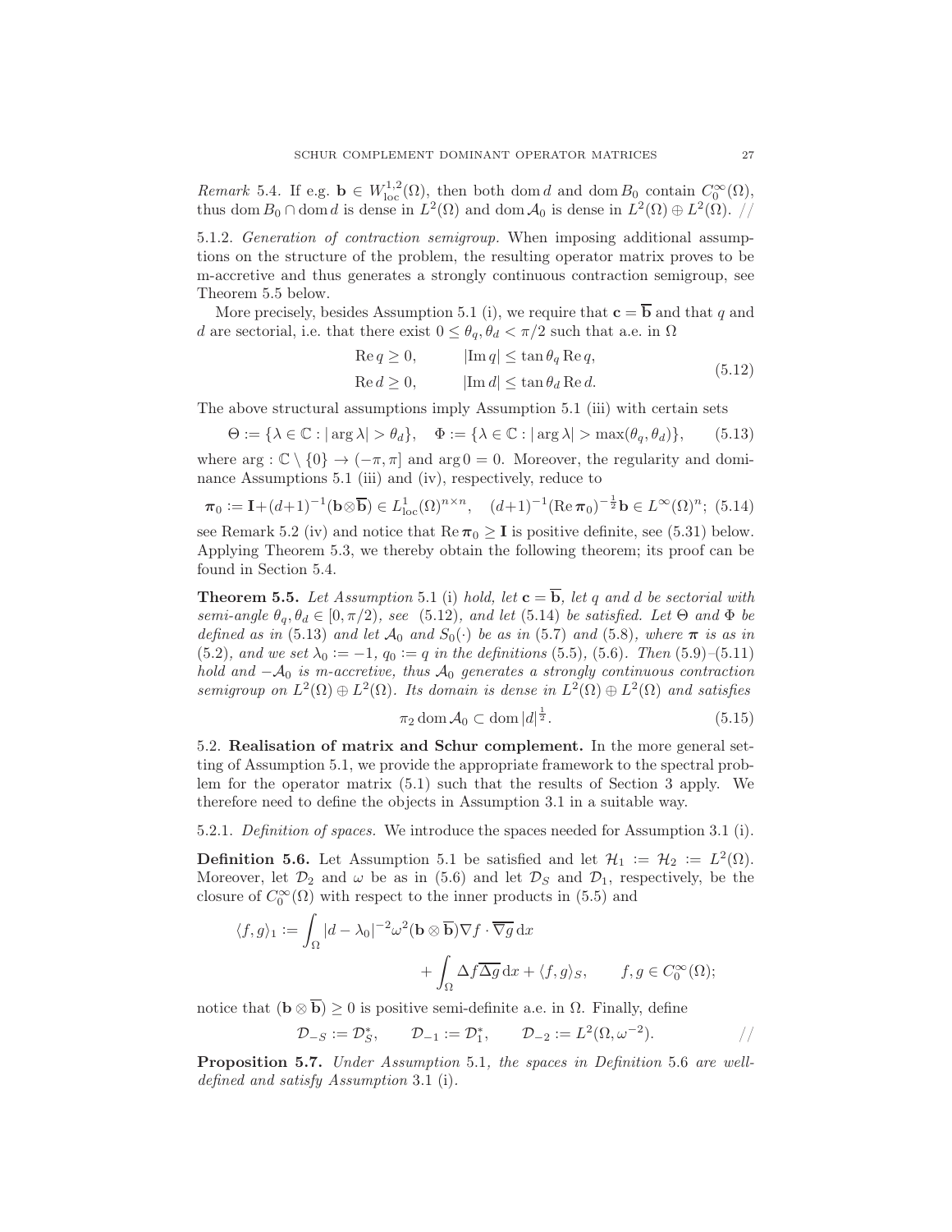*Remark* 5.4. If e.g. $\mathbf{b} \in W^{1,2}_{\mathrm{loc}}(\Omega)$, then both $\operatorname{dom} d$ and $\operatorname{dom} B_0$ contain $C_0^\infty(\Omega)$, thus $\operatorname{dom} B_0 \cap \operatorname{dom} d$ is dense in $L^2(\Omega)$ and $\operatorname{dom} \mathcal{A}_0$ is dense in $L^2(\Omega) \oplus L^2(\Omega)$. //

5.1.2. *Generation of contraction semigroup.* When imposing additional assumptions on the structure of the problem, the resulting operator matrix proves to be m-accretive and thus generates a strongly continuous contraction semigroup, see Theorem 5.5 below.

More precisely, besides Assumption 5.1 (i), we require that $\mathbf{c} = \overline{\mathbf{b}}$ and that $q$ and $d$ are sectorial, i.e. that there exist $0 \le \theta_q, \theta_d < \pi/2$ such that a.e. in $\Omega$

$$
\begin{aligned}
\operatorname{Re} q &\ge 0, \qquad & |\operatorname{Im} q| &\le \tan\theta_q \operatorname{Re} q, \\
\operatorname{Re} d &\ge 0, \qquad & |\operatorname{Im} d| &\le \tan\theta_d \operatorname{Re} d.
\end{aligned}
\tag{5.12}
$$

The above structural assumptions imply Assumption 5.1 (iii) with certain sets

$$
\Theta := \{\lambda \in \mathbb{C} : |\arg\lambda| > \theta_d\}, \quad \Phi := \{\lambda \in \mathbb{C} : |\arg\lambda| > \max(\theta_q, \theta_d)\}, \tag{5.13}
$$

where $\arg : \mathbb{C} \setminus \{0\} \to (-\pi, \pi]$ and $\arg 0 = 0$. Moreover, the regularity and dominance Assumptions 5.1 (iii) and (iv), respectively, reduce to

$$
\boldsymbol{\pi}_0 := \mathbf{I} + (d+1)^{-1}(\mathbf{b}\otimes\overline{\mathbf{b}}) \in L^1_{\mathrm{loc}}(\Omega)^{n\times n}, \quad (d+1)^{-1}(\operatorname{Re}\boldsymbol{\pi}_0)^{-\frac{1}{2}}\mathbf{b} \in L^\infty(\Omega)^n; \tag{5.14}
$$

see Remark 5.2 (iv) and notice that $\operatorname{Re}\boldsymbol{\pi}_0 \ge \mathbf{I}$ is positive definite, see (5.31) below. Applying Theorem 5.3, we thereby obtain the following theorem; its proof can be found in Section 5.4.

**Theorem 5.5.** *Let Assumption* 5.1 (i) *hold, let $\mathbf{c} = \overline{\mathbf{b}}$, let $q$ and $d$ be sectorial with semi-angle $\theta_q, \theta_d \in [0, \pi/2)$, see* (5.12)*, and let* (5.14) *be satisfied. Let $\Theta$ and $\Phi$ be defined as in* (5.13) *and let $\mathcal{A}_0$ and $S_0(\cdot)$ be as in* (5.7) *and* (5.8)*, where $\boldsymbol{\pi}$ is as in* (5.2)*, and we set $\lambda_0 := -1$, $q_0 := q$ in the definitions* (5.5)*,* (5.6)*. Then* (5.9)*–*(5.11) *hold and $-\mathcal{A}_0$ is m-accretive, thus $\mathcal{A}_0$ generates a strongly continuous contraction semigroup on $L^2(\Omega) \oplus L^2(\Omega)$. Its domain is dense in $L^2(\Omega) \oplus L^2(\Omega)$ and satisfies*

$$
\pi_2 \operatorname{dom}\mathcal{A}_0 \subset \operatorname{dom}|d|^{\frac{1}{2}}. \tag{5.15}
$$

5.2. **Realisation of matrix and Schur complement.** In the more general setting of Assumption 5.1, we provide the appropriate framework to the spectral problem for the operator matrix (5.1) such that the results of Section 3 apply. We therefore need to define the objects in Assumption 3.1 in a suitable way.

5.2.1. *Definition of spaces.* We introduce the spaces needed for Assumption 3.1 (i).

**Definition 5.6.** Let Assumption 5.1 be satisfied and let $\mathcal{H}_1 := \mathcal{H}_2 := L^2(\Omega)$. Moreover, let $\mathcal{D}_2$ and $\omega$ be as in (5.6) and let $\mathcal{D}_S$ and $\mathcal{D}_1$, respectively, be the closure of $C_0^\infty(\Omega)$ with respect to the inner products in (5.5) and

$$
\begin{aligned}
\langle f, g\rangle_1 := \int_\Omega |d-\lambda_0|^{-2}\omega^2(\mathbf{b}\otimes\overline{\mathbf{b}})\nabla f\cdot\overline{\nabla g}\,\mathrm{d}x \\
+ \int_\Omega \Delta f\overline{\Delta g}\,\mathrm{d}x + \langle f, g\rangle_S, \qquad f, g \in C_0^\infty(\Omega);
\end{aligned}
$$

notice that $(\mathbf{b}\otimes\overline{\mathbf{b}}) \ge 0$ is positive semi-definite a.e. in $\Omega$. Finally, define

$$
\mathcal{D}_{-S} := \mathcal{D}_S^*, \qquad \mathcal{D}_{-1} := \mathcal{D}_1^*, \qquad \mathcal{D}_{-2} := L^2(\Omega, \omega^{-2}). \qquad //
$$

**Proposition 5.7.** *Under Assumption* 5.1*, the spaces in Definition* 5.6 *are well-defined and satisfy Assumption* 3.1 (i)*.*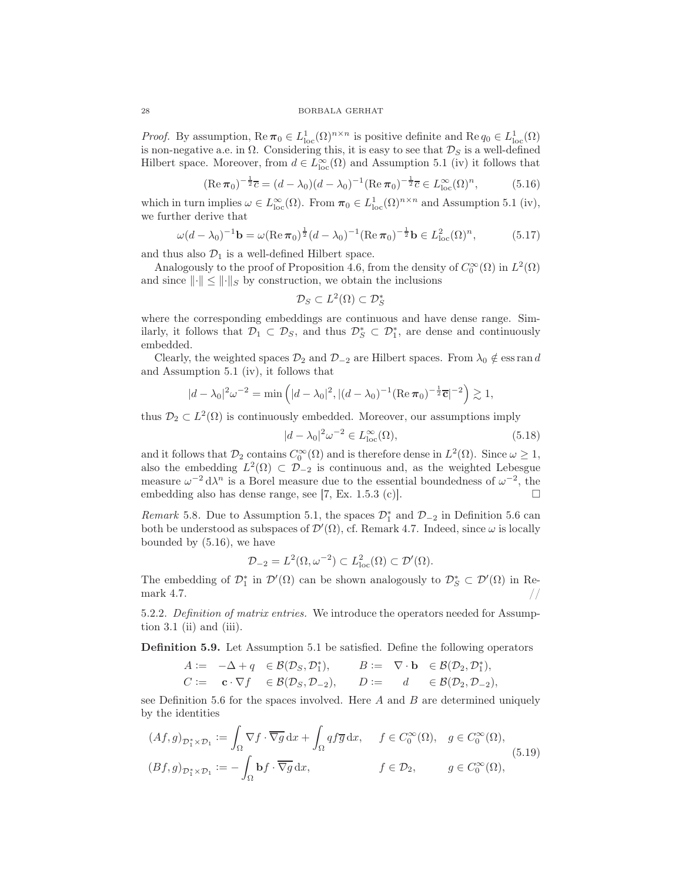*Proof.* By assumption, $\operatorname{Re}\boldsymbol{\pi}_0 \in L^1_{\mathrm{loc}}(\Omega)^{n\times n}$ is positive definite and $\operatorname{Re} q_0 \in L^1_{\mathrm{loc}}(\Omega)$ is non-negative a.e. in $\Omega$. Considering this, it is easy to see that $\mathcal{D}_S$ is a well-defined Hilbert space. Moreover, from $d \in L^\infty_{\mathrm{loc}}(\Omega)$ and Assumption 5.1 (iv) it follows that

$$(\operatorname{Re}\boldsymbol{\pi}_0)^{-\frac{1}{2}}\overline{\mathbf{c}} = (d-\lambda_0)(d-\lambda_0)^{-1}(\operatorname{Re}\boldsymbol{\pi}_0)^{-\frac{1}{2}}\overline{\mathbf{c}} \in L^\infty_{\mathrm{loc}}(\Omega)^n, \tag{5.16}$$

which in turn implies $\omega \in L^\infty_{\mathrm{loc}}(\Omega)$. From $\boldsymbol{\pi}_0 \in L^1_{\mathrm{loc}}(\Omega)^{n\times n}$ and Assumption 5.1 (iv), we further derive that

$$\omega(d-\lambda_0)^{-1}\mathbf{b} = \omega(\operatorname{Re}\boldsymbol{\pi}_0)^{\frac{1}{2}}(d-\lambda_0)^{-1}(\operatorname{Re}\boldsymbol{\pi}_0)^{-\frac{1}{2}}\mathbf{b} \in L^2_{\mathrm{loc}}(\Omega)^n, \tag{5.17}$$

and thus also $\mathcal{D}_1$ is a well-defined Hilbert space.

Analogously to the proof of Proposition 4.6, from the density of $C_0^\infty(\Omega)$ in $L^2(\Omega)$ and since $\|\cdot\| \le \|\cdot\|_S$ by construction, we obtain the inclusions

$$\mathcal{D}_S \subset L^2(\Omega) \subset \mathcal{D}_S^*$$

where the corresponding embeddings are continuous and have dense range. Similarly, it follows that $\mathcal{D}_1 \subset \mathcal{D}_S$, and thus $\mathcal{D}_S^* \subset \mathcal{D}_1^*$, are dense and continuously embedded.

Clearly, the weighted spaces $\mathcal{D}_2$ and $\mathcal{D}_{-2}$ are Hilbert spaces. From $\lambda_0 \notin \operatorname{ess\,ran} d$ and Assumption 5.1 (iv), it follows that

$$|d-\lambda_0|^2\omega^{-2} = \min\left(|d-\lambda_0|^2, |(d-\lambda_0)^{-1}(\operatorname{Re}\boldsymbol{\pi}_0)^{-\frac{1}{2}}\overline{\mathbf{c}}|^{-2}\right) \gtrsim 1,$$

thus $\mathcal{D}_2 \subset L^2(\Omega)$ is continuously embedded. Moreover, our assumptions imply

$$|d-\lambda_0|^2\omega^{-2} \in L^\infty_{\mathrm{loc}}(\Omega), \tag{5.18}$$

and it follows that $\mathcal{D}_2$ contains $C_0^\infty(\Omega)$ and is therefore dense in $L^2(\Omega)$. Since $\omega \ge 1$, also the embedding $L^2(\Omega) \subset \mathcal{D}_{-2}$ is continuous and, as the weighted Lebesgue measure $\omega^{-2}\,\mathrm{d}\lambda^n$ is a Borel measure due to the essential boundedness of $\omega^{-2}$, the embedding also has dense range, see [7, Ex. 1.5.3 (c)]. $\square$

*Remark* 5.8. Due to Assumption 5.1, the spaces $\mathcal{D}_1^*$ and $\mathcal{D}_{-2}$ in Definition 5.6 can both be understood as subspaces of $\mathcal{D}'(\Omega)$, cf. Remark 4.7. Indeed, since $\omega$ is locally bounded by (5.16), we have

$$\mathcal{D}_{-2} = L^2(\Omega, \omega^{-2}) \subset L^2_{\mathrm{loc}}(\Omega) \subset \mathcal{D}'(\Omega).$$

The embedding of $\mathcal{D}_1^*$ in $\mathcal{D}'(\Omega)$ can be shown analogously to $\mathcal{D}_S^* \subset \mathcal{D}'(\Omega)$ in Remark 4.7. //

5.2.2. *Definition of matrix entries.* We introduce the operators needed for Assumption 3.1 (ii) and (iii).

**Definition 5.9.** Let Assumption 5.1 be satisfied. Define the following operators

$$\begin{aligned} A &:= \ -\Delta + q \ \in \mathcal{B}(\mathcal{D}_S, \mathcal{D}_1^*), \qquad & B &:= \ \nabla\cdot\mathbf{b} \ \in \mathcal{B}(\mathcal{D}_2, \mathcal{D}_1^*), \\ C &:= \ \mathbf{c}\cdot\nabla f \ \in \mathcal{B}(\mathcal{D}_S, \mathcal{D}_{-2}), \qquad & D &:= \ d \ \in \mathcal{B}(\mathcal{D}_2, \mathcal{D}_{-2}), \end{aligned}$$

see Definition 5.6 for the spaces involved. Here $A$ and $B$ are determined uniquely by the identities

$$\begin{aligned} (Af, g)_{\mathcal{D}_1^*\times\mathcal{D}_1} &:= \int_\Omega \nabla f\cdot\overline{\nabla g}\,\mathrm{d}x + \int_\Omega q f\overline{g}\,\mathrm{d}x, \qquad && f \in C_0^\infty(\Omega), \quad g \in C_0^\infty(\Omega), \\ (Bf, g)_{\mathcal{D}_1^*\times\mathcal{D}_1} &:= -\int_\Omega \mathbf{b}f\cdot\overline{\nabla g}\,\mathrm{d}x, && f \in \mathcal{D}_2, \qquad g \in C_0^\infty(\Omega), \end{aligned} \tag{5.19}$$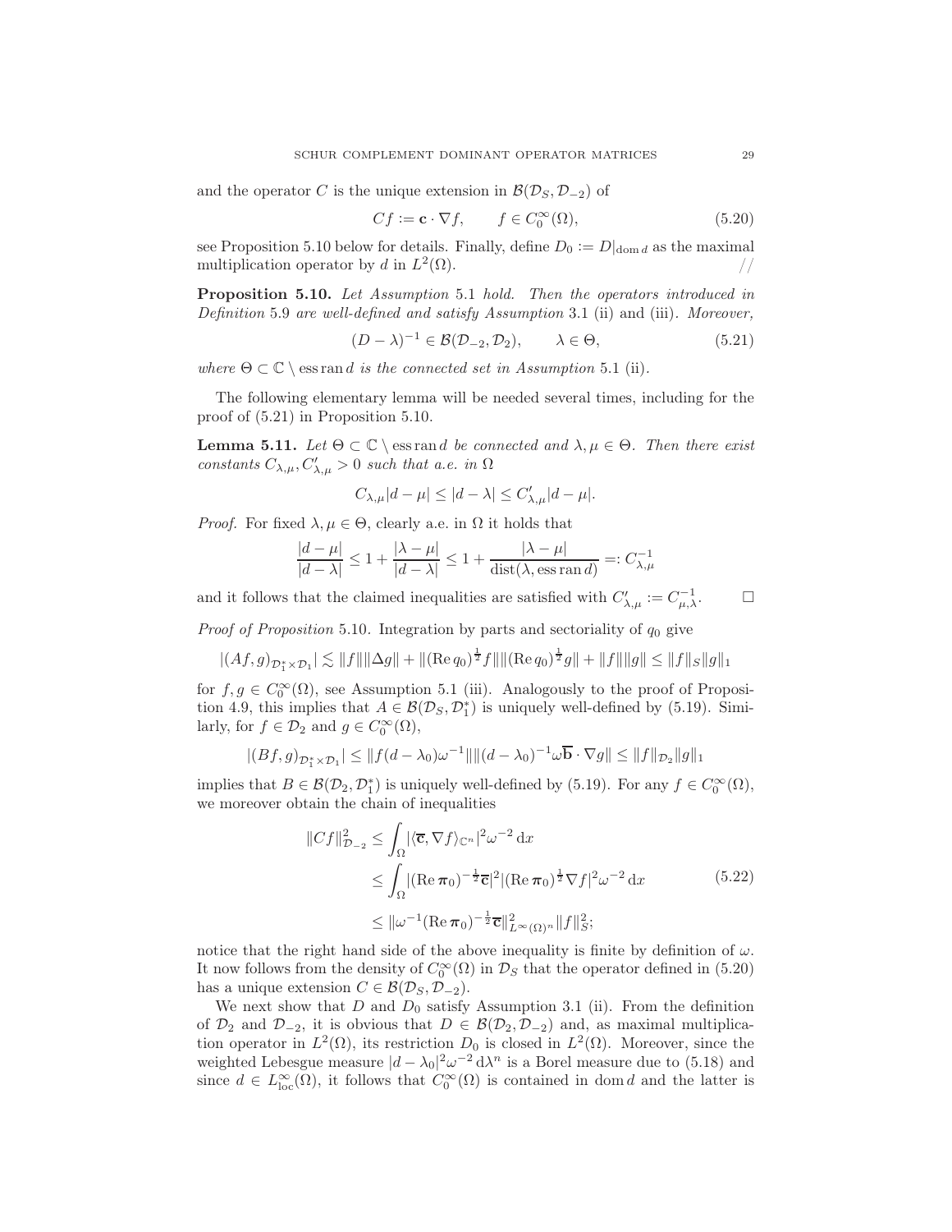and the operator $C$ is the unique extension in $\mathcal{B}(\mathcal{D}_S, \mathcal{D}_{-2})$ of

$$Cf := \mathbf{c} \cdot \nabla f, \qquad f \in C_0^\infty(\Omega), \tag{5.20}$$

see Proposition 5.10 below for details. Finally, define $D_0 := D|_{\operatorname{dom} d}$ as the maximal multiplication operator by $d$ in $L^2(\Omega)$. //

**Proposition 5.10.** *Let Assumption* 5.1 *hold. Then the operators introduced in Definition* 5.9 *are well-defined and satisfy Assumption* 3.1 (ii) *and* (iii)*. Moreover,*

$$(D - \lambda)^{-1} \in \mathcal{B}(\mathcal{D}_{-2}, \mathcal{D}_2), \qquad \lambda \in \Theta, \tag{5.21}$$

*where $\Theta \subset \mathbb{C} \setminus \operatorname{ess\,ran} d$ is the connected set in Assumption* 5.1 (ii)*.*

The following elementary lemma will be needed several times, including for the proof of (5.21) in Proposition 5.10.

**Lemma 5.11.** *Let $\Theta \subset \mathbb{C} \setminus \operatorname{ess\,ran} d$ be connected and $\lambda, \mu \in \Theta$. Then there exist constants $C_{\lambda,\mu}, C'_{\lambda,\mu} > 0$ such that a.e. in $\Omega$*

$$C_{\lambda,\mu}|d - \mu| \le |d - \lambda| \le C'_{\lambda,\mu}|d - \mu|.$$

*Proof.* For fixed $\lambda, \mu \in \Theta$, clearly a.e. in $\Omega$ it holds that

$$\frac{|d - \mu|}{|d - \lambda|} \le 1 + \frac{|\lambda - \mu|}{|d - \lambda|} \le 1 + \frac{|\lambda - \mu|}{\operatorname{dist}(\lambda, \operatorname{ess\,ran} d)} =: C_{\lambda,\mu}^{-1}$$

and it follows that the claimed inequalities are satisfied with $C'_{\lambda,\mu} := C_{\mu,\lambda}^{-1}$. $\square$

*Proof of Proposition* 5.10. Integration by parts and sectoriality of $q_0$ give

$$|(Af, g)_{\mathcal{D}_1^* \times \mathcal{D}_1}| \lesssim \|f\|\|\Delta g\| + \|(\operatorname{Re} q_0)^{\frac{1}{2}} f\|\|(\operatorname{Re} q_0)^{\frac{1}{2}} g\| + \|f\|\|g\| \le \|f\|_S \|g\|_1$$

for $f, g \in C_0^\infty(\Omega)$, see Assumption 5.1 (iii). Analogously to the proof of Proposition 4.9, this implies that $A \in \mathcal{B}(\mathcal{D}_S, \mathcal{D}_1^*)$ is uniquely well-defined by (5.19). Similarly, for $f \in \mathcal{D}_2$ and $g \in C_0^\infty(\Omega)$,

$$|(Bf, g)_{\mathcal{D}_1^* \times \mathcal{D}_1}| \le \|f(d - \lambda_0)\omega^{-1}\|\|(d - \lambda_0)^{-1}\omega \overline{\mathbf{b}} \cdot \nabla g\| \le \|f\|_{\mathcal{D}_2}\|g\|_1$$

implies that $B \in \mathcal{B}(\mathcal{D}_2, \mathcal{D}_1^*)$ is uniquely well-defined by (5.19). For any $f \in C_0^\infty(\Omega)$, we moreover obtain the chain of inequalities

$$\begin{aligned}
\|Cf\|_{\mathcal{D}_{-2}}^2 &\le \int_\Omega |\langle \overline{\mathbf{c}}, \nabla f \rangle_{\mathbb{C}^n}|^2 \omega^{-2} \, \mathrm{d}x \\
&\le \int_\Omega |(\operatorname{Re} \boldsymbol{\pi}_0)^{-\frac{1}{2}} \overline{\mathbf{c}}|^2 |(\operatorname{Re} \boldsymbol{\pi}_0)^{\frac{1}{2}} \nabla f|^2 \omega^{-2} \, \mathrm{d}x \\
&\le \|\omega^{-1}(\operatorname{Re} \boldsymbol{\pi}_0)^{-\frac{1}{2}} \overline{\mathbf{c}}\|_{L^\infty(\Omega)^n}^2 \|f\|_S^2;
\end{aligned} \tag{5.22}$$

notice that the right hand side of the above inequality is finite by definition of $\omega$. It now follows from the density of $C_0^\infty(\Omega)$ in $\mathcal{D}_S$ that the operator defined in (5.20) has a unique extension $C \in \mathcal{B}(\mathcal{D}_S, \mathcal{D}_{-2})$.

We next show that $D$ and $D_0$ satisfy Assumption 3.1 (ii). From the definition of $\mathcal{D}_2$ and $\mathcal{D}_{-2}$, it is obvious that $D \in \mathcal{B}(\mathcal{D}_2, \mathcal{D}_{-2})$ and, as maximal multiplication operator in $L^2(\Omega)$, its restriction $D_0$ is closed in $L^2(\Omega)$. Moreover, since the weighted Lebesgue measure $|d - \lambda_0|^2 \omega^{-2} \, \mathrm{d}\lambda^n$ is a Borel measure due to (5.18) and since $d \in L^\infty_{\mathrm{loc}}(\Omega)$, it follows that $C_0^\infty(\Omega)$ is contained in $\operatorname{dom} d$ and the latter is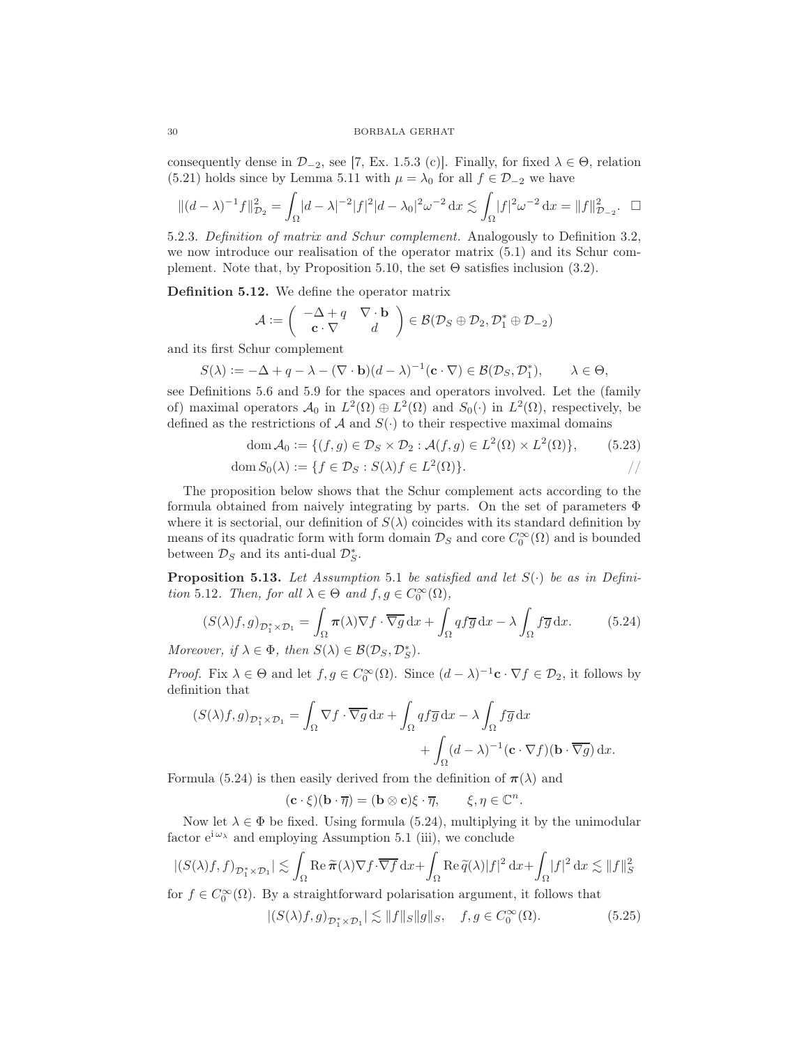consequently dense in $\mathcal{D}_{-2}$, see [7, Ex. 1.5.3 (c)]. Finally, for fixed $\lambda \in \Theta$, relation (5.21) holds since by Lemma 5.11 with $\mu = \lambda_0$ for all $f \in \mathcal{D}_{-2}$ we have

$$\|(d-\lambda)^{-1} f\|_{\mathcal{D}_2}^2 = \int_\Omega |d-\lambda|^{-2} |f|^2 |d-\lambda_0|^2 \omega^{-2} \, \mathrm{d}x \lesssim \int_\Omega |f|^2 \omega^{-2} \, \mathrm{d}x = \|f\|_{\mathcal{D}_{-2}}^2. \quad \square$$

5.2.3. *Definition of matrix and Schur complement.* Analogously to Definition 3.2, we now introduce our realisation of the operator matrix (5.1) and its Schur complement. Note that, by Proposition 5.10, the set $\Theta$ satisfies inclusion (3.2).

**Definition 5.12.** We define the operator matrix

$$\mathcal{A} := \begin{pmatrix} -\Delta + q & \nabla \cdot \mathbf{b} \\ \mathbf{c} \cdot \nabla & d \end{pmatrix} \in \mathcal{B}(\mathcal{D}_S \oplus \mathcal{D}_2, \mathcal{D}_1^* \oplus \mathcal{D}_{-2})$$

and its first Schur complement

$$S(\lambda) := -\Delta + q - \lambda - (\nabla \cdot \mathbf{b})(d-\lambda)^{-1}(\mathbf{c} \cdot \nabla) \in \mathcal{B}(\mathcal{D}_S, \mathcal{D}_1^*), \qquad \lambda \in \Theta,$$

see Definitions 5.6 and 5.9 for the spaces and operators involved. Let the (family of) maximal operators $\mathcal{A}_0$ in $L^2(\Omega) \oplus L^2(\Omega)$ and $S_0(\cdot)$ in $L^2(\Omega)$, respectively, be defined as the restrictions of $\mathcal{A}$ and $S(\cdot)$ to their respective maximal domains

$$\operatorname{dom} \mathcal{A}_0 := \{(f,g) \in \mathcal{D}_S \times \mathcal{D}_2 : \mathcal{A}(f,g) \in L^2(\Omega) \times L^2(\Omega)\}, \tag{5.23}$$

$$\operatorname{dom} S_0(\lambda) := \{f \in \mathcal{D}_S : S(\lambda) f \in L^2(\Omega)\}. \qquad //$$

The proposition below shows that the Schur complement acts according to the formula obtained from naively integrating by parts. On the set of parameters $\Phi$ where it is sectorial, our definition of $S(\lambda)$ coincides with its standard definition by means of its quadratic form with form domain $\mathcal{D}_S$ and core $C_0^\infty(\Omega)$ and is bounded between $\mathcal{D}_S$ and its anti-dual $\mathcal{D}_S^*$.

**Proposition 5.13.** *Let Assumption* 5.1 *be satisfied and let $S(\cdot)$ be as in Definition* 5.12*. Then, for all $\lambda \in \Theta$ and $f, g \in C_0^\infty(\Omega)$,*

$$(S(\lambda)f, g)_{\mathcal{D}_1^* \times \mathcal{D}_1} = \int_\Omega \boldsymbol{\pi}(\lambda) \nabla f \cdot \overline{\nabla g} \, \mathrm{d}x + \int_\Omega q f \overline{g} \, \mathrm{d}x - \lambda \int_\Omega f \overline{g} \, \mathrm{d}x. \tag{5.24}$$

*Moreover, if $\lambda \in \Phi$, then $S(\lambda) \in \mathcal{B}(\mathcal{D}_S, \mathcal{D}_S^*)$.*

*Proof.* Fix $\lambda \in \Theta$ and let $f, g \in C_0^\infty(\Omega)$. Since $(d-\lambda)^{-1} \mathbf{c} \cdot \nabla f \in \mathcal{D}_2$, it follows by definition that

$$(S(\lambda)f, g)_{\mathcal{D}_1^* \times \mathcal{D}_1} = \int_\Omega \nabla f \cdot \overline{\nabla g} \, \mathrm{d}x + \int_\Omega q f \overline{g} \, \mathrm{d}x - \lambda \int_\Omega f \overline{g} \, \mathrm{d}x + \int_\Omega (d-\lambda)^{-1} (\mathbf{c} \cdot \nabla f)(\mathbf{b} \cdot \overline{\nabla g}) \, \mathrm{d}x.$$

Formula (5.24) is then easily derived from the definition of $\boldsymbol{\pi}(\lambda)$ and

$$(\mathbf{c} \cdot \xi)(\mathbf{b} \cdot \overline{\eta}) = (\mathbf{b} \otimes \mathbf{c}) \xi \cdot \overline{\eta}, \qquad \xi, \eta \in \mathbb{C}^n.$$

Now let $\lambda \in \Phi$ be fixed. Using formula (5.24), multiplying it by the unimodular factor $\mathrm{e}^{\mathrm{i}\,\omega_\lambda}$ and employing Assumption 5.1 (iii), we conclude

$$|(S(\lambda)f, f)_{\mathcal{D}_1^* \times \mathcal{D}_1}| \lesssim \int_\Omega \operatorname{Re} \widetilde{\boldsymbol{\pi}}(\lambda) \nabla f \cdot \overline{\nabla f} \, \mathrm{d}x + \int_\Omega \operatorname{Re} \widetilde{q}(\lambda) |f|^2 \, \mathrm{d}x + \int_\Omega |f|^2 \, \mathrm{d}x \lesssim \|f\|_S^2$$

for $f \in C_0^\infty(\Omega)$. By a straightforward polarisation argument, it follows that

$$|(S(\lambda)f, g)_{\mathcal{D}_1^* \times \mathcal{D}_1}| \lesssim \|f\|_S \|g\|_S, \quad f, g \in C_0^\infty(\Omega). \tag{5.25}$$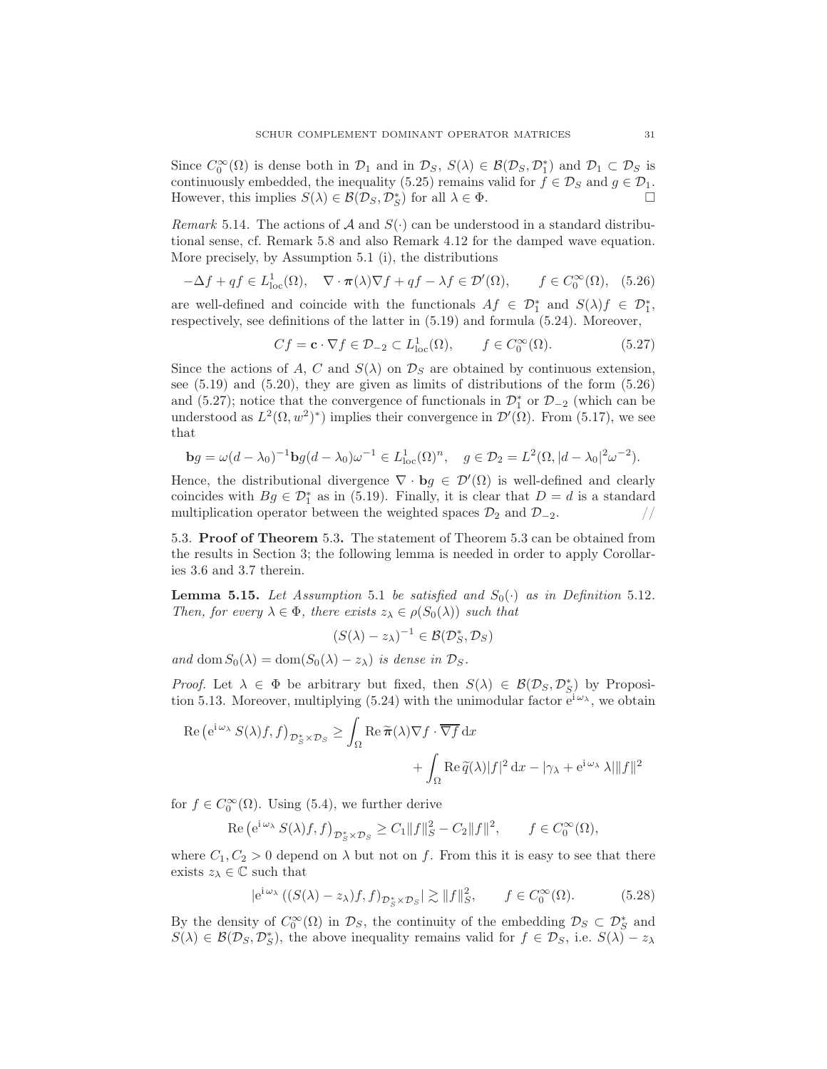Since $C_0^\infty(\Omega)$ is dense both in $\mathcal{D}_1$ and in $\mathcal{D}_S$, $S(\lambda) \in \mathcal{B}(\mathcal{D}_S, \mathcal{D}_1^*)$ and $\mathcal{D}_1 \subset \mathcal{D}_S$ is continuously embedded, the inequality (5.25) remains valid for $f \in \mathcal{D}_S$ and $g \in \mathcal{D}_1$. However, this implies $S(\lambda) \in \mathcal{B}(\mathcal{D}_S, \mathcal{D}_S^*)$ for all $\lambda \in \Phi$. □

*Remark* 5.14. The actions of $\mathcal{A}$ and $S(\cdot)$ can be understood in a standard distributional sense, cf. Remark 5.8 and also Remark 4.12 for the damped wave equation. More precisely, by Assumption 5.1 (i), the distributions

$$-\Delta f + qf \in L^1_{\mathrm{loc}}(\Omega), \quad \nabla \cdot \boldsymbol{\pi}(\lambda) \nabla f + qf - \lambda f \in \mathcal{D}'(\Omega), \qquad f \in C_0^\infty(\Omega), \quad (5.26)$$

are well-defined and coincide with the functionals $Af \in \mathcal{D}_1^*$ and $S(\lambda)f \in \mathcal{D}_1^*$, respectively, see definitions of the latter in (5.19) and formula (5.24). Moreover,

$$Cf = \mathbf{c} \cdot \nabla f \in \mathcal{D}_{-2} \subset L^1_{\mathrm{loc}}(\Omega), \qquad f \in C_0^\infty(\Omega). \quad (5.27)$$

Since the actions of $A$, $C$ and $S(\lambda)$ on $\mathcal{D}_S$ are obtained by continuous extension, see (5.19) and (5.20), they are given as limits of distributions of the form (5.26) and (5.27); notice that the convergence of functionals in $\mathcal{D}_1^*$ or $\mathcal{D}_{-2}$ (which can be understood as $L^2(\Omega, w^2)^*$) implies their convergence in $\mathcal{D}'(\Omega)$. From (5.17), we see that

$$\mathbf{b}g = \omega(d - \lambda_0)^{-1}\mathbf{b}g(d - \lambda_0)\omega^{-1} \in L^1_{\mathrm{loc}}(\Omega)^n, \quad g \in \mathcal{D}_2 = L^2(\Omega, |d - \lambda_0|^2\omega^{-2}).$$

Hence, the distributional divergence $\nabla \cdot \mathbf{b}g \in \mathcal{D}'(\Omega)$ is well-defined and clearly coincides with $Bg \in \mathcal{D}_1^*$ as in (5.19). Finally, it is clear that $D = d$ is a standard multiplication operator between the weighted spaces $\mathcal{D}_2$ and $\mathcal{D}_{-2}$. //

### 5.3. Proof of Theorem 5.3.

The statement of Theorem 5.3 can be obtained from the results in Section 3; the following lemma is needed in order to apply Corollaries 3.6 and 3.7 therein.

**Lemma 5.15.** *Let Assumption* 5.1 *be satisfied and $S_0(\cdot)$ as in Definition* 5.12*. Then, for every $\lambda \in \Phi$, there exists $z_\lambda \in \rho(S_0(\lambda))$ such that*

$$(S(\lambda) - z_\lambda)^{-1} \in \mathcal{B}(\mathcal{D}_S^*, \mathcal{D}_S)$$

*and $\operatorname{dom} S_0(\lambda) = \operatorname{dom}(S_0(\lambda) - z_\lambda)$ is dense in $\mathcal{D}_S$.*

*Proof.* Let $\lambda \in \Phi$ be arbitrary but fixed, then $S(\lambda) \in \mathcal{B}(\mathcal{D}_S, \mathcal{D}_S^*)$ by Proposition 5.13. Moreover, multiplying (5.24) with the unimodular factor $\mathrm{e}^{\mathrm{i}\,\omega_\lambda}$, we obtain

$$\operatorname{Re}\left(\mathrm{e}^{\mathrm{i}\,\omega_\lambda} S(\lambda)f, f\right)_{\mathcal{D}_S^* \times \mathcal{D}_S} \geq \int_\Omega \operatorname{Re} \widetilde{\boldsymbol{\pi}}(\lambda) \nabla f \cdot \overline{\nabla f} \, \mathrm{d}x + \int_\Omega \operatorname{Re} \widetilde{q}(\lambda)|f|^2 \, \mathrm{d}x - |\gamma_\lambda + \mathrm{e}^{\mathrm{i}\,\omega_\lambda} \lambda| \|f\|^2$$

for $f \in C_0^\infty(\Omega)$. Using (5.4), we further derive

$$\operatorname{Re}\left(\mathrm{e}^{\mathrm{i}\,\omega_\lambda} S(\lambda)f, f\right)_{\mathcal{D}_S^* \times \mathcal{D}_S} \geq C_1\|f\|_S^2 - C_2\|f\|^2, \qquad f \in C_0^\infty(\Omega),$$

where $C_1, C_2 > 0$ depend on $\lambda$ but not on $f$. From this it is easy to see that there exists $z_\lambda \in \mathbb{C}$ such that

$$|\mathrm{e}^{\mathrm{i}\,\omega_\lambda} \left((S(\lambda) - z_\lambda)f, f\right)_{\mathcal{D}_S^* \times \mathcal{D}_S}| \gtrsim \|f\|_S^2, \qquad f \in C_0^\infty(\Omega). \quad (5.28)$$

By the density of $C_0^\infty(\Omega)$ in $\mathcal{D}_S$, the continuity of the embedding $\mathcal{D}_S \subset \mathcal{D}_S^*$ and $S(\lambda) \in \mathcal{B}(\mathcal{D}_S, \mathcal{D}_S^*)$, the above inequality remains valid for $f \in \mathcal{D}_S$, i.e. $S(\lambda) - z_\lambda$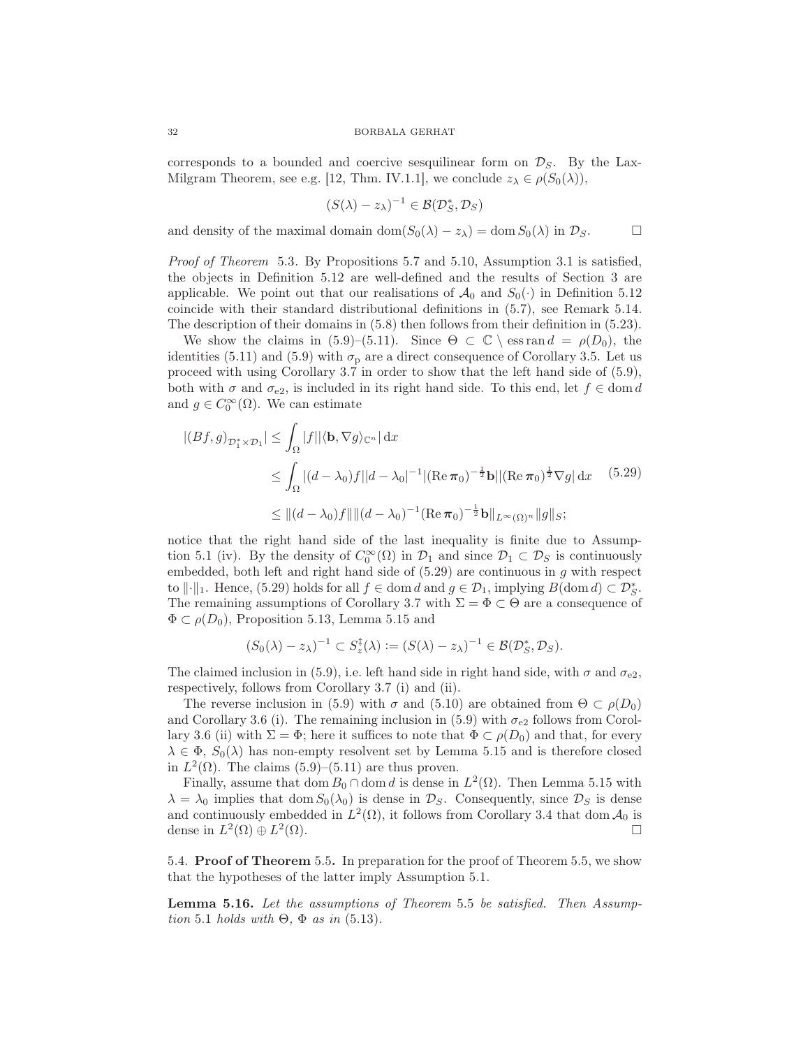corresponds to a bounded and coercive sesquilinear form on $\mathcal{D}_S$. By the Lax-Milgram Theorem, see e.g. [12, Thm. IV.1.1], we conclude $z_\lambda \in \rho(S_0(\lambda))$,

$$(S(\lambda) - z_\lambda)^{-1} \in \mathcal{B}(\mathcal{D}_S^*, \mathcal{D}_S)$$

and density of the maximal domain $\operatorname{dom}(S_0(\lambda) - z_\lambda) = \operatorname{dom} S_0(\lambda)$ in $\mathcal{D}_S$. $\square$

*Proof of Theorem* 5.3. By Propositions 5.7 and 5.10, Assumption 3.1 is satisfied, the objects in Definition 5.12 are well-defined and the results of Section 3 are applicable. We point out that our realisations of $\mathcal{A}_0$ and $S_0(\cdot)$ in Definition 5.12 coincide with their standard distributional definitions in (5.7), see Remark 5.14. The description of their domains in (5.8) then follows from their definition in (5.23).

We show the claims in (5.9)–(5.11). Since $\Theta \subset \mathbb{C} \setminus \operatorname{ess\,ran} d = \rho(D_0)$, the identities (5.11) and (5.9) with $\sigma_{\mathrm{p}}$ are a direct consequence of Corollary 3.5. Let us proceed with using Corollary 3.7 in order to show that the left hand side of (5.9), both with $\sigma$ and $\sigma_{\mathrm{e}2}$, is included in its right hand side. To this end, let $f \in \operatorname{dom} d$ and $g \in C_0^\infty(\Omega)$. We can estimate

$$\begin{aligned} |(Bf, g)_{\mathcal{D}_1^* \times \mathcal{D}_1}| &\leq \int_\Omega |f| |\langle \mathbf{b}, \nabla g \rangle_{\mathbb{C}^n}| \, \mathrm{d}x \\ &\leq \int_\Omega |(d - \lambda_0) f| |d - \lambda_0|^{-1} |(\operatorname{Re} \boldsymbol{\pi}_0)^{-\frac{1}{2}} \mathbf{b}| |(\operatorname{Re} \boldsymbol{\pi}_0)^{\frac{1}{2}} \nabla g| \, \mathrm{d}x \qquad (5.29) \\ &\leq \|(d - \lambda_0) f\| \|(d - \lambda_0)^{-1} (\operatorname{Re} \boldsymbol{\pi}_0)^{-\frac{1}{2}} \mathbf{b}\|_{L^\infty(\Omega)^n} \|g\|_S; \end{aligned}$$

notice that the right hand side of the last inequality is finite due to Assumption 5.1 (iv). By the density of $C_0^\infty(\Omega)$ in $\mathcal{D}_1$ and since $\mathcal{D}_1 \subset \mathcal{D}_S$ is continuously embedded, both left and right hand side of (5.29) are continuous in $g$ with respect to $\|\cdot\|_1$. Hence, (5.29) holds for all $f \in \operatorname{dom} d$ and $g \in \mathcal{D}_1$, implying $B(\operatorname{dom} d) \subset \mathcal{D}_S^*$. The remaining assumptions of Corollary 3.7 with $\Sigma = \Phi \subset \Theta$ are a consequence of $\Phi \subset \rho(D_0)$, Proposition 5.13, Lemma 5.15 and

$$(S_0(\lambda) - z_\lambda)^{-1} \subset S_z^\ddagger(\lambda) := (S(\lambda) - z_\lambda)^{-1} \in \mathcal{B}(\mathcal{D}_S^*, \mathcal{D}_S).$$

The claimed inclusion in (5.9), i.e. left hand side in right hand side, with $\sigma$ and $\sigma_{\mathrm{e}2}$, respectively, follows from Corollary 3.7 (i) and (ii).

The reverse inclusion in (5.9) with $\sigma$ and (5.10) are obtained from $\Theta \subset \rho(D_0)$ and Corollary 3.6 (i). The remaining inclusion in (5.9) with $\sigma_{\mathrm{e}2}$ follows from Corollary 3.6 (ii) with $\Sigma = \Phi$; here it suffices to note that $\Phi \subset \rho(D_0)$ and that, for every $\lambda \in \Phi$, $S_0(\lambda)$ has non-empty resolvent set by Lemma 5.15 and is therefore closed in $L^2(\Omega)$. The claims (5.9)–(5.11) are thus proven.

Finally, assume that $\operatorname{dom} B_0 \cap \operatorname{dom} d$ is dense in $L^2(\Omega)$. Then Lemma 5.15 with $\lambda = \lambda_0$ implies that $\operatorname{dom} S_0(\lambda_0)$ is dense in $\mathcal{D}_S$. Consequently, since $\mathcal{D}_S$ is dense and continuously embedded in $L^2(\Omega)$, it follows from Corollary 3.4 that $\operatorname{dom} \mathcal{A}_0$ is dense in $L^2(\Omega) \oplus L^2(\Omega)$. $\square$

## 5.4. Proof of Theorem 5.5.

In preparation for the proof of Theorem 5.5, we show that the hypotheses of the latter imply Assumption 5.1.

**Lemma 5.16.** *Let the assumptions of Theorem* 5.5 *be satisfied. Then Assumption* 5.1 *holds with* $\Theta$, $\Phi$ *as in* (5.13).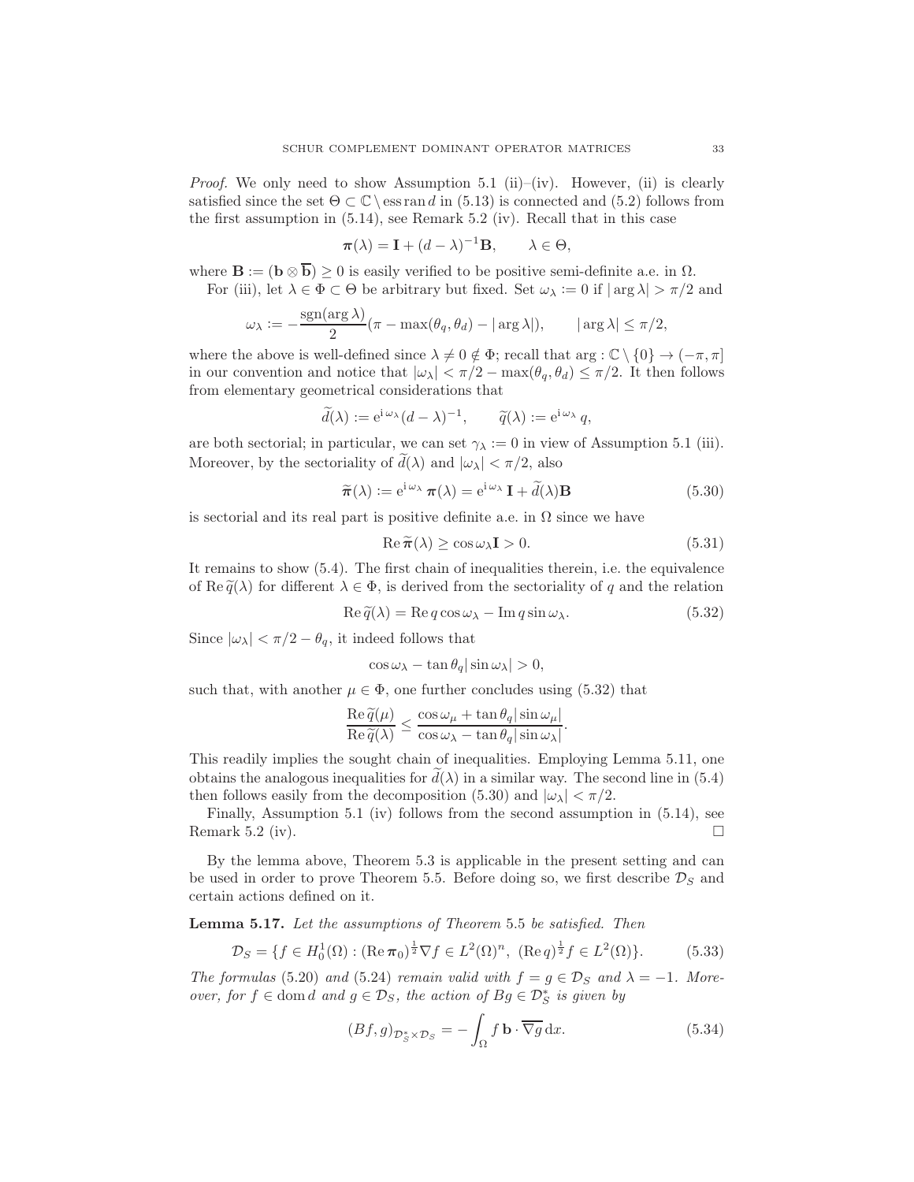*Proof.* We only need to show Assumption 5.1 (ii)–(iv). However, (ii) is clearly satisfied since the set $\Theta \subset \mathbb{C} \setminus \operatorname{ess\,ran} d$ in (5.13) is connected and (5.2) follows from the first assumption in (5.14), see Remark 5.2 (iv). Recall that in this case

$$\boldsymbol{\pi}(\lambda) = \mathbf{I} + (d-\lambda)^{-1}\mathbf{B}, \qquad \lambda \in \Theta,$$

where $\mathbf{B} := (\mathbf{b} \otimes \overline{\mathbf{b}}) \geq 0$ is easily verified to be positive semi-definite a.e. in $\Omega$.

For (iii), let $\lambda \in \Phi \subset \Theta$ be arbitrary but fixed. Set $\omega_\lambda := 0$ if $|\arg \lambda| > \pi/2$ and

$$\omega_\lambda := -\frac{\operatorname{sgn}(\arg \lambda)}{2}(\pi - \max(\theta_q, \theta_d) - |\arg \lambda|), \qquad |\arg \lambda| \leq \pi/2,$$

where the above is well-defined since $\lambda \neq 0 \notin \Phi$; recall that $\arg : \mathbb{C} \setminus \{0\} \to (-\pi, \pi]$ in our convention and notice that $|\omega_\lambda| < \pi/2 - \max(\theta_q, \theta_d) \leq \pi/2$. It then follows from elementary geometrical considerations that

$$\widetilde{d}(\lambda) := \mathrm{e}^{\mathrm{i}\,\omega_\lambda}(d-\lambda)^{-1}, \qquad \widetilde{q}(\lambda) := \mathrm{e}^{\mathrm{i}\,\omega_\lambda}\, q,$$

are both sectorial; in particular, we can set $\gamma_\lambda := 0$ in view of Assumption 5.1 (iii). Moreover, by the sectoriality of $\widetilde{d}(\lambda)$ and $|\omega_\lambda| < \pi/2$, also

$$\widetilde{\boldsymbol{\pi}}(\lambda) := \mathrm{e}^{\mathrm{i}\,\omega_\lambda}\,\boldsymbol{\pi}(\lambda) = \mathrm{e}^{\mathrm{i}\,\omega_\lambda}\,\mathbf{I} + \widetilde{d}(\lambda)\mathbf{B} \tag{5.30}$$

is sectorial and its real part is positive definite a.e. in $\Omega$ since we have

$$\operatorname{Re}\widetilde{\boldsymbol{\pi}}(\lambda) \geq \cos\omega_\lambda \mathbf{I} > 0. \tag{5.31}$$

It remains to show (5.4). The first chain of inequalities therein, i.e. the equivalence of $\operatorname{Re}\widetilde{q}(\lambda)$ for different $\lambda \in \Phi$, is derived from the sectoriality of $q$ and the relation

$$\operatorname{Re}\widetilde{q}(\lambda) = \operatorname{Re} q \cos\omega_\lambda - \operatorname{Im} q \sin\omega_\lambda. \tag{5.32}$$

Since $|\omega_\lambda| < \pi/2 - \theta_q$, it indeed follows that

$$\cos\omega_\lambda - \tan\theta_q |\sin\omega_\lambda| > 0,$$

such that, with another $\mu \in \Phi$, one further concludes using (5.32) that

$$\frac{\operatorname{Re}\widetilde{q}(\mu)}{\operatorname{Re}\widetilde{q}(\lambda)} \leq \frac{\cos\omega_\mu + \tan\theta_q|\sin\omega_\mu|}{\cos\omega_\lambda - \tan\theta_q|\sin\omega_\lambda|}.$$

This readily implies the sought chain of inequalities. Employing Lemma 5.11, one obtains the analogous inequalities for $\widetilde{d}(\lambda)$ in a similar way. The second line in (5.4) then follows easily from the decomposition (5.30) and $|\omega_\lambda| < \pi/2$.

Finally, Assumption 5.1 (iv) follows from the second assumption in (5.14), see Remark 5.2 (iv). $\square$

By the lemma above, Theorem 5.3 is applicable in the present setting and can be used in order to prove Theorem 5.5. Before doing so, we first describe $\mathcal{D}_S$ and certain actions defined on it.

**Lemma 5.17.** *Let the assumptions of Theorem* 5.5 *be satisfied. Then*

$$\mathcal{D}_S = \{f \in H_0^1(\Omega) : (\operatorname{Re}\boldsymbol{\pi}_0)^{\frac{1}{2}}\nabla f \in L^2(\Omega)^n,\ (\operatorname{Re} q)^{\frac{1}{2}} f \in L^2(\Omega)\}. \tag{5.33}$$

*The formulas* (5.20) *and* (5.24) *remain valid with $f = g \in \mathcal{D}_S$ and $\lambda = -1$. Moreover, for $f \in \operatorname{dom} d$ and $g \in \mathcal{D}_S$, the action of $Bg \in \mathcal{D}_S^*$ is given by*

$$(Bf, g)_{\mathcal{D}_S^* \times \mathcal{D}_S} = -\int_\Omega f\, \mathbf{b} \cdot \overline{\nabla g}\, \mathrm{d}x. \tag{5.34}$$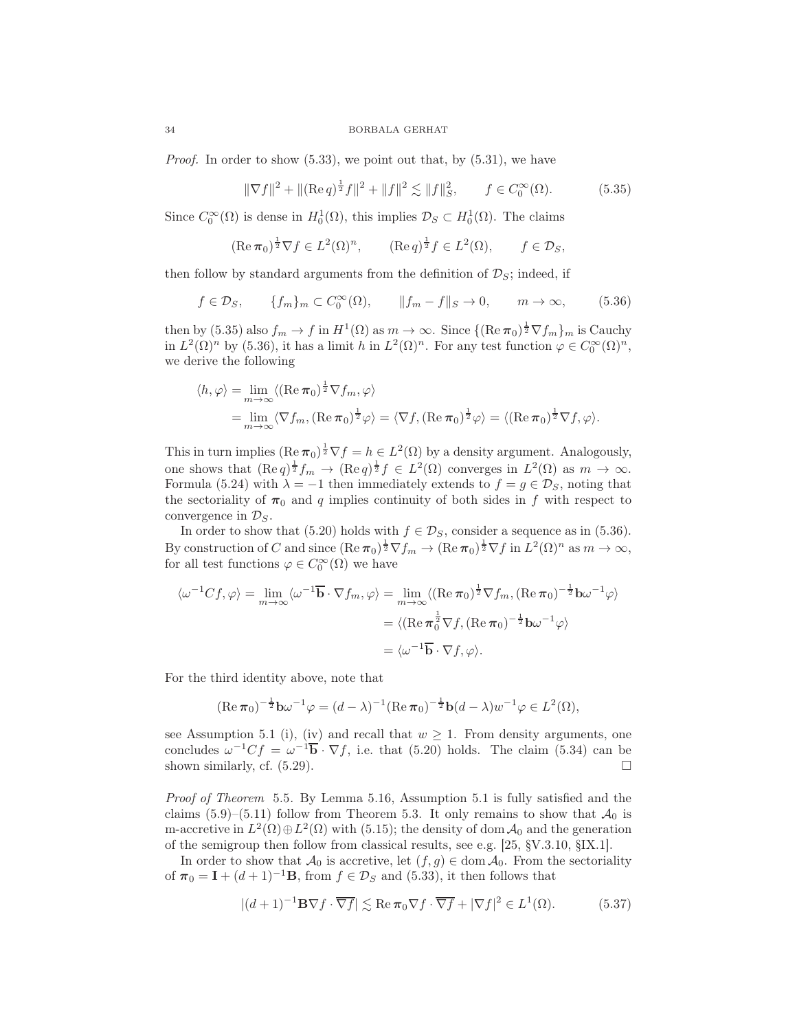*Proof.* In order to show (5.33), we point out that, by (5.31), we have

$$\|\nabla f\|^2 + \|(\operatorname{Re} q)^{\frac{1}{2}} f\|^2 + \|f\|^2 \lesssim \|f\|_S^2, \qquad f \in C_0^\infty(\Omega). \tag{5.35}$$

Since $C_0^\infty(\Omega)$ is dense in $H_0^1(\Omega)$, this implies $\mathcal{D}_S \subset H_0^1(\Omega)$. The claims

$$(\operatorname{Re} \boldsymbol{\pi}_0)^{\frac{1}{2}} \nabla f \in L^2(\Omega)^n, \qquad (\operatorname{Re} q)^{\frac{1}{2}} f \in L^2(\Omega), \qquad f \in \mathcal{D}_S,$$

then follow by standard arguments from the definition of $\mathcal{D}_S$; indeed, if

$$f \in \mathcal{D}_S, \qquad \{f_m\}_m \subset C_0^\infty(\Omega), \qquad \|f_m - f\|_S \to 0, \qquad m \to \infty, \tag{5.36}$$

then by (5.35) also $f_m \to f$ in $H^1(\Omega)$ as $m \to \infty$. Since $\{(\operatorname{Re} \boldsymbol{\pi}_0)^{\frac{1}{2}} \nabla f_m\}_m$ is Cauchy in $L^2(\Omega)^n$ by (5.36), it has a limit $h$ in $L^2(\Omega)^n$. For any test function $\varphi \in C_0^\infty(\Omega)^n$, we derive the following

$$\begin{aligned}
\langle h, \varphi \rangle &= \lim_{m \to \infty} \langle (\operatorname{Re} \boldsymbol{\pi}_0)^{\frac{1}{2}} \nabla f_m, \varphi \rangle \\
&= \lim_{m \to \infty} \langle \nabla f_m, (\operatorname{Re} \boldsymbol{\pi}_0)^{\frac{1}{2}} \varphi \rangle = \langle \nabla f, (\operatorname{Re} \boldsymbol{\pi}_0)^{\frac{1}{2}} \varphi \rangle = \langle (\operatorname{Re} \boldsymbol{\pi}_0)^{\frac{1}{2}} \nabla f, \varphi \rangle.
\end{aligned}$$

This in turn implies $(\operatorname{Re} \boldsymbol{\pi}_0)^{\frac{1}{2}} \nabla f = h \in L^2(\Omega)$ by a density argument. Analogously, one shows that $(\operatorname{Re} q)^{\frac{1}{2}} f_m \to (\operatorname{Re} q)^{\frac{1}{2}} f \in L^2(\Omega)$ converges in $L^2(\Omega)$ as $m \to \infty$. Formula (5.24) with $\lambda = -1$ then immediately extends to $f = g \in \mathcal{D}_S$, noting that the sectoriality of $\boldsymbol{\pi}_0$ and $q$ implies continuity of both sides in $f$ with respect to convergence in $\mathcal{D}_S$.

In order to show that (5.20) holds with $f \in \mathcal{D}_S$, consider a sequence as in (5.36). By construction of $C$ and since $(\operatorname{Re} \boldsymbol{\pi}_0)^{\frac{1}{2}} \nabla f_m \to (\operatorname{Re} \boldsymbol{\pi}_0)^{\frac{1}{2}} \nabla f$ in $L^2(\Omega)^n$ as $m \to \infty$, for all test functions $\varphi \in C_0^\infty(\Omega)$ we have

$$\begin{aligned}
\langle \omega^{-1} C f, \varphi \rangle = \lim_{m \to \infty} \langle \omega^{-1} \overline{\mathbf{b}} \cdot \nabla f_m, \varphi \rangle &= \lim_{m \to \infty} \langle (\operatorname{Re} \boldsymbol{\pi}_0)^{\frac{1}{2}} \nabla f_m, (\operatorname{Re} \boldsymbol{\pi}_0)^{-\frac{1}{2}} \mathbf{b} \omega^{-1} \varphi \rangle \\
&= \langle (\operatorname{Re} \boldsymbol{\pi}_0^{\frac{1}{2}} \nabla f, (\operatorname{Re} \boldsymbol{\pi}_0)^{-\frac{1}{2}} \mathbf{b} \omega^{-1} \varphi \rangle \\
&= \langle \omega^{-1} \overline{\mathbf{b}} \cdot \nabla f, \varphi \rangle.
\end{aligned}$$

For the third identity above, note that

$$(\operatorname{Re} \boldsymbol{\pi}_0)^{-\frac{1}{2}} \mathbf{b} \omega^{-1} \varphi = (d - \lambda)^{-1} (\operatorname{Re} \boldsymbol{\pi}_0)^{-\frac{1}{2}} \mathbf{b} (d - \lambda) w^{-1} \varphi \in L^2(\Omega),$$

see Assumption 5.1 (i), (iv) and recall that $w \geq 1$. From density arguments, one concludes $\omega^{-1} C f = \omega^{-1} \overline{\mathbf{b}} \cdot \nabla f$, i.e. that (5.20) holds. The claim (5.34) can be shown similarly, cf. (5.29). $\square$

*Proof of Theorem* 5.5. By Lemma 5.16, Assumption 5.1 is fully satisfied and the claims (5.9)–(5.11) follow from Theorem 5.3. It only remains to show that $\mathcal{A}_0$ is m-accretive in $L^2(\Omega) \oplus L^2(\Omega)$ with (5.15); the density of $\operatorname{dom} \mathcal{A}_0$ and the generation of the semigroup then follow from classical results, see e.g. [25, §V.3.10, §IX.1].

In order to show that $\mathcal{A}_0$ is accretive, let $(f, g) \in \operatorname{dom} \mathcal{A}_0$. From the sectoriality of $\boldsymbol{\pi}_0 = \mathbf{I} + (d+1)^{-1} \mathbf{B}$, from $f \in \mathcal{D}_S$ and (5.33), it then follows that

$$|(d+1)^{-1} \mathbf{B} \nabla f \cdot \overline{\nabla f}| \lesssim \operatorname{Re} \boldsymbol{\pi}_0 \nabla f \cdot \overline{\nabla f} + |\nabla f|^2 \in L^1(\Omega). \tag{5.37}$$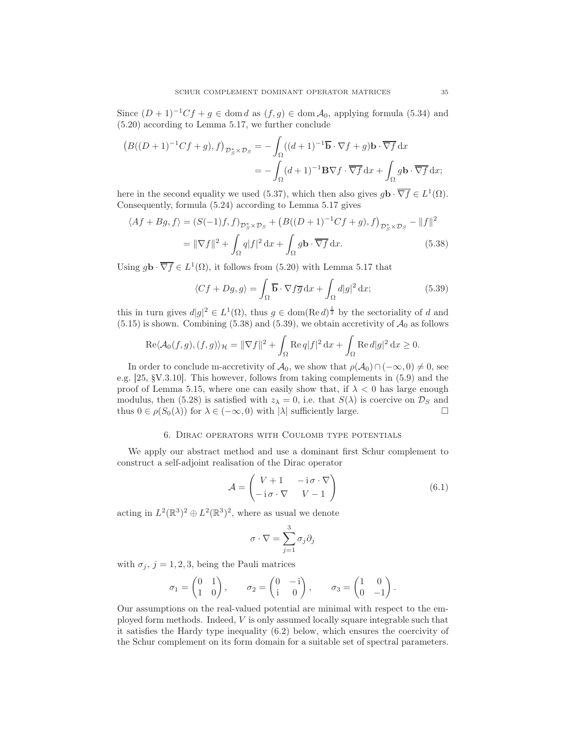Since $(D+1)^{-1}Cf + g \in \operatorname{dom} d$ as $(f,g) \in \operatorname{dom} \mathcal{A}_0$, applying formula (5.34) and (5.20) according to Lemma 5.17, we further conclude

$$
\begin{aligned}
\big(B((D+1)^{-1}Cf+g), f\big)_{\mathcal{D}_S^* \times \mathcal{D}_S} &= -\int_\Omega ((d+1)^{-1}\overline{\mathbf{b}} \cdot \nabla f + g)\mathbf{b} \cdot \overline{\nabla f} \, \mathrm{d}x \\
&= -\int_\Omega (d+1)^{-1} \mathbf{B} \nabla f \cdot \overline{\nabla f} \, \mathrm{d}x + \int_\Omega g \mathbf{b} \cdot \overline{\nabla f} \, \mathrm{d}x;
\end{aligned}
$$

here in the second equality we used (5.37), which then also gives $g\mathbf{b} \cdot \overline{\nabla f} \in L^1(\Omega)$. Consequently, formula (5.24) according to Lemma 5.17 gives

$$
\begin{aligned}
\langle Af + Bg, f \rangle &= (S(-1)f, f)_{\mathcal{D}_S^* \times \mathcal{D}_S} + \big(B((D+1)^{-1}Cf+g), f\big)_{\mathcal{D}_S^* \times \mathcal{D}_S} - \|f\|^2 \\
&= \|\nabla f\|^2 + \int_\Omega q|f|^2 \, \mathrm{d}x + \int_\Omega g\mathbf{b} \cdot \overline{\nabla f} \, \mathrm{d}x. \qquad (5.38)
\end{aligned}
$$

Using $g\mathbf{b} \cdot \overline{\nabla f} \in L^1(\Omega)$, it follows from (5.20) with Lemma 5.17 that

$$
\langle Cf + Dg, g \rangle = \int_\Omega \overline{\mathbf{b}} \cdot \nabla f \overline{g} \, \mathrm{d}x + \int_\Omega d|g|^2 \, \mathrm{d}x; \qquad (5.39)
$$

this in turn gives $d|g|^2 \in L^1(\Omega)$, thus $g \in \operatorname{dom}(\operatorname{Re} d)^{\frac{1}{2}}$ by the sectoriality of $d$ and (5.15) is shown. Combining (5.38) and (5.39), we obtain accretivity of $\mathcal{A}_0$ as follows

$$
\operatorname{Re}\langle \mathcal{A}_0(f,g), (f,g) \rangle_{\mathcal{H}} = \|\nabla f\|^2 + \int_\Omega \operatorname{Re} q|f|^2 \, \mathrm{d}x + \int_\Omega \operatorname{Re} d|g|^2 \, \mathrm{d}x \geq 0.
$$

In order to conclude m-accretivity of $\mathcal{A}_0$, we show that $\rho(\mathcal{A}_0) \cap (-\infty, 0) \neq 0$, see e.g. [25, §V.3.10]. This however, follows from taking complements in (5.9) and the proof of Lemma 5.15, where one can easily show that, if $\lambda < 0$ has large enough modulus, then (5.28) is satisfied with $z_\lambda = 0$, i.e. that $S(\lambda)$ is coercive on $\mathcal{D}_S$ and thus $0 \in \rho(S_0(\lambda))$ for $\lambda \in (-\infty, 0)$ with $|\lambda|$ sufficiently large. □

## 6. Dirac operators with Coulomb type potentials

We apply our abstract method and use a dominant first Schur complement to construct a self-adjoint realisation of the Dirac operator

$$
\mathcal{A} = \begin{pmatrix} V+1 & -\mathrm{i}\,\sigma \cdot \nabla \\ -\mathrm{i}\,\sigma \cdot \nabla & V-1 \end{pmatrix} \qquad (6.1)
$$

acting in $L^2(\mathbb{R}^3)^2 \oplus L^2(\mathbb{R}^3)^2$, where as usual we denote

$$
\sigma \cdot \nabla = \sum_{j=1}^{3} \sigma_j \partial_j
$$

with $\sigma_j$, $j = 1, 2, 3$, being the Pauli matrices

$$
\sigma_1 = \begin{pmatrix} 0 & 1 \\ 1 & 0 \end{pmatrix}, \qquad \sigma_2 = \begin{pmatrix} 0 & -\mathrm{i} \\ \mathrm{i} & 0 \end{pmatrix}, \qquad \sigma_3 = \begin{pmatrix} 1 & 0 \\ 0 & -1 \end{pmatrix}.
$$

Our assumptions on the real-valued potential are minimal with respect to the employed form methods. Indeed, $V$ is only assumed locally square integrable such that it satisfies the Hardy type inequality (6.2) below, which ensures the coercivity of the Schur complement on its form domain for a suitable set of spectral parameters.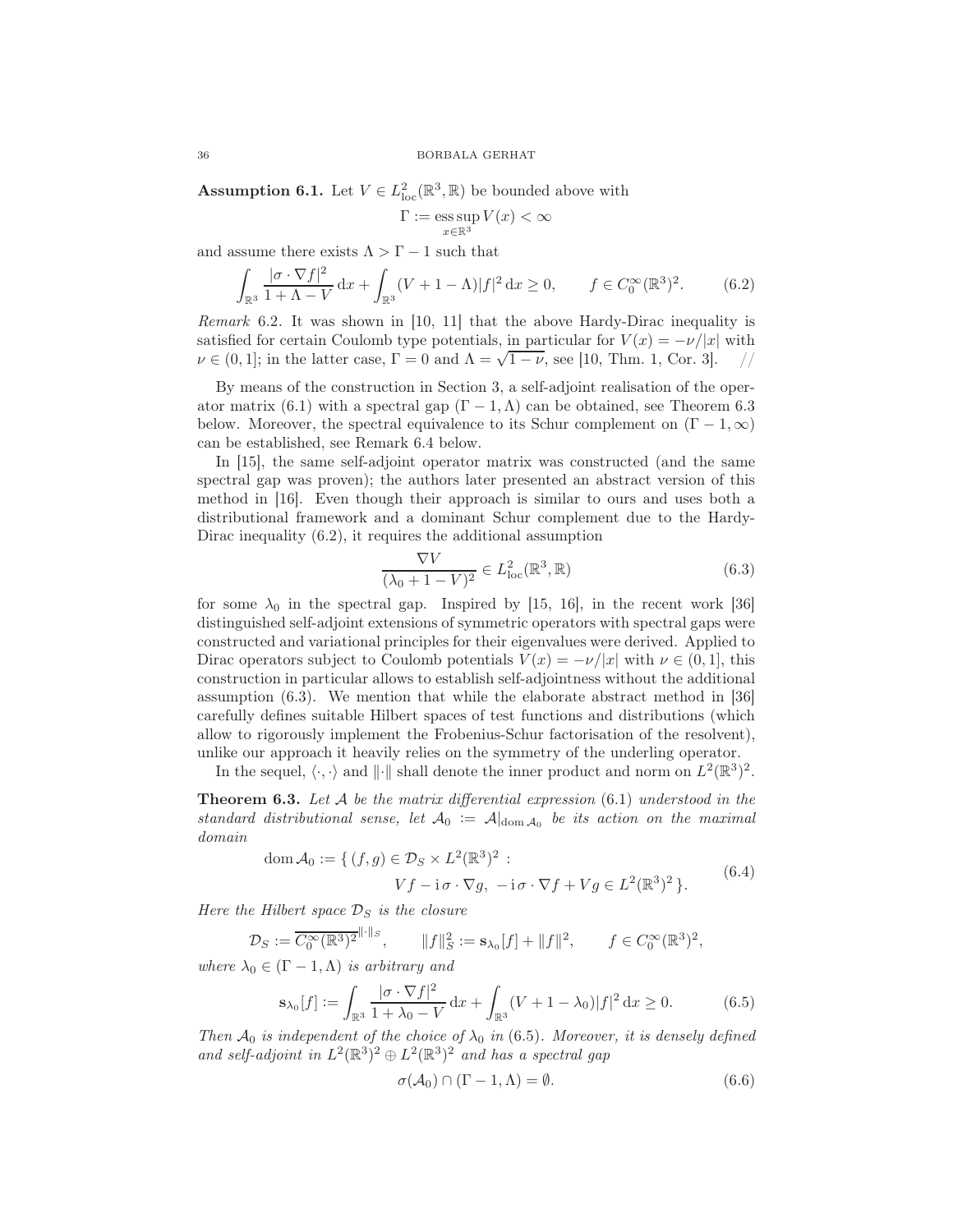**Assumption 6.1.** Let $V \in L^2_{\mathrm{loc}}(\mathbb{R}^3, \mathbb{R})$ be bounded above with

$$\Gamma := \operatorname*{ess\,sup}_{x \in \mathbb{R}^3} V(x) < \infty$$

and assume there exists $\Lambda > \Gamma - 1$ such that

$$\int_{\mathbb{R}^3} \frac{|\sigma \cdot \nabla f|^2}{1 + \Lambda - V} \, \mathrm{d}x + \int_{\mathbb{R}^3} (V + 1 - \Lambda)|f|^2 \, \mathrm{d}x \geq 0, \qquad f \in C_0^\infty(\mathbb{R}^3)^2. \tag{6.2}$$

*Remark* 6.2. It was shown in [10, 11] that the above Hardy-Dirac inequality is satisfied for certain Coulomb type potentials, in particular for $V(x) = -\nu/|x|$ with $\nu \in (0, 1]$; in the latter case, $\Gamma = 0$ and $\Lambda = \sqrt{1 - \nu}$, see [10, Thm. 1, Cor. 3]. //

By means of the construction in Section 3, a self-adjoint realisation of the operator matrix (6.1) with a spectral gap $(\Gamma - 1, \Lambda)$ can be obtained, see Theorem 6.3 below. Moreover, the spectral equivalence to its Schur complement on $(\Gamma - 1, \infty)$ can be established, see Remark 6.4 below.

In [15], the same self-adjoint operator matrix was constructed (and the same spectral gap was proven); the authors later presented an abstract version of this method in [16]. Even though their approach is similar to ours and uses both a distributional framework and a dominant Schur complement due to the Hardy-Dirac inequality (6.2), it requires the additional assumption

$$\frac{\nabla V}{(\lambda_0 + 1 - V)^2} \in L^2_{\mathrm{loc}}(\mathbb{R}^3, \mathbb{R}) \tag{6.3}$$

for some $\lambda_0$ in the spectral gap. Inspired by [15, 16], in the recent work [36] distinguished self-adjoint extensions of symmetric operators with spectral gaps were constructed and variational principles for their eigenvalues were derived. Applied to Dirac operators subject to Coulomb potentials $V(x) = -\nu/|x|$ with $\nu \in (0, 1]$, this construction in particular allows to establish self-adjointness without the additional assumption (6.3). We mention that while the elaborate abstract method in [36] carefully defines suitable Hilbert spaces of test functions and distributions (which allow to rigorously implement the Frobenius-Schur factorisation of the resolvent), unlike our approach it heavily relies on the symmetry of the underling operator.

In the sequel, $\langle \cdot, \cdot \rangle$ and $\|\cdot\|$ shall denote the inner product and norm on $L^2(\mathbb{R}^3)^2$.

**Theorem 6.3.** *Let $\mathcal{A}$ be the matrix differential expression* (6.1) *understood in the standard distributional sense, let $\mathcal{A}_0 := \mathcal{A}|_{\operatorname{dom} \mathcal{A}_0}$ be its action on the maximal domain*

$$\begin{aligned} \operatorname{dom} \mathcal{A}_0 := \{\, (f, g) \in \mathcal{D}_S \times L^2(\mathbb{R}^3)^2 \, : \\ Vf - \mathrm{i}\,\sigma \cdot \nabla g, \, -\mathrm{i}\,\sigma \cdot \nabla f + Vg \in L^2(\mathbb{R}^3)^2 \,\}. \end{aligned} \tag{6.4}$$

*Here the Hilbert space $\mathcal{D}_S$ is the closure*

$$\mathcal{D}_S := \overline{C_0^\infty(\mathbb{R}^3)^2}^{\|\cdot\|_S}, \qquad \|f\|_S^2 := \mathbf{s}_{\lambda_0}[f] + \|f\|^2, \qquad f \in C_0^\infty(\mathbb{R}^3)^2,$$

*where $\lambda_0 \in (\Gamma - 1, \Lambda)$ is arbitrary and*

$$\mathbf{s}_{\lambda_0}[f] := \int_{\mathbb{R}^3} \frac{|\sigma \cdot \nabla f|^2}{1 + \lambda_0 - V} \, \mathrm{d}x + \int_{\mathbb{R}^3} (V + 1 - \lambda_0)|f|^2 \, \mathrm{d}x \geq 0. \tag{6.5}$$

*Then $\mathcal{A}_0$ is independent of the choice of $\lambda_0$ in* (6.5)*. Moreover, it is densely defined and self-adjoint in $L^2(\mathbb{R}^3)^2 \oplus L^2(\mathbb{R}^3)^2$ and has a spectral gap*

$$\sigma(\mathcal{A}_0) \cap (\Gamma - 1, \Lambda) = \emptyset. \tag{6.6}$$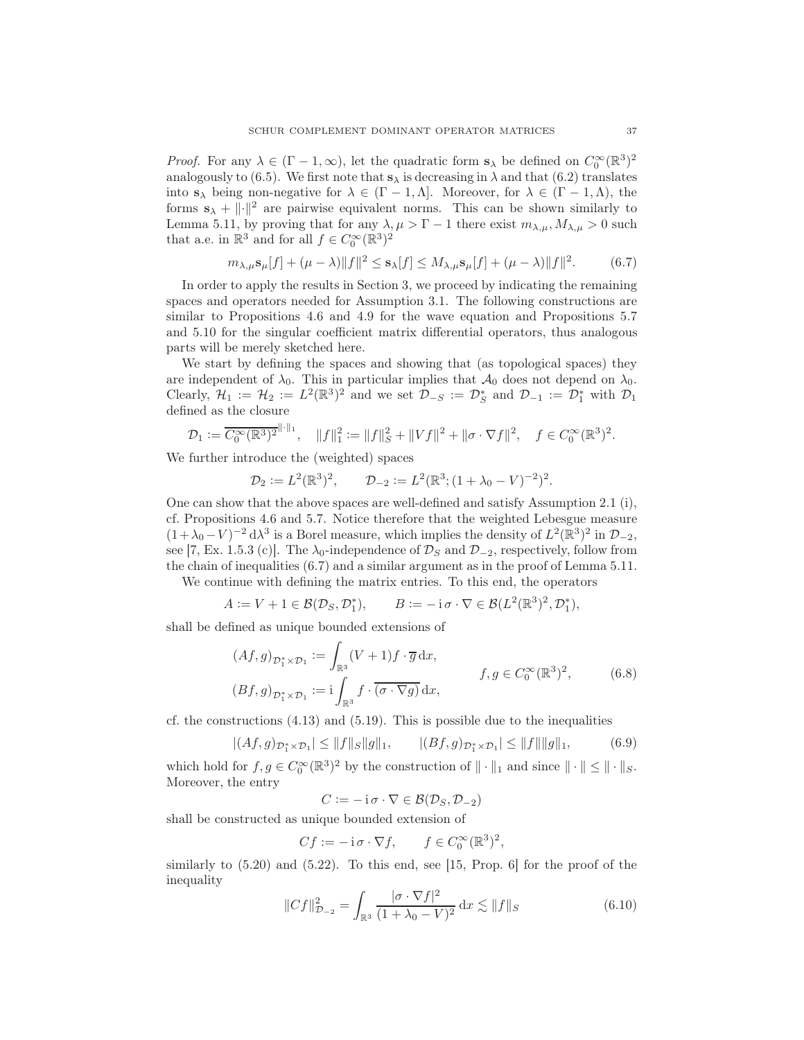*Proof.* For any $\lambda \in (\Gamma - 1, \infty)$, let the quadratic form $\mathbf{s}_\lambda$ be defined on $C_0^\infty(\mathbb{R}^3)^2$ analogously to (6.5). We first note that $\mathbf{s}_\lambda$ is decreasing in $\lambda$ and that (6.2) translates into $\mathbf{s}_\lambda$ being non-negative for $\lambda \in (\Gamma - 1, \Lambda]$. Moreover, for $\lambda \in (\Gamma - 1, \Lambda)$, the forms $\mathbf{s}_\lambda + \|\cdot\|^2$ are pairwise equivalent norms. This can be shown similarly to Lemma 5.11, by proving that for any $\lambda, \mu > \Gamma - 1$ there exist $m_{\lambda,\mu}, M_{\lambda,\mu} > 0$ such that a.e. in $\mathbb{R}^3$ and for all $f \in C_0^\infty(\mathbb{R}^3)^2$

$$m_{\lambda,\mu}\mathbf{s}_\mu[f] + (\mu - \lambda)\|f\|^2 \leq \mathbf{s}_\lambda[f] \leq M_{\lambda,\mu}\mathbf{s}_\mu[f] + (\mu - \lambda)\|f\|^2. \tag{6.7}$$

In order to apply the results in Section 3, we proceed by indicating the remaining spaces and operators needed for Assumption 3.1. The following constructions are similar to Propositions 4.6 and 4.9 for the wave equation and Propositions 5.7 and 5.10 for the singular coefficient matrix differential operators, thus analogous parts will be merely sketched here.

We start by defining the spaces and showing that (as topological spaces) they are independent of $\lambda_0$. This in particular implies that $\mathcal{A}_0$ does not depend on $\lambda_0$. Clearly, $\mathcal{H}_1 := \mathcal{H}_2 := L^2(\mathbb{R}^3)^2$ and we set $\mathcal{D}_{-S} := \mathcal{D}_S^*$ and $\mathcal{D}_{-1} := \mathcal{D}_1^*$ with $\mathcal{D}_1$ defined as the closure

$$\mathcal{D}_1 := \overline{C_0^\infty(\mathbb{R}^3)^2}^{\|\cdot\|_1}, \quad \|f\|_1^2 := \|f\|_S^2 + \|Vf\|^2 + \|\sigma \cdot \nabla f\|^2, \quad f \in C_0^\infty(\mathbb{R}^3)^2.$$

We further introduce the (weighted) spaces

$$\mathcal{D}_2 := L^2(\mathbb{R}^3)^2, \qquad \mathcal{D}_{-2} := L^2(\mathbb{R}^3; (1 + \lambda_0 - V)^{-2})^2.$$

One can show that the above spaces are well-defined and satisfy Assumption 2.1 (i), cf. Propositions 4.6 and 5.7. Notice therefore that the weighted Lebesgue measure $(1+\lambda_0 - V)^{-2}\,\mathrm{d}\lambda^3$ is a Borel measure, which implies the density of $L^2(\mathbb{R}^3)^2$ in $\mathcal{D}_{-2}$, see [7, Ex. 1.5.3 (c)]. The $\lambda_0$-independence of $\mathcal{D}_S$ and $\mathcal{D}_{-2}$, respectively, follow from the chain of inequalities (6.7) and a similar argument as in the proof of Lemma 5.11.

We continue with defining the matrix entries. To this end, the operators

$$A := V + 1 \in \mathcal{B}(\mathcal{D}_S, \mathcal{D}_1^*), \qquad B := -\mathrm{i}\,\sigma \cdot \nabla \in \mathcal{B}(L^2(\mathbb{R}^3)^2, \mathcal{D}_1^*),$$

shall be defined as unique bounded extensions of

$$\begin{aligned}
(Af, g)_{\mathcal{D}_1^* \times \mathcal{D}_1} &:= \int_{\mathbb{R}^3} (V+1) f \cdot \overline{g}\,\mathrm{d}x, \\
(Bf, g)_{\mathcal{D}_1^* \times \mathcal{D}_1} &:= \mathrm{i}\int_{\mathbb{R}^3} f \cdot \overline{(\sigma \cdot \nabla g)}\,\mathrm{d}x,
\end{aligned} \qquad f, g \in C_0^\infty(\mathbb{R}^3)^2, \tag{6.8}$$

cf. the constructions (4.13) and (5.19). This is possible due to the inequalities

$$|(Af, g)_{\mathcal{D}_1^* \times \mathcal{D}_1}| \leq \|f\|_S \|g\|_1, \qquad |(Bf, g)_{\mathcal{D}_1^* \times \mathcal{D}_1}| \leq \|f\|\|g\|_1, \tag{6.9}$$

which hold for $f, g \in C_0^\infty(\mathbb{R}^3)^2$ by the construction of $\|\cdot\|_1$ and since $\|\cdot\| \leq \|\cdot\|_S$. Moreover, the entry

$$C := -\mathrm{i}\,\sigma \cdot \nabla \in \mathcal{B}(\mathcal{D}_S, \mathcal{D}_{-2})$$

shall be constructed as unique bounded extension of

$$Cf := -\mathrm{i}\,\sigma \cdot \nabla f, \qquad f \in C_0^\infty(\mathbb{R}^3)^2,$$

similarly to (5.20) and (5.22). To this end, see [15, Prop. 6] for the proof of the inequality

$$\|Cf\|_{\mathcal{D}_{-2}}^2 = \int_{\mathbb{R}^3} \frac{|\sigma \cdot \nabla f|^2}{(1 + \lambda_0 - V)^2}\,\mathrm{d}x \lesssim \|f\|_S \tag{6.10}$$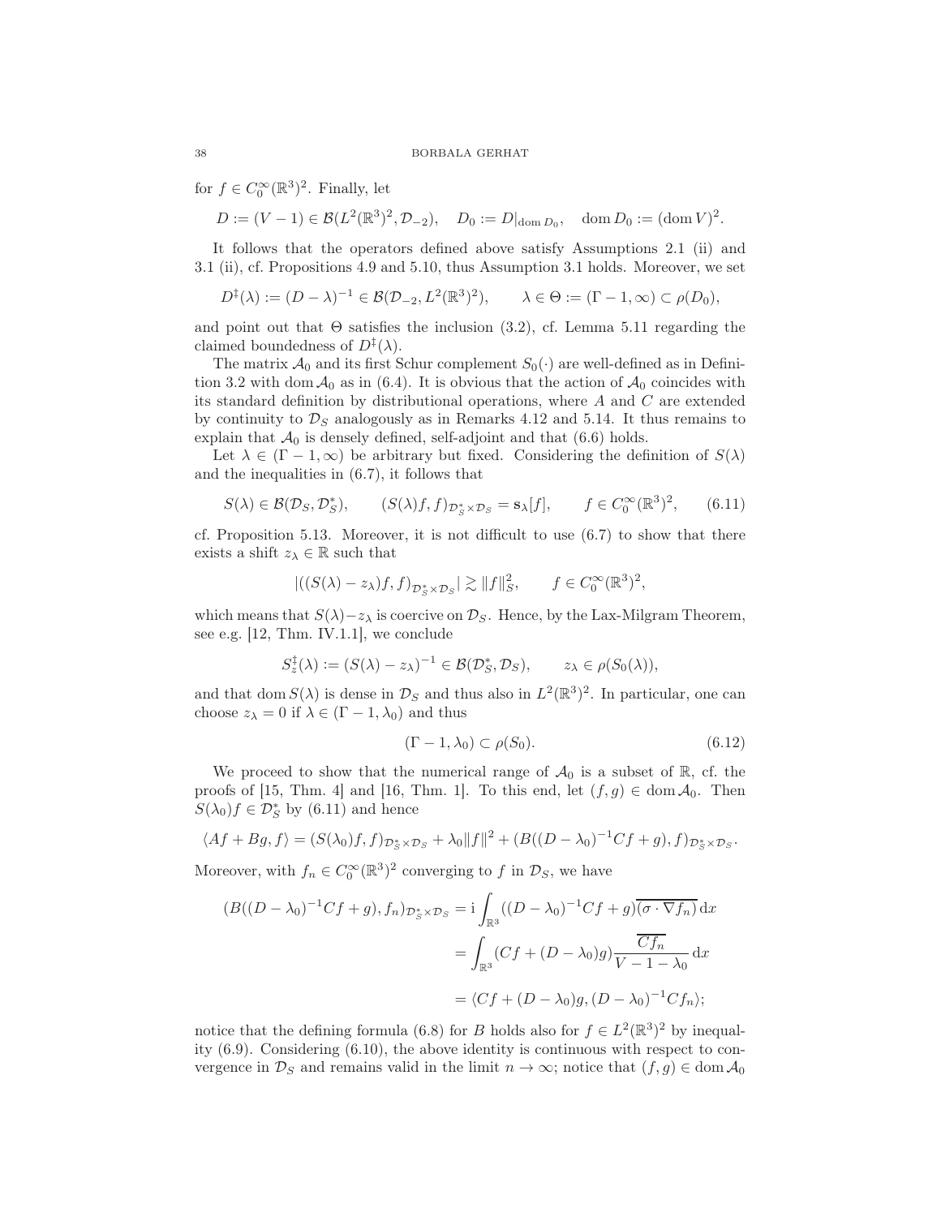for $f \in C_0^\infty(\mathbb{R}^3)^2$. Finally, let

$$D := (V-1) \in \mathcal{B}(L^2(\mathbb{R}^3)^2, \mathcal{D}_{-2}), \quad D_0 := D|_{\operatorname{dom} D_0}, \quad \operatorname{dom} D_0 := (\operatorname{dom} V)^2.$$

It follows that the operators defined above satisfy Assumptions 2.1 (ii) and 3.1 (ii), cf. Propositions 4.9 and 5.10, thus Assumption 3.1 holds. Moreover, we set

$$D^\ddagger(\lambda) := (D-\lambda)^{-1} \in \mathcal{B}(\mathcal{D}_{-2}, L^2(\mathbb{R}^3)^2), \qquad \lambda \in \Theta := (\Gamma - 1, \infty) \subset \rho(D_0),$$

and point out that $\Theta$ satisfies the inclusion (3.2), cf. Lemma 5.11 regarding the claimed boundedness of $D^\ddagger(\lambda)$.

The matrix $\mathcal{A}_0$ and its first Schur complement $S_0(\cdot)$ are well-defined as in Definition 3.2 with $\operatorname{dom} \mathcal{A}_0$ as in (6.4). It is obvious that the action of $\mathcal{A}_0$ coincides with its standard definition by distributional operations, where $A$ and $C$ are extended by continuity to $\mathcal{D}_S$ analogously as in Remarks 4.12 and 5.14. It thus remains to explain that $\mathcal{A}_0$ is densely defined, self-adjoint and that (6.6) holds.

Let $\lambda \in (\Gamma - 1, \infty)$ be arbitrary but fixed. Considering the definition of $S(\lambda)$ and the inequalities in (6.7), it follows that

$$S(\lambda) \in \mathcal{B}(\mathcal{D}_S, \mathcal{D}_S^*), \qquad (S(\lambda)f, f)_{\mathcal{D}_S^* \times \mathcal{D}_S} = \mathbf{s}_\lambda[f], \qquad f \in C_0^\infty(\mathbb{R}^3)^2, \tag{6.11}$$

cf. Proposition 5.13. Moreover, it is not difficult to use (6.7) to show that there exists a shift $z_\lambda \in \mathbb{R}$ such that

$$|((S(\lambda) - z_\lambda)f, f)_{\mathcal{D}_S^* \times \mathcal{D}_S}| \gtrsim \|f\|_S^2, \qquad f \in C_0^\infty(\mathbb{R}^3)^2,$$

which means that $S(\lambda) - z_\lambda$ is coercive on $\mathcal{D}_S$. Hence, by the Lax-Milgram Theorem, see e.g. [12, Thm. IV.1.1], we conclude

$$S_z^\ddagger(\lambda) := (S(\lambda) - z_\lambda)^{-1} \in \mathcal{B}(\mathcal{D}_S^*, \mathcal{D}_S), \qquad z_\lambda \in \rho(S_0(\lambda)),$$

and that $\operatorname{dom} S(\lambda)$ is dense in $\mathcal{D}_S$ and thus also in $L^2(\mathbb{R}^3)^2$. In particular, one can choose $z_\lambda = 0$ if $\lambda \in (\Gamma - 1, \lambda_0)$ and thus

$$(\Gamma - 1, \lambda_0) \subset \rho(S_0). \tag{6.12}$$

We proceed to show that the numerical range of $\mathcal{A}_0$ is a subset of $\mathbb{R}$, cf. the proofs of [15, Thm. 4] and [16, Thm. 1]. To this end, let $(f, g) \in \operatorname{dom} \mathcal{A}_0$. Then $S(\lambda_0)f \in \mathcal{D}_S^*$ by (6.11) and hence

$$\langle Af + Bg, f \rangle = (S(\lambda_0)f, f)_{\mathcal{D}_S^* \times \mathcal{D}_S} + \lambda_0 \|f\|^2 + (B((D-\lambda_0)^{-1}Cf + g), f)_{\mathcal{D}_S^* \times \mathcal{D}_S}.$$

Moreover, with $f_n \in C_0^\infty(\mathbb{R}^3)^2$ converging to $f$ in $\mathcal{D}_S$, we have

$$\begin{aligned}
(B((D-\lambda_0)^{-1}Cf + g), f_n)_{\mathcal{D}_S^* \times \mathcal{D}_S} &= \mathrm{i} \int_{\mathbb{R}^3} ((D-\lambda_0)^{-1}Cf + g)\overline{(\sigma \cdot \nabla f_n)} \, \mathrm{d}x \\
&= \int_{\mathbb{R}^3} (Cf + (D-\lambda_0)g) \frac{\overline{Cf_n}}{V - 1 - \lambda_0} \, \mathrm{d}x \\
&= \langle Cf + (D-\lambda_0)g, (D-\lambda_0)^{-1}Cf_n \rangle;
\end{aligned}$$

notice that the defining formula (6.8) for $B$ holds also for $f \in L^2(\mathbb{R}^3)^2$ by inequality (6.9). Considering (6.10), the above identity is continuous with respect to convergence in $\mathcal{D}_S$ and remains valid in the limit $n \to \infty$; notice that $(f, g) \in \operatorname{dom} \mathcal{A}_0$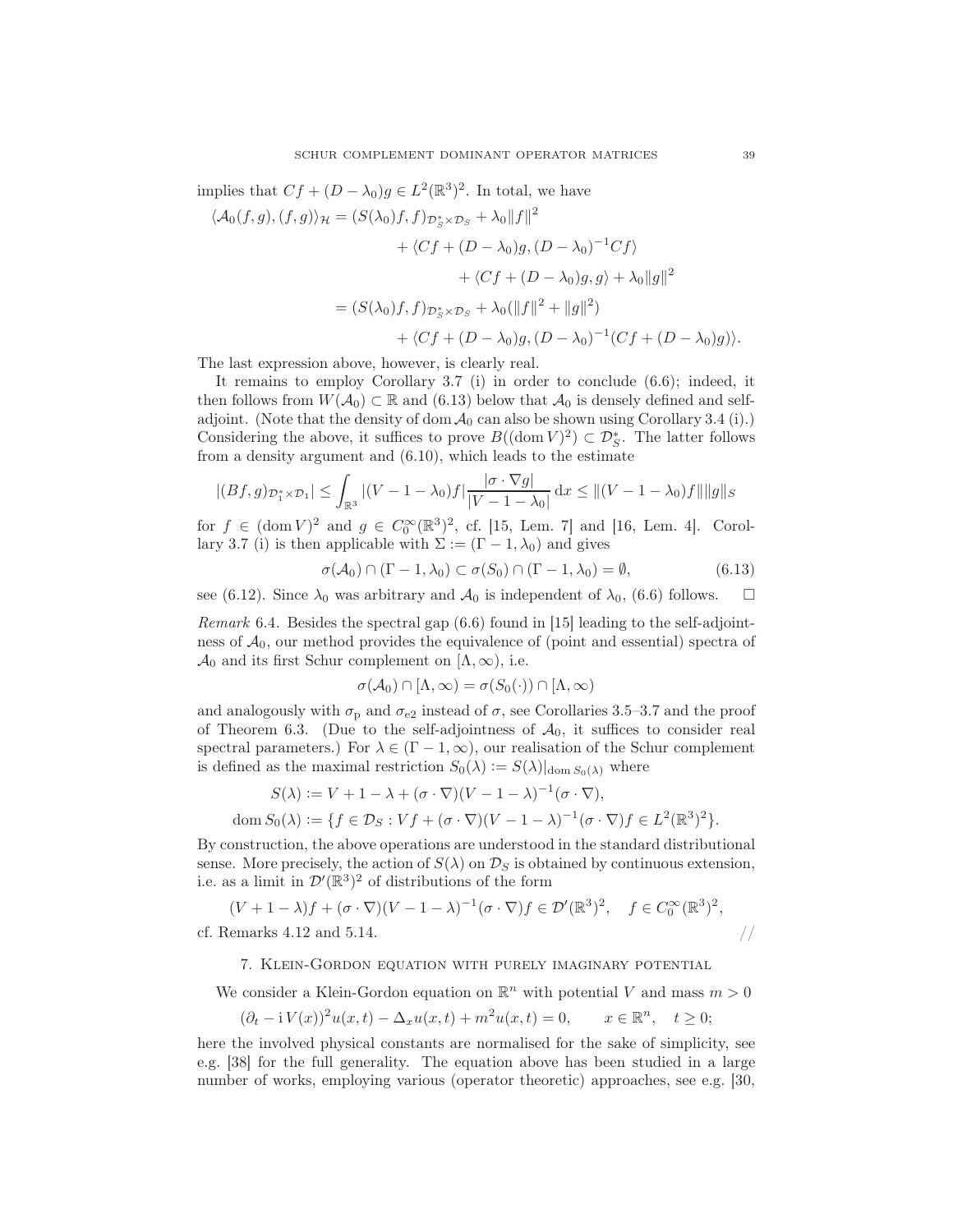implies that $Cf + (D - \lambda_0)g \in L^2(\mathbb{R}^3)^2$. In total, we have

$$
\begin{aligned}
\langle \mathcal{A}_0(f,g),(f,g)\rangle_{\mathcal{H}} &= (S(\lambda_0)f,f)_{\mathcal{D}_S^* \times \mathcal{D}_S} + \lambda_0 \|f\|^2 \\
&\qquad + \langle Cf + (D-\lambda_0)g, (D-\lambda_0)^{-1}Cf\rangle \\
&\qquad\qquad + \langle Cf + (D-\lambda_0)g, g\rangle + \lambda_0\|g\|^2 \\
&= (S(\lambda_0)f,f)_{\mathcal{D}_S^* \times \mathcal{D}_S} + \lambda_0(\|f\|^2 + \|g\|^2) \\
&\qquad + \langle Cf + (D-\lambda_0)g, (D-\lambda_0)^{-1}(Cf + (D-\lambda_0)g)\rangle.
\end{aligned}
$$

The last expression above, however, is clearly real.

It remains to employ Corollary 3.7 (i) in order to conclude (6.6); indeed, it then follows from $W(\mathcal{A}_0) \subset \mathbb{R}$ and (6.13) below that $\mathcal{A}_0$ is densely defined and self-adjoint. (Note that the density of $\operatorname{dom}\mathcal{A}_0$ can also be shown using Corollary 3.4 (i).) Considering the above, it suffices to prove $B((\operatorname{dom}V)^2) \subset \mathcal{D}_S^*$. The latter follows from a density argument and (6.10), which leads to the estimate

$$
|(Bf,g)_{\mathcal{D}_1^* \times \mathcal{D}_1}| \le \int_{\mathbb{R}^3} |(V-1-\lambda_0)f| \frac{|\sigma \cdot \nabla g|}{|V-1-\lambda_0|}\,\mathrm{d}x \le \|(V-1-\lambda_0)f\|\|g\|_S
$$

for $f \in (\operatorname{dom}V)^2$ and $g \in C_0^\infty(\mathbb{R}^3)^2$, cf. [15, Lem. 7] and [16, Lem. 4]. Corollary 3.7 (i) is then applicable with $\Sigma := (\Gamma - 1, \lambda_0)$ and gives

$$
\sigma(\mathcal{A}_0) \cap (\Gamma - 1, \lambda_0) \subset \sigma(S_0) \cap (\Gamma - 1, \lambda_0) = \emptyset, \tag{6.13}
$$

see (6.12). Since $\lambda_0$ was arbitrary and $\mathcal{A}_0$ is independent of $\lambda_0$, (6.6) follows. $\square$

*Remark* 6.4. Besides the spectral gap (6.6) found in [15] leading to the self-adjointness of $\mathcal{A}_0$, our method provides the equivalence of (point and essential) spectra of $\mathcal{A}_0$ and its first Schur complement on $[\Lambda, \infty)$, i.e.

$$
\sigma(\mathcal{A}_0) \cap [\Lambda, \infty) = \sigma(S_0(\cdot)) \cap [\Lambda, \infty)
$$

and analogously with $\sigma_{\mathrm{p}}$ and $\sigma_{\mathrm{e}2}$ instead of $\sigma$, see Corollaries 3.5–3.7 and the proof of Theorem 6.3. (Due to the self-adjointness of $\mathcal{A}_0$, it suffices to consider real spectral parameters.) For $\lambda \in (\Gamma - 1, \infty)$, our realisation of the Schur complement is defined as the maximal restriction $S_0(\lambda) := S(\lambda)|_{\operatorname{dom} S_0(\lambda)}$ where

$$
\begin{aligned}
S(\lambda) &:= V + 1 - \lambda + (\sigma \cdot \nabla)(V - 1 - \lambda)^{-1}(\sigma \cdot \nabla), \\
\operatorname{dom} S_0(\lambda) &:= \{f \in \mathcal{D}_S : Vf + (\sigma \cdot \nabla)(V - 1 - \lambda)^{-1}(\sigma \cdot \nabla)f \in L^2(\mathbb{R}^3)^2\}.
\end{aligned}
$$

By construction, the above operations are understood in the standard distributional sense. More precisely, the action of $S(\lambda)$ on $\mathcal{D}_S$ is obtained by continuous extension, i.e. as a limit in $\mathcal{D}'(\mathbb{R}^3)^2$ of distributions of the form

$$
(V + 1 - \lambda)f + (\sigma \cdot \nabla)(V - 1 - \lambda)^{-1}(\sigma \cdot \nabla)f \in \mathcal{D}'(\mathbb{R}^3)^2, \quad f \in C_0^\infty(\mathbb{R}^3)^2,
$$

cf. Remarks 4.12 and 5.14. //

## 7. Klein-Gordon equation with purely imaginary potential

We consider a Klein-Gordon equation on $\mathbb{R}^n$ with potential $V$ and mass $m > 0$

$$
(\partial_t - \mathrm{i}\,V(x))^2 u(x,t) - \Delta_x u(x,t) + m^2 u(x,t) = 0, \qquad x \in \mathbb{R}^n, \quad t \ge 0;
$$

here the involved physical constants are normalised for the sake of simplicity, see e.g. [38] for the full generality. The equation above has been studied in a large number of works, employing various (operator theoretic) approaches, see e.g. [30,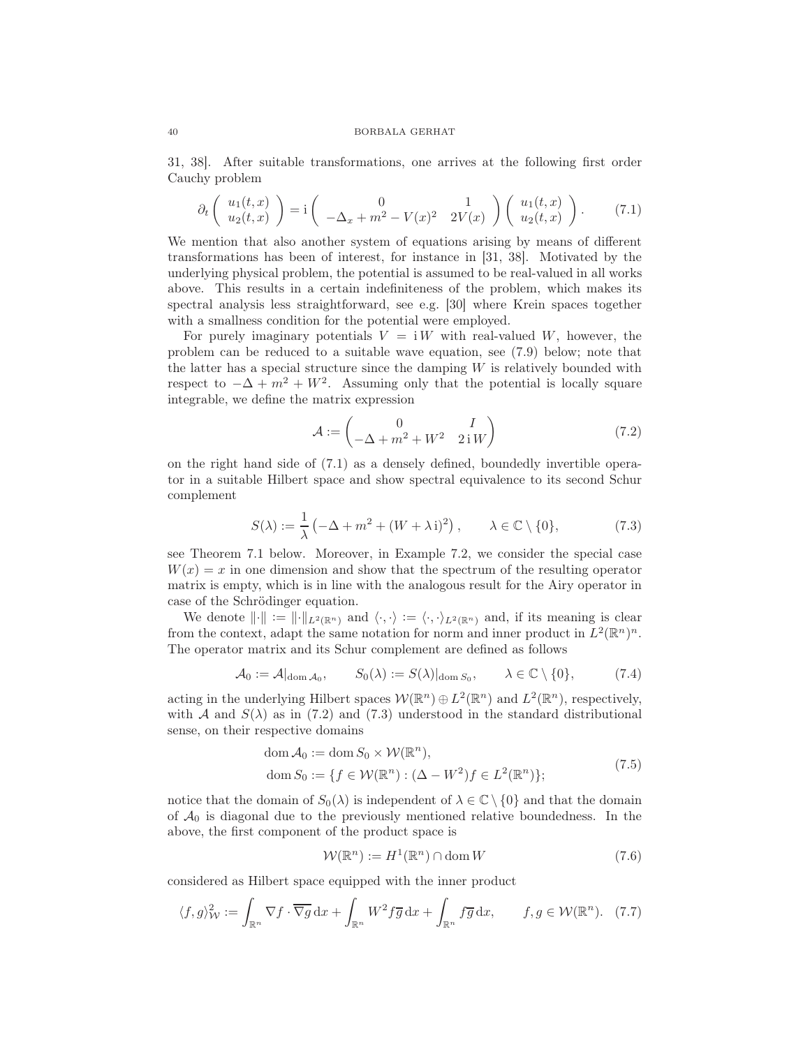31, 38]. After suitable transformations, one arrives at the following first order Cauchy problem

$$\partial_t \begin{pmatrix} u_1(t,x) \\ u_2(t,x) \end{pmatrix} = \mathrm{i} \begin{pmatrix} 0 & 1 \\ -\Delta_x + m^2 - V(x)^2 & 2V(x) \end{pmatrix} \begin{pmatrix} u_1(t,x) \\ u_2(t,x) \end{pmatrix}. \tag{7.1}$$

We mention that also another system of equations arising by means of different transformations has been of interest, for instance in [31, 38]. Motivated by the underlying physical problem, the potential is assumed to be real-valued in all works above. This results in a certain indefiniteness of the problem, which makes its spectral analysis less straightforward, see e.g. [30] where Krein spaces together with a smallness condition for the potential were employed.

For purely imaginary potentials $V = \mathrm{i}\,W$ with real-valued $W$, however, the problem can be reduced to a suitable wave equation, see (7.9) below; note that the latter has a special structure since the damping $W$ is relatively bounded with respect to $-\Delta + m^2 + W^2$. Assuming only that the potential is locally square integrable, we define the matrix expression

$$\mathcal{A} := \begin{pmatrix} 0 & I \\ -\Delta + m^2 + W^2 & 2\,\mathrm{i}\,W \end{pmatrix} \tag{7.2}$$

on the right hand side of (7.1) as a densely defined, boundedly invertible operator in a suitable Hilbert space and show spectral equivalence to its second Schur complement

$$S(\lambda) := \frac{1}{\lambda}\left(-\Delta + m^2 + (W + \lambda\,\mathrm{i})^2\right), \qquad \lambda \in \mathbb{C} \setminus \{0\}, \tag{7.3}$$

see Theorem 7.1 below. Moreover, in Example 7.2, we consider the special case $W(x) = x$ in one dimension and show that the spectrum of the resulting operator matrix is empty, which is in line with the analogous result for the Airy operator in case of the Schrödinger equation.

We denote $\|\cdot\| := \|\cdot\|_{L^2(\mathbb{R}^n)}$ and $\langle \cdot, \cdot \rangle := \langle \cdot, \cdot \rangle_{L^2(\mathbb{R}^n)}$ and, if its meaning is clear from the context, adapt the same notation for norm and inner product in $L^2(\mathbb{R}^n)^n$. The operator matrix and its Schur complement are defined as follows

$$\mathcal{A}_0 := \mathcal{A}|_{\operatorname{dom} \mathcal{A}_0}, \qquad S_0(\lambda) := S(\lambda)|_{\operatorname{dom} S_0}, \qquad \lambda \in \mathbb{C} \setminus \{0\}, \tag{7.4}$$

acting in the underlying Hilbert spaces $\mathcal{W}(\mathbb{R}^n) \oplus L^2(\mathbb{R}^n)$ and $L^2(\mathbb{R}^n)$, respectively, with $\mathcal{A}$ and $S(\lambda)$ as in (7.2) and (7.3) understood in the standard distributional sense, on their respective domains

$$\begin{aligned} \operatorname{dom} \mathcal{A}_0 &:= \operatorname{dom} S_0 \times \mathcal{W}(\mathbb{R}^n), \\ \operatorname{dom} S_0 &:= \{f \in \mathcal{W}(\mathbb{R}^n) : (\Delta - W^2) f \in L^2(\mathbb{R}^n)\}; \end{aligned} \tag{7.5}$$

notice that the domain of $S_0(\lambda)$ is independent of $\lambda \in \mathbb{C} \setminus \{0\}$ and that the domain of $\mathcal{A}_0$ is diagonal due to the previously mentioned relative boundedness. In the above, the first component of the product space is

$$\mathcal{W}(\mathbb{R}^n) := H^1(\mathbb{R}^n) \cap \operatorname{dom} W \tag{7.6}$$

considered as Hilbert space equipped with the inner product

$$\langle f, g \rangle_{\mathcal{W}}^2 := \int_{\mathbb{R}^n} \nabla f \cdot \overline{\nabla g}\, \mathrm{d}x + \int_{\mathbb{R}^n} W^2 f \overline{g}\, \mathrm{d}x + \int_{\mathbb{R}^n} f \overline{g}\, \mathrm{d}x, \qquad f, g \in \mathcal{W}(\mathbb{R}^n). \tag{7.7}$$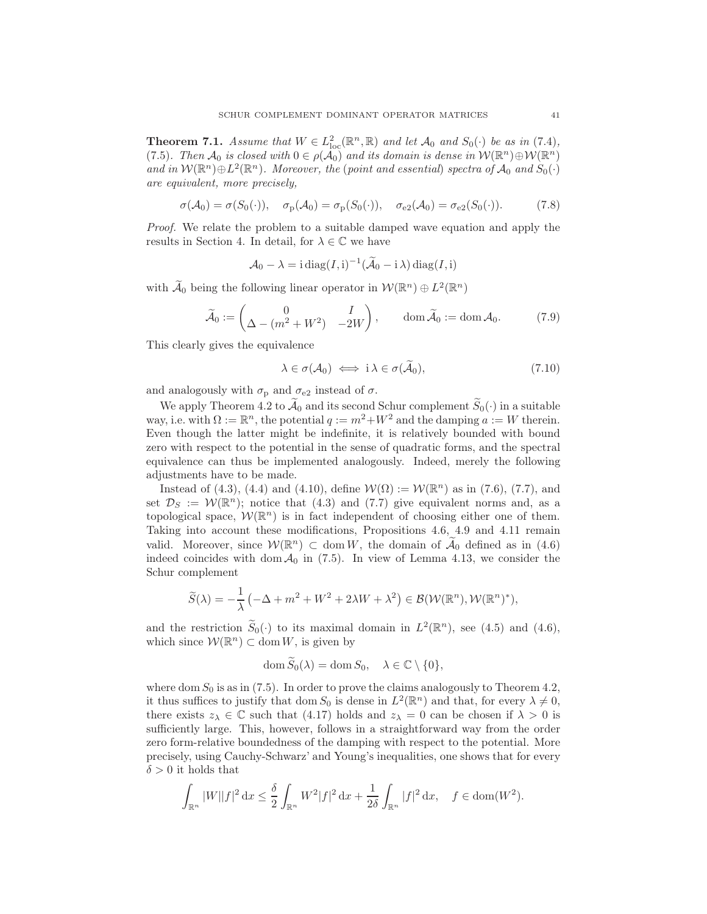**Theorem 7.1.** *Assume that $W \in L^2_{\rm loc}(\mathbb{R}^n, \mathbb{R})$ and let $\mathcal{A}_0$ and $S_0(\cdot)$ be as in* (7.4)*,* (7.5)*. Then $\mathcal{A}_0$ is closed with $0 \in \rho(\mathcal{A}_0)$ and its domain is dense in $\mathcal{W}(\mathbb{R}^n) \oplus \mathcal{W}(\mathbb{R}^n)$ and in $\mathcal{W}(\mathbb{R}^n) \oplus L^2(\mathbb{R}^n)$. Moreover, the* (*point and essential*) *spectra of $\mathcal{A}_0$ and $S_0(\cdot)$ are equivalent, more precisely,*

$$\sigma(\mathcal{A}_0) = \sigma(S_0(\cdot)), \quad \sigma_{\rm p}(\mathcal{A}_0) = \sigma_{\rm p}(S_0(\cdot)), \quad \sigma_{\rm e2}(\mathcal{A}_0) = \sigma_{\rm e2}(S_0(\cdot)). \tag{7.8}$$

*Proof.* We relate the problem to a suitable damped wave equation and apply the results in Section 4. In detail, for $\lambda \in \mathbb{C}$ we have

$$\mathcal{A}_0 - \lambda = \mathrm{i}\,\mathrm{diag}(I, \mathrm{i})^{-1}(\widetilde{\mathcal{A}}_0 - \mathrm{i}\,\lambda)\,\mathrm{diag}(I, \mathrm{i})$$

with $\widetilde{\mathcal{A}}_0$ being the following linear operator in $\mathcal{W}(\mathbb{R}^n) \oplus L^2(\mathbb{R}^n)$

$$\widetilde{\mathcal{A}}_0 := \begin{pmatrix} 0 & I \\ \Delta - (m^2 + W^2) & -2W \end{pmatrix}, \qquad \mathrm{dom}\,\widetilde{\mathcal{A}}_0 := \mathrm{dom}\,\mathcal{A}_0. \tag{7.9}$$

This clearly gives the equivalence

$$\lambda \in \sigma(\mathcal{A}_0) \iff \mathrm{i}\,\lambda \in \sigma(\widetilde{\mathcal{A}}_0), \tag{7.10}$$

and analogously with $\sigma_{\rm p}$ and $\sigma_{\rm e2}$ instead of $\sigma$.

We apply Theorem 4.2 to $\widetilde{\mathcal{A}}_0$ and its second Schur complement $\widetilde{S}_0(\cdot)$ in a suitable way, i.e. with $\Omega := \mathbb{R}^n$, the potential $q := m^2 + W^2$ and the damping $a := W$ therein. Even though the latter might be indefinite, it is relatively bounded with bound zero with respect to the potential in the sense of quadratic forms, and the spectral equivalence can thus be implemented analogously. Indeed, merely the following adjustments have to be made.

Instead of (4.3), (4.4) and (4.10), define $\mathcal{W}(\Omega) := \mathcal{W}(\mathbb{R}^n)$ as in (7.6), (7.7), and set $\mathcal{D}_S := \mathcal{W}(\mathbb{R}^n)$; notice that (4.3) and (7.7) give equivalent norms and, as a topological space, $\mathcal{W}(\mathbb{R}^n)$ is in fact independent of choosing either one of them. Taking into account these modifications, Propositions 4.6, 4.9 and 4.11 remain valid. Moreover, since $\mathcal{W}(\mathbb{R}^n) \subset \mathrm{dom}\,W$, the domain of $\widetilde{\mathcal{A}}_0$ defined as in (4.6) indeed coincides with $\mathrm{dom}\,\mathcal{A}_0$ in (7.5). In view of Lemma 4.13, we consider the Schur complement

$$\widetilde{S}(\lambda) = -\frac{1}{\lambda}\left(-\Delta + m^2 + W^2 + 2\lambda W + \lambda^2\right) \in \mathcal{B}(\mathcal{W}(\mathbb{R}^n), \mathcal{W}(\mathbb{R}^n)^*),$$

and the restriction $\widetilde{S}_0(\cdot)$ to its maximal domain in $L^2(\mathbb{R}^n)$, see (4.5) and (4.6), which since $\mathcal{W}(\mathbb{R}^n) \subset \mathrm{dom}\,W$, is given by

$$\mathrm{dom}\,\widetilde{S}_0(\lambda) = \mathrm{dom}\,S_0, \quad \lambda \in \mathbb{C} \setminus \{0\},$$

where $\mathrm{dom}\,S_0$ is as in (7.5). In order to prove the claims analogously to Theorem 4.2, it thus suffices to justify that $\mathrm{dom}\,S_0$ is dense in $L^2(\mathbb{R}^n)$ and that, for every $\lambda \neq 0$, there exists $z_\lambda \in \mathbb{C}$ such that (4.17) holds and $z_\lambda = 0$ can be chosen if $\lambda > 0$ is sufficiently large. This, however, follows in a straightforward way from the order zero form-relative boundedness of the damping with respect to the potential. More precisely, using Cauchy-Schwarz' and Young's inequalities, one shows that for every $\delta > 0$ it holds that

$$\int_{\mathbb{R}^n} |W||f|^2 \,\mathrm{d}x \leq \frac{\delta}{2} \int_{\mathbb{R}^n} W^2 |f|^2 \,\mathrm{d}x + \frac{1}{2\delta} \int_{\mathbb{R}^n} |f|^2 \,\mathrm{d}x, \quad f \in \mathrm{dom}(W^2).$$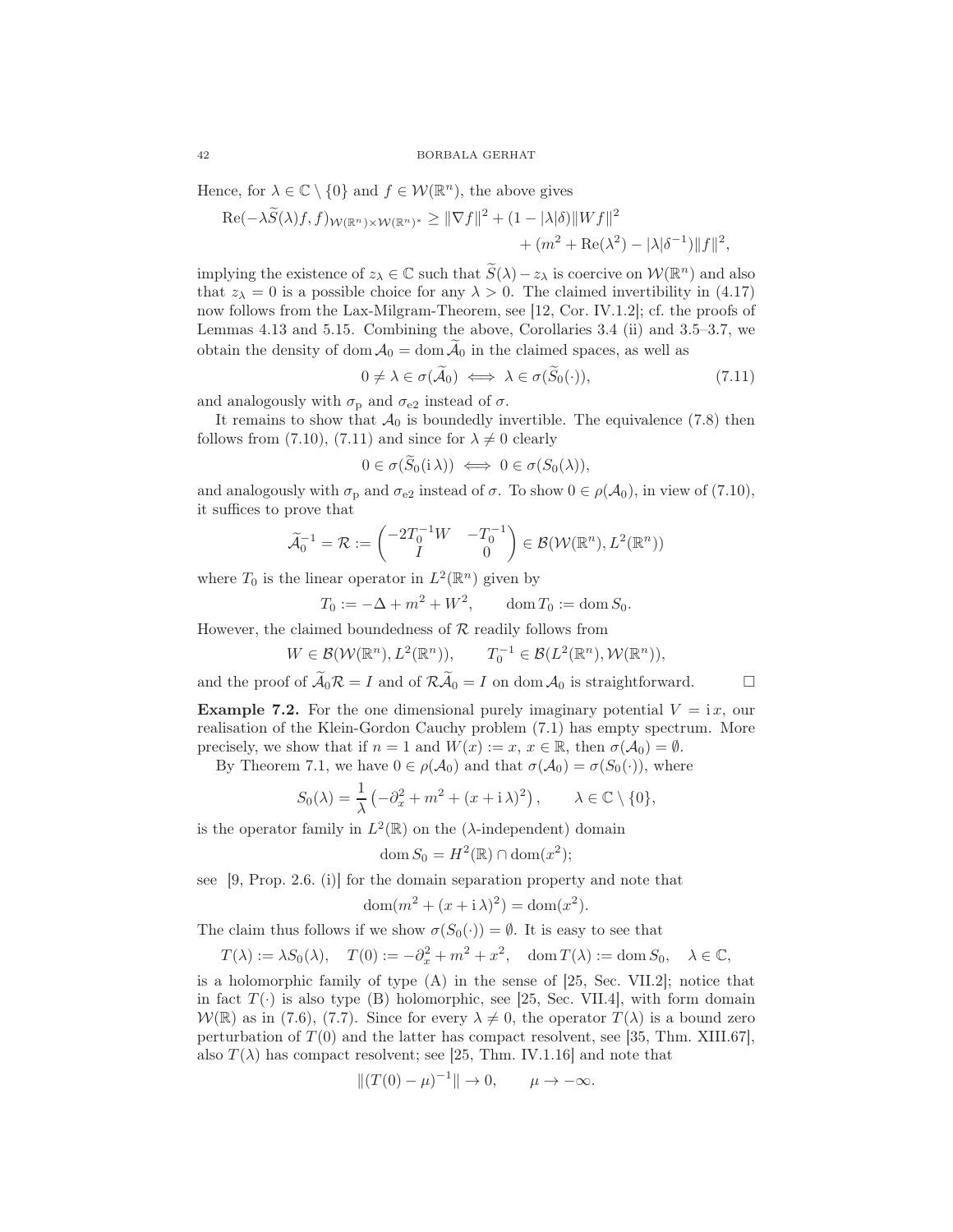Hence, for $\lambda \in \mathbb{C} \setminus \{0\}$ and $f \in \mathcal{W}(\mathbb{R}^n)$, the above gives

$$
\begin{aligned}
\operatorname{Re}(-\lambda \widetilde{S}(\lambda) f, f)_{\mathcal{W}(\mathbb{R}^n) \times \mathcal{W}(\mathbb{R}^n)^*} \geq \|\nabla f\|^2 + (1 - |\lambda| \delta) \|W f\|^2 \\
+ (m^2 + \operatorname{Re}(\lambda^2) - |\lambda| \delta^{-1}) \|f\|^2,
\end{aligned}
$$

implying the existence of $z_\lambda \in \mathbb{C}$ such that $\widetilde{S}(\lambda) - z_\lambda$ is coercive on $\mathcal{W}(\mathbb{R}^n)$ and also that $z_\lambda = 0$ is a possible choice for any $\lambda > 0$. The claimed invertibility in (4.17) now follows from the Lax-Milgram-Theorem, see [12, Cor. IV.1.2]; cf. the proofs of Lemmas 4.13 and 5.15. Combining the above, Corollaries 3.4 (ii) and 3.5–3.7, we obtain the density of $\operatorname{dom} \mathcal{A}_0 = \operatorname{dom} \widetilde{\mathcal{A}}_0$ in the claimed spaces, as well as

$$
0 \neq \lambda \in \sigma(\widetilde{\mathcal{A}}_0) \iff \lambda \in \sigma(\widetilde{S}_0(\cdot)), \tag{7.11}
$$

and analogously with $\sigma_{\mathrm{p}}$ and $\sigma_{\mathrm{e2}}$ instead of $\sigma$.

It remains to show that $\mathcal{A}_0$ is boundedly invertible. The equivalence (7.8) then follows from (7.10), (7.11) and since for $\lambda \neq 0$ clearly

$$
0 \in \sigma(\widetilde{S}_0(\mathrm{i}\,\lambda)) \iff 0 \in \sigma(S_0(\lambda)),
$$

and analogously with $\sigma_{\mathrm{p}}$ and $\sigma_{\mathrm{e2}}$ instead of $\sigma$. To show $0 \in \rho(\mathcal{A}_0)$, in view of (7.10), it suffices to prove that

$$
\widetilde{\mathcal{A}}_0^{-1} = \mathcal{R} := \begin{pmatrix} -2T_0^{-1} W & -T_0^{-1} \\ I & 0 \end{pmatrix} \in \mathcal{B}(\mathcal{W}(\mathbb{R}^n), L^2(\mathbb{R}^n))
$$

where $T_0$ is the linear operator in $L^2(\mathbb{R}^n)$ given by

$$
T_0 := -\Delta + m^2 + W^2, \qquad \operatorname{dom} T_0 := \operatorname{dom} S_0.
$$

However, the claimed boundedness of $\mathcal{R}$ readily follows from

$$
W \in \mathcal{B}(\mathcal{W}(\mathbb{R}^n), L^2(\mathbb{R}^n)), \qquad T_0^{-1} \in \mathcal{B}(L^2(\mathbb{R}^n), \mathcal{W}(\mathbb{R}^n)),
$$

and the proof of $\widetilde{\mathcal{A}}_0 \mathcal{R} = I$ and of $\mathcal{R} \widetilde{\mathcal{A}}_0 = I$ on $\operatorname{dom} \mathcal{A}_0$ is straightforward. $\square$

**Example 7.2.** For the one dimensional purely imaginary potential $V = \mathrm{i}\,x$, our realisation of the Klein-Gordon Cauchy problem (7.1) has empty spectrum. More precisely, we show that if $n = 1$ and $W(x) := x$, $x \in \mathbb{R}$, then $\sigma(\mathcal{A}_0) = \emptyset$.

By Theorem 7.1, we have $0 \in \rho(\mathcal{A}_0)$ and that $\sigma(\mathcal{A}_0) = \sigma(S_0(\cdot))$, where

$$
S_0(\lambda) = \frac{1}{\lambda} \left( -\partial_x^2 + m^2 + (x + \mathrm{i}\,\lambda)^2 \right), \qquad \lambda \in \mathbb{C} \setminus \{0\},
$$

is the operator family in $L^2(\mathbb{R})$ on the ($\lambda$-independent) domain

$$
\operatorname{dom} S_0 = H^2(\mathbb{R}) \cap \operatorname{dom}(x^2);
$$

see [9, Prop. 2.6. (i)] for the domain separation property and note that

$$
\operatorname{dom}(m^2 + (x + \mathrm{i}\,\lambda)^2) = \operatorname{dom}(x^2).
$$

The claim thus follows if we show $\sigma(S_0(\cdot)) = \emptyset$. It is easy to see that

$$
T(\lambda) := \lambda S_0(\lambda), \quad T(0) := -\partial_x^2 + m^2 + x^2, \quad \operatorname{dom} T(\lambda) := \operatorname{dom} S_0, \quad \lambda \in \mathbb{C},
$$

is a holomorphic family of type (A) in the sense of [25, Sec. VII.2]; notice that in fact $T(\cdot)$ is also type (B) holomorphic, see [25, Sec. VII.4], with form domain $\mathcal{W}(\mathbb{R})$ as in (7.6), (7.7). Since for every $\lambda \neq 0$, the operator $T(\lambda)$ is a bound zero perturbation of $T(0)$ and the latter has compact resolvent, see [35, Thm. XIII.67], also $T(\lambda)$ has compact resolvent; see [25, Thm. IV.1.16] and note that

$$
\|(T(0) - \mu)^{-1}\| \to 0, \qquad \mu \to -\infty.
$$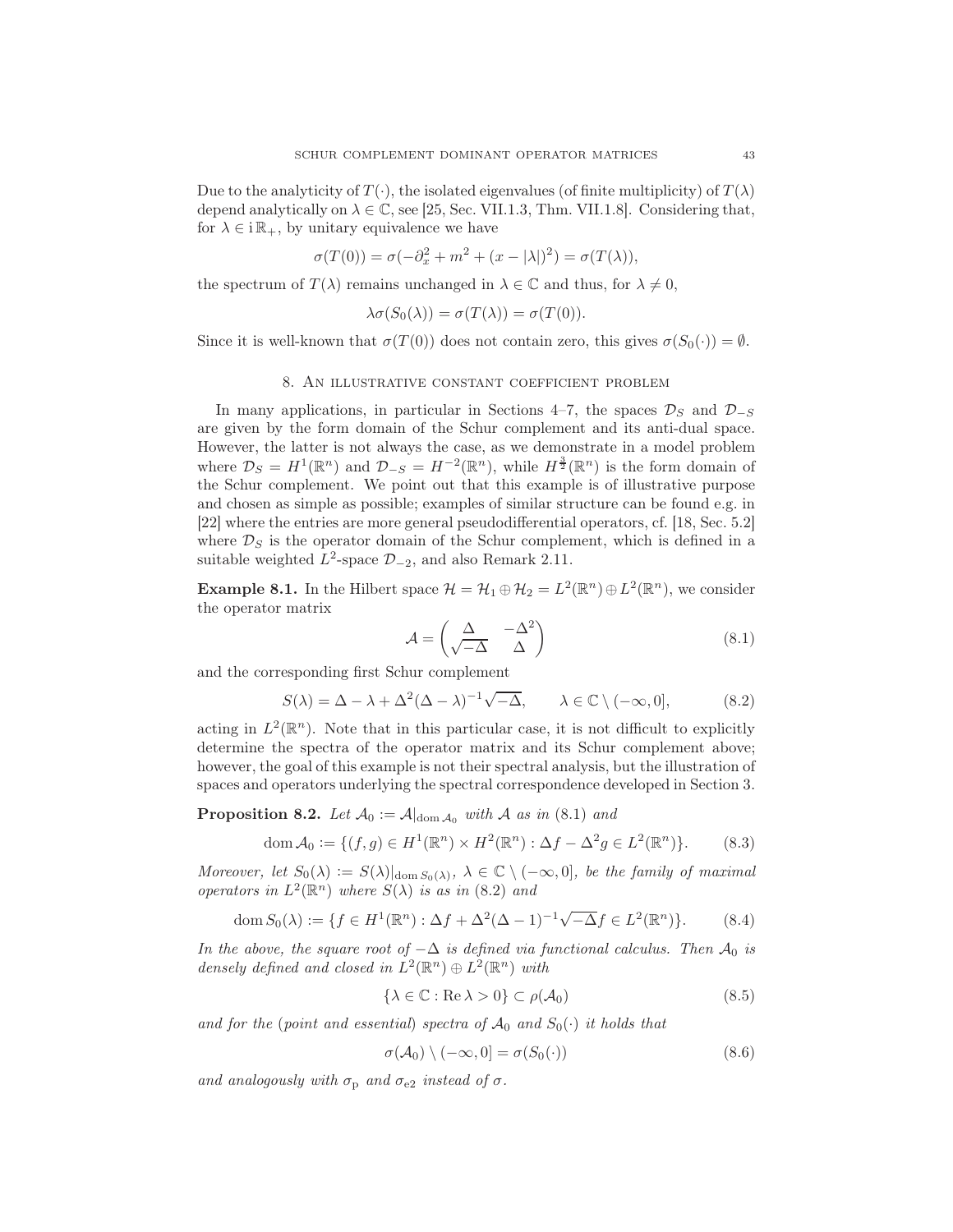Due to the analyticity of $T(\cdot)$, the isolated eigenvalues (of finite multiplicity) of $T(\lambda)$ depend analytically on $\lambda \in \mathbb{C}$, see [25, Sec. VII.1.3, Thm. VII.1.8]. Considering that, for $\lambda \in \mathrm{i}\,\mathbb{R}_+$, by unitary equivalence we have

$$\sigma(T(0)) = \sigma(-\partial_x^2 + m^2 + (x - |\lambda|)^2) = \sigma(T(\lambda)),$$

the spectrum of $T(\lambda)$ remains unchanged in $\lambda \in \mathbb{C}$ and thus, for $\lambda \neq 0$,

$$\lambda \sigma(S_0(\lambda)) = \sigma(T(\lambda)) = \sigma(T(0)).$$

Since it is well-known that $\sigma(T(0))$ does not contain zero, this gives $\sigma(S_0(\cdot)) = \emptyset$.

## 8. An illustrative constant coefficient problem

In many applications, in particular in Sections 4–7, the spaces $\mathcal{D}_S$ and $\mathcal{D}_{-S}$ are given by the form domain of the Schur complement and its anti-dual space. However, the latter is not always the case, as we demonstrate in a model problem where $\mathcal{D}_S = H^1(\mathbb{R}^n)$ and $\mathcal{D}_{-S} = H^{-2}(\mathbb{R}^n)$, while $H^{\frac{3}{2}}(\mathbb{R}^n)$ is the form domain of the Schur complement. We point out that this example is of illustrative purpose and chosen as simple as possible; examples of similar structure can be found e.g. in [22] where the entries are more general pseudodifferential operators, cf. [18, Sec. 5.2] where $\mathcal{D}_S$ is the operator domain of the Schur complement, which is defined in a suitable weighted $L^2$-space $\mathcal{D}_{-2}$, and also Remark 2.11.

**Example 8.1.** In the Hilbert space $\mathcal{H} = \mathcal{H}_1 \oplus \mathcal{H}_2 = L^2(\mathbb{R}^n) \oplus L^2(\mathbb{R}^n)$, we consider the operator matrix

$$\mathcal{A} = \begin{pmatrix} \Delta & -\Delta^2 \\ \sqrt{-\Delta} & \Delta \end{pmatrix} \tag{8.1}$$

and the corresponding first Schur complement

$$S(\lambda) = \Delta - \lambda + \Delta^2(\Delta - \lambda)^{-1}\sqrt{-\Delta}, \qquad \lambda \in \mathbb{C} \setminus (-\infty, 0], \tag{8.2}$$

acting in $L^2(\mathbb{R}^n)$. Note that in this particular case, it is not difficult to explicitly determine the spectra of the operator matrix and its Schur complement above; however, the goal of this example is not their spectral analysis, but the illustration of spaces and operators underlying the spectral correspondence developed in Section 3.

**Proposition 8.2.** *Let $\mathcal{A}_0 := \mathcal{A}|_{\operatorname{dom} \mathcal{A}_0}$ with $\mathcal{A}$ as in* (8.1) *and*

$$\operatorname{dom} \mathcal{A}_0 := \{(f, g) \in H^1(\mathbb{R}^n) \times H^2(\mathbb{R}^n) : \Delta f - \Delta^2 g \in L^2(\mathbb{R}^n)\}. \tag{8.3}$$

*Moreover, let $S_0(\lambda) := S(\lambda)|_{\operatorname{dom} S_0(\lambda)}$, $\lambda \in \mathbb{C} \setminus (-\infty, 0]$, be the family of maximal operators in $L^2(\mathbb{R}^n)$ where $S(\lambda)$ is as in* (8.2) *and*

$$\operatorname{dom} S_0(\lambda) := \{f \in H^1(\mathbb{R}^n) : \Delta f + \Delta^2(\Delta - 1)^{-1}\sqrt{-\Delta} f \in L^2(\mathbb{R}^n)\}. \tag{8.4}$$

*In the above, the square root of $-\Delta$ is defined via functional calculus. Then $\mathcal{A}_0$ is densely defined and closed in $L^2(\mathbb{R}^n) \oplus L^2(\mathbb{R}^n)$ with*

$$\{\lambda \in \mathbb{C} : \operatorname{Re} \lambda > 0\} \subset \rho(\mathcal{A}_0) \tag{8.5}$$

*and for the* (*point and essential*) *spectra of $\mathcal{A}_0$ and $S_0(\cdot)$ it holds that*

$$\sigma(\mathcal{A}_0) \setminus (-\infty, 0] = \sigma(S_0(\cdot)) \tag{8.6}$$

*and analogously with $\sigma_{\mathrm{p}}$ and $\sigma_{\mathrm{e2}}$ instead of $\sigma$.*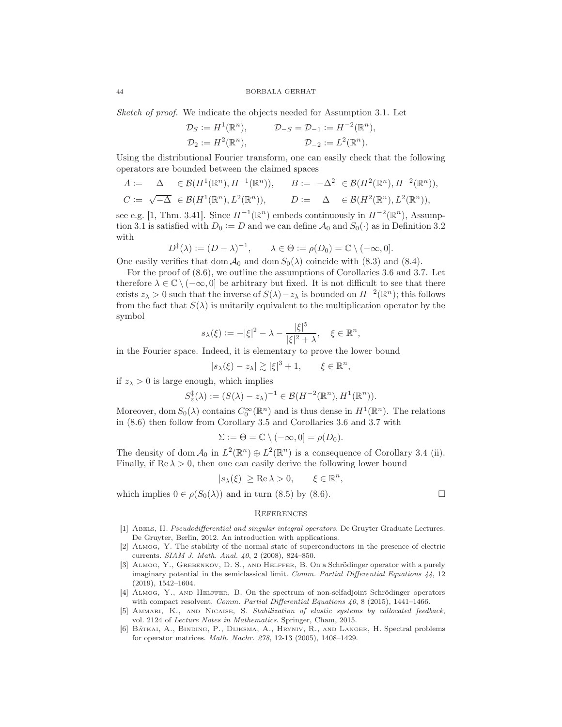*Sketch of proof.* We indicate the objects needed for Assumption 3.1. Let

$$\mathcal{D}_S := H^1(\mathbb{R}^n), \qquad \mathcal{D}_{-S} = \mathcal{D}_{-1} := H^{-2}(\mathbb{R}^n),$$
$$\mathcal{D}_2 := H^2(\mathbb{R}^n), \qquad \mathcal{D}_{-2} := L^2(\mathbb{R}^n).$$

Using the distributional Fourier transform, one can easily check that the following operators are bounded between the claimed spaces

$$A := \quad \Delta \quad \in \mathcal{B}(H^1(\mathbb{R}^n), H^{-1}(\mathbb{R}^n)), \qquad B := -\Delta^2 \in \mathcal{B}(H^2(\mathbb{R}^n), H^{-2}(\mathbb{R}^n)),$$
$$C := \sqrt{-\Delta} \in \mathcal{B}(H^1(\mathbb{R}^n), L^2(\mathbb{R}^n)), \qquad D := \quad \Delta \quad \in \mathcal{B}(H^2(\mathbb{R}^n), L^2(\mathbb{R}^n)),$$

see e.g. [1, Thm. 3.41]. Since $H^{-1}(\mathbb{R}^n)$ embeds continuously in $H^{-2}(\mathbb{R}^n)$, Assumption 3.1 is satisfied with $D_0 := D$ and we can define $\mathcal{A}_0$ and $S_0(\cdot)$ as in Definition 3.2 with

$$D^\ddagger(\lambda) := (D - \lambda)^{-1}, \qquad \lambda \in \Theta := \rho(D_0) = \mathbb{C} \setminus (-\infty, 0].$$

One easily verifies that $\operatorname{dom} \mathcal{A}_0$ and $\operatorname{dom} S_0(\lambda)$ coincide with (8.3) and (8.4).

For the proof of (8.6), we outline the assumptions of Corollaries 3.6 and 3.7. Let therefore $\lambda \in \mathbb{C} \setminus (-\infty, 0]$ be arbitrary but fixed. It is not difficult to see that there exists $z_\lambda > 0$ such that the inverse of $S(\lambda) - z_\lambda$ is bounded on $H^{-2}(\mathbb{R}^n)$; this follows from the fact that $S(\lambda)$ is unitarily equivalent to the multiplication operator by the symbol

$$s_\lambda(\xi) := -|\xi|^2 - \lambda - \frac{|\xi|^5}{|\xi|^2 + \lambda}, \quad \xi \in \mathbb{R}^n,$$

in the Fourier space. Indeed, it is elementary to prove the lower bound

$$|s_\lambda(\xi) - z_\lambda| \gtrsim |\xi|^3 + 1, \qquad \xi \in \mathbb{R}^n,$$

if $z_\lambda > 0$ is large enough, which implies

$$S_z^\ddagger(\lambda) := (S(\lambda) - z_\lambda)^{-1} \in \mathcal{B}(H^{-2}(\mathbb{R}^n), H^1(\mathbb{R}^n)).$$

Moreover, $\operatorname{dom} S_0(\lambda)$ contains $C_0^\infty(\mathbb{R}^n)$ and is thus dense in $H^1(\mathbb{R}^n)$. The relations in (8.6) then follow from Corollary 3.5 and Corollaries 3.6 and 3.7 with

$$\Sigma := \Theta = \mathbb{C} \setminus (-\infty, 0] = \rho(D_0).$$

The density of $\operatorname{dom} \mathcal{A}_0$ in $L^2(\mathbb{R}^n) \oplus L^2(\mathbb{R}^n)$ is a consequence of Corollary 3.4 (ii). Finally, if $\operatorname{Re} \lambda > 0$, then one can easily derive the following lower bound

$$|s_\lambda(\xi)| \geq \operatorname{Re} \lambda > 0, \qquad \xi \in \mathbb{R}^n,$$

which implies $0 \in \rho(S_0(\lambda))$ and in turn (8.5) by (8.6). $\square$

## References

[1] Abels, H. *Pseudodifferential and singular integral operators*. De Gruyter Graduate Lectures. De Gruyter, Berlin, 2012. An introduction with applications.

[2] Almog, Y. The stability of the normal state of superconductors in the presence of electric currents. *SIAM J. Math. Anal. 40*, 2 (2008), 824–850.

[3] Almog, Y., Grebenkov, D. S., and Helffer, B. On a Schrödinger operator with a purely imaginary potential in the semiclassical limit. *Comm. Partial Differential Equations 44*, 12 (2019), 1542–1604.

[4] Almog, Y., and Helffer, B. On the spectrum of non-selfadjoint Schrödinger operators with compact resolvent. *Comm. Partial Differential Equations 40*, 8 (2015), 1441–1466.

[5] Ammari, K., and Nicaise, S. *Stabilization of elastic systems by collocated feedback*, vol. 2124 of *Lecture Notes in Mathematics*. Springer, Cham, 2015.

[6] Bátkai, A., Binding, P., Dijksma, A., Hryniv, R., and Langer, H. Spectral problems for operator matrices. *Math. Nachr. 278*, 12-13 (2005), 1408–1429.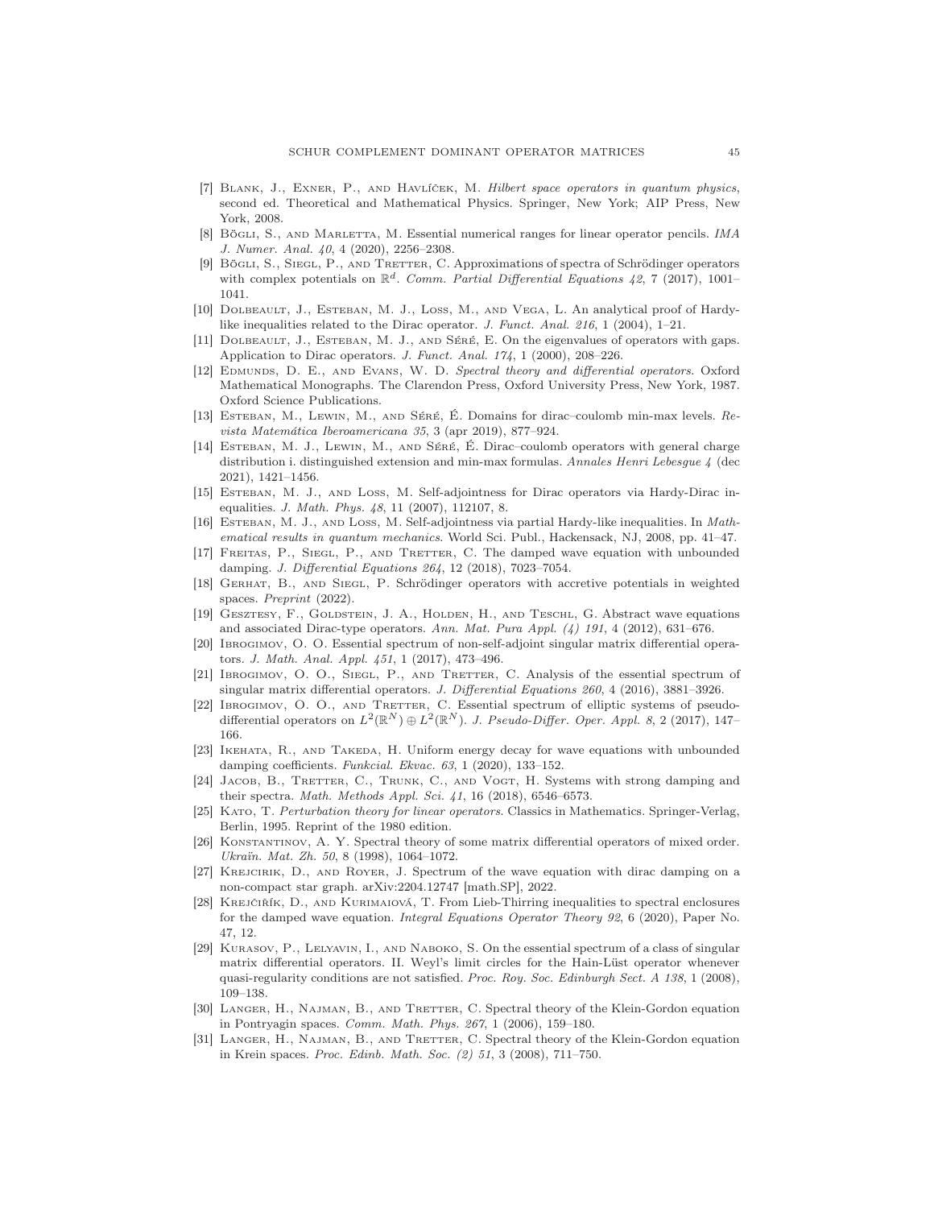[7] Blank, J., Exner, P., and Havlíček, M. *Hilbert space operators in quantum physics*, second ed. Theoretical and Mathematical Physics. Springer, New York; AIP Press, New York, 2008.

[8] Bögli, S., and Marletta, M. Essential numerical ranges for linear operator pencils. *IMA J. Numer. Anal. 40*, 4 (2020), 2256–2308.

[9] Bögli, S., Siegl, P., and Tretter, C. Approximations of spectra of Schrödinger operators with complex potentials on $\mathbb{R}^d$. *Comm. Partial Differential Equations 42*, 7 (2017), 1001–1041.

[10] Dolbeault, J., Esteban, M. J., Loss, M., and Vega, L. An analytical proof of Hardy-like inequalities related to the Dirac operator. *J. Funct. Anal. 216*, 1 (2004), 1–21.

[11] Dolbeault, J., Esteban, M. J., and Séré, E. On the eigenvalues of operators with gaps. Application to Dirac operators. *J. Funct. Anal. 174*, 1 (2000), 208–226.

[12] Edmunds, D. E., and Evans, W. D. *Spectral theory and differential operators*. Oxford Mathematical Monographs. The Clarendon Press, Oxford University Press, New York, 1987. Oxford Science Publications.

[13] Esteban, M., Lewin, M., and Séré, É. Domains for dirac–coulomb min-max levels. *Revista Matemática Iberoamericana 35*, 3 (apr 2019), 877–924.

[14] Esteban, M. J., Lewin, M., and Séré, É. Dirac–coulomb operators with general charge distribution i. distinguished extension and min-max formulas. *Annales Henri Lebesgue 4* (dec 2021), 1421–1456.

[15] Esteban, M. J., and Loss, M. Self-adjointness for Dirac operators via Hardy-Dirac inequalities. *J. Math. Phys. 48*, 11 (2007), 112107, 8.

[16] Esteban, M. J., and Loss, M. Self-adjointness via partial Hardy-like inequalities. In *Mathematical results in quantum mechanics*. World Sci. Publ., Hackensack, NJ, 2008, pp. 41–47.

[17] Freitas, P., Siegl, P., and Tretter, C. The damped wave equation with unbounded damping. *J. Differential Equations 264*, 12 (2018), 7023–7054.

[18] Gerhat, B., and Siegl, P. Schrödinger operators with accretive potentials in weighted spaces. *Preprint* (2022).

[19] Gesztesy, F., Goldstein, J. A., Holden, H., and Teschl, G. Abstract wave equations and associated Dirac-type operators. *Ann. Mat. Pura Appl. (4) 191*, 4 (2012), 631–676.

[20] Ibrogimov, O. O. Essential spectrum of non-self-adjoint singular matrix differential operators. *J. Math. Anal. Appl. 451*, 1 (2017), 473–496.

[21] Ibrogimov, O. O., Siegl, P., and Tretter, C. Analysis of the essential spectrum of singular matrix differential operators. *J. Differential Equations 260*, 4 (2016), 3881–3926.

[22] Ibrogimov, O. O., and Tretter, C. Essential spectrum of elliptic systems of pseudo-differential operators on $L^2(\mathbb{R}^N) \oplus L^2(\mathbb{R}^N)$. *J. Pseudo-Differ. Oper. Appl. 8*, 2 (2017), 147–166.

[23] Ikehata, R., and Takeda, H. Uniform energy decay for wave equations with unbounded damping coefficients. *Funkcial. Ekvac. 63*, 1 (2020), 133–152.

[24] Jacob, B., Tretter, C., Trunk, C., and Vogt, H. Systems with strong damping and their spectra. *Math. Methods Appl. Sci. 41*, 16 (2018), 6546–6573.

[25] Kato, T. *Perturbation theory for linear operators*. Classics in Mathematics. Springer-Verlag, Berlin, 1995. Reprint of the 1980 edition.

[26] Konstantinov, A. Y. Spectral theory of some matrix differential operators of mixed order. *Ukraïn. Mat. Zh. 50*, 8 (1998), 1064–1072.

[27] Krejcirik, D., and Royer, J. Spectrum of the wave equation with dirac damping on a non-compact star graph. arXiv:2204.12747 [math.SP], 2022.

[28] Krejčiřík, D., and Kurimaiová, T. From Lieb-Thirring inequalities to spectral enclosures for the damped wave equation. *Integral Equations Operator Theory 92*, 6 (2020), Paper No. 47, 12.

[29] Kurasov, P., Lelyavin, I., and Naboko, S. On the essential spectrum of a class of singular matrix differential operators. II. Weyl's limit circles for the Hain-Lüst operator whenever quasi-regularity conditions are not satisfied. *Proc. Roy. Soc. Edinburgh Sect. A 138*, 1 (2008), 109–138.

[30] Langer, H., Najman, B., and Tretter, C. Spectral theory of the Klein-Gordon equation in Pontryagin spaces. *Comm. Math. Phys. 267*, 1 (2006), 159–180.

[31] Langer, H., Najman, B., and Tretter, C. Spectral theory of the Klein-Gordon equation in Krein spaces. *Proc. Edinb. Math. Soc. (2) 51*, 3 (2008), 711–750.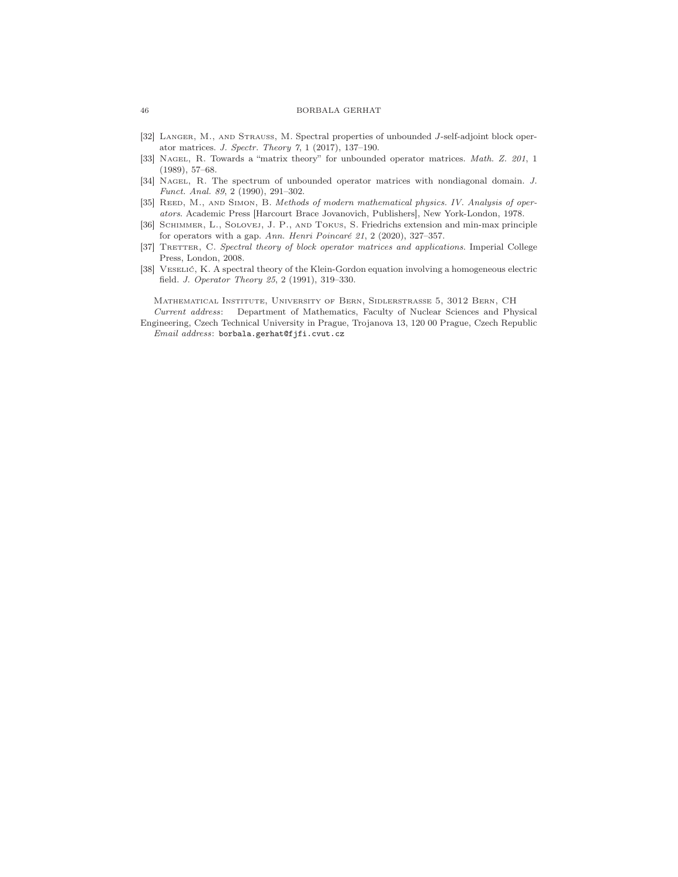[32] Langer, M., and Strauss, M. Spectral properties of unbounded $J$-self-adjoint block operator matrices. *J. Spectr. Theory 7*, 1 (2017), 137–190.

[33] Nagel, R. Towards a "matrix theory" for unbounded operator matrices. *Math. Z. 201*, 1 (1989), 57–68.

[34] Nagel, R. The spectrum of unbounded operator matrices with nondiagonal domain. *J. Funct. Anal. 89*, 2 (1990), 291–302.

[35] Reed, M., and Simon, B. *Methods of modern mathematical physics. IV. Analysis of operators*. Academic Press [Harcourt Brace Jovanovich, Publishers], New York-London, 1978.

[36] Schimmer, L., Solovej, J. P., and Tokus, S. Friedrichs extension and min-max principle for operators with a gap. *Ann. Henri Poincaré 21*, 2 (2020), 327–357.

[37] Tretter, C. *Spectral theory of block operator matrices and applications*. Imperial College Press, London, 2008.

[38] Veselić, K. A spectral theory of the Klein-Gordon equation involving a homogeneous electric field. *J. Operator Theory 25*, 2 (1991), 319–330.

Mathematical Institute, University of Bern, Sidlerstrasse 5, 3012 Bern, CH

*Current address*: Department of Mathematics, Faculty of Nuclear Sciences and Physical Engineering, Czech Technical University in Prague, Trojanova 13, 120 00 Prague, Czech Republic

*Email address*: `borbala.gerhat@fjfi.cvut.cz`